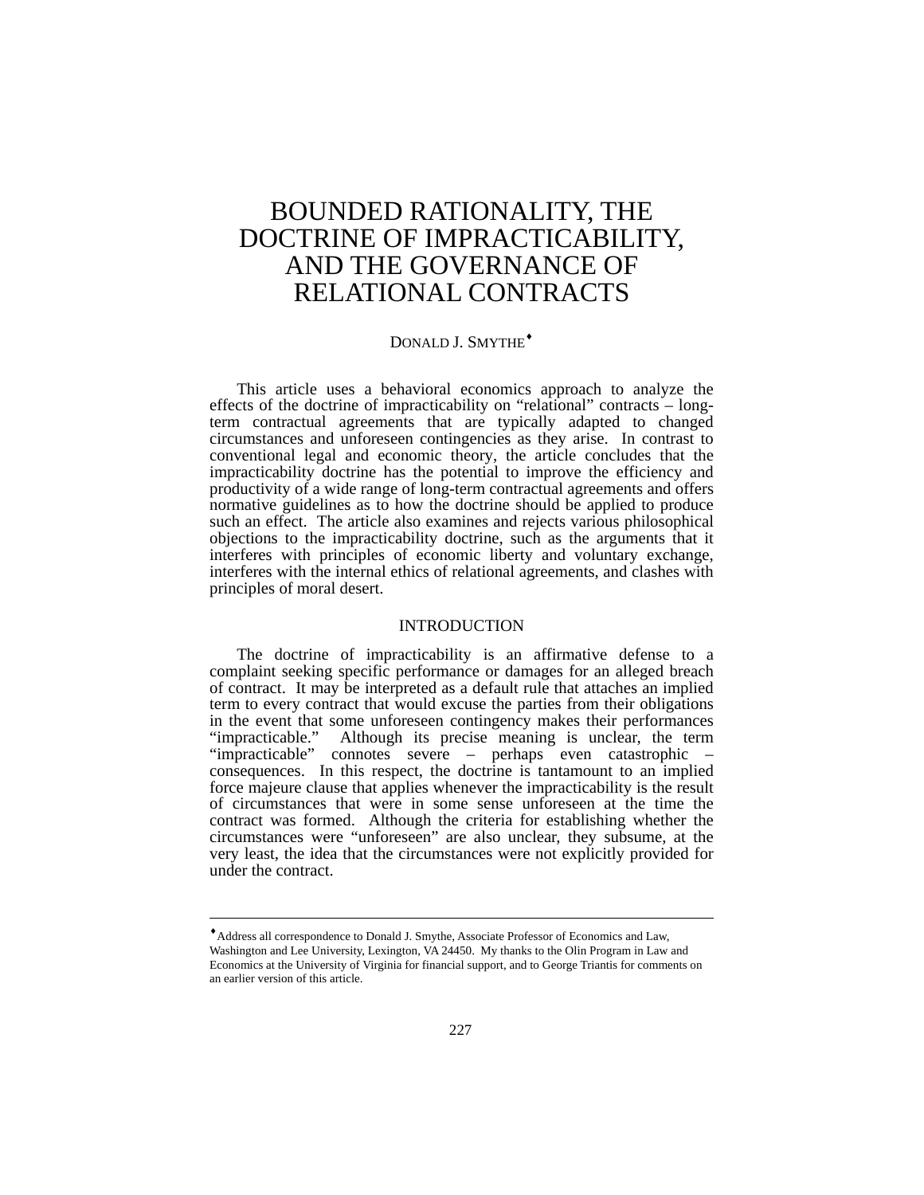# BOUNDED RATIONALITY, THE DOCTRINE OF IMPRACTICABILITY, AND THE GOVERNANCE OF RELATIONAL CONTRACTS

DONALD J. SMYTHE[♦]

This article uses a behavioral economics approach to analyze the effects of the doctrine of impracticability on "relational" contracts – long-term contractual agreements that are typically adapted to changed circumstances and unforeseen contingencies as they arise. In contrast to conventional legal and economic theory, the article concludes that the impracticability doctrine has the potential to improve the efficiency and productivity of a wide range of long-term contractual agreements and offers normative guidelines as to how the doctrine should be applied to produce such an effect. The article also examines and rejects various philosophical objections to the impracticability doctrine, such as the arguments that it interferes with principles of economic liberty and voluntary exchange, interferes with the internal ethics of relational agreements, and clashes with principles of moral desert.

## INTRODUCTION

The doctrine of impracticability is an affirmative defense to a complaint seeking specific performance or damages for an alleged breach of contract. It may be interpreted as a default rule that attaches an implied term to every contract that would excuse the parties from their obligations in the event that some unforeseen contingency makes their performances "impracticable." Although its precise meaning is unclear, the term "impracticable" connotes severe – perhaps even catastrophic – consequences. In this respect, the doctrine is tantamount to an implied force majeure clause that applies whenever the impracticability is the result of circumstances that were in some sense unforeseen at the time the contract was formed. Although the criteria for establishing whether the circumstances were "unforeseen" are also unclear, they subsume, at the very least, the idea that the circumstances were not explicitly provided for under the contract.

---

[♦] Address all correspondence to Donald J. Smythe, Associate Professor of Economics and Law, Washington and Lee University, Lexington, VA 24450. My thanks to the Olin Program in Law and Economics at the University of Virginia for financial support, and to George Triantis for comments on an earlier version of this article.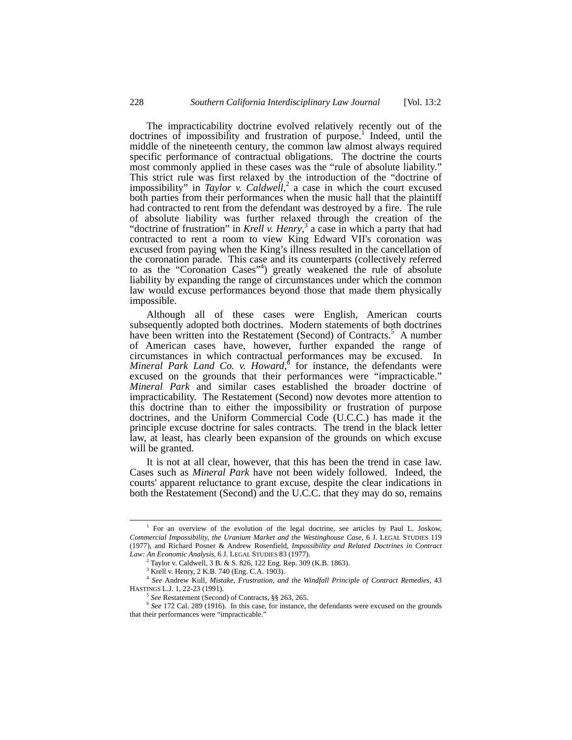The impracticability doctrine evolved relatively recently out of the doctrines of impossibility and frustration of purpose.[1] Indeed, until the middle of the nineteenth century, the common law almost always required specific performance of contractual obligations. The doctrine the courts most commonly applied in these cases was the "rule of absolute liability." This strict rule was first relaxed by the introduction of the "doctrine of impossibility" in *Taylor v. Caldwell*,[2] a case in which the court excused both parties from their performances when the music hall that the plaintiff had contracted to rent from the defendant was destroyed by a fire. The rule of absolute liability was further relaxed through the creation of the "doctrine of frustration" in *Krell v. Henry*,[3] a case in which a party that had contracted to rent a room to view King Edward VII's coronation was excused from paying when the King's illness resulted in the cancellation of the coronation parade. This case and its counterparts (collectively referred to as the "Coronation Cases"[4]) greatly weakened the rule of absolute liability by expanding the range of circumstances under which the common law would excuse performances beyond those that made them physically impossible.

Although all of these cases were English, American courts subsequently adopted both doctrines. Modern statements of both doctrines have been written into the Restatement (Second) of Contracts.[5] A number of American cases have, however, further expanded the range of circumstances in which contractual performances may be excused. In *Mineral Park Land Co. v. Howard*,[6] for instance, the defendants were excused on the grounds that their performances were "impracticable." *Mineral Park* and similar cases established the broader doctrine of impracticability. The Restatement (Second) now devotes more attention to this doctrine than to either the impossibility or frustration of purpose doctrines, and the Uniform Commercial Code (U.C.C.) has made it the principle excuse doctrine for sales contracts. The trend in the black letter law, at least, has clearly been expansion of the grounds on which excuse will be granted.

It is not at all clear, however, that this has been the trend in case law. Cases such as *Mineral Park* have not been widely followed. Indeed, the courts' apparent reluctance to grant excuse, despite the clear indications in both the Restatement (Second) and the U.C.C. that they may do so, remains

---

[1] For an overview of the evolution of the legal doctrine, see articles by Paul L. Joskow, *Commercial Impossibility, the Uranium Market and the Westinghouse Case*, 6 J. LEGAL STUDIES 119 (1977), and Richard Posner & Andrew Rosenfield, *Impossibility and Related Doctrines in Contract Law: An Economic Analysis*, 6 J. LEGAL STUDIES 83 (1977).

[2] Taylor v. Caldwell, 3 B. & S. 826, 122 Eng. Rep. 309 (K.B. 1863).

[3] Krell v. Henry, 2 K.B. 740 (Eng. C.A. 1903).

[4] *See* Andrew Kull, *Mistake, Frustration, and the Windfall Principle of Contract Remedies*, 43 HASTINGS L.J. 1, 22-23 (1991).

[5] *See* Restatement (Second) of Contracts, §§ 263, 265.

[6] *See* 172 Cal. 289 (1916). In this case, for instance, the defendants were excused on the grounds that their performances were "impracticable."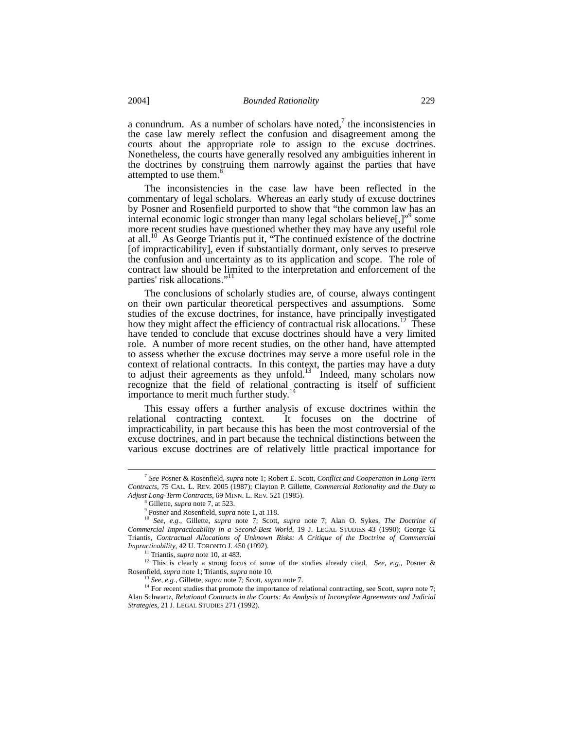a conundrum. As a number of scholars have noted,[7] the inconsistencies in the case law merely reflect the confusion and disagreement among the courts about the appropriate role to assign to the excuse doctrines. Nonetheless, the courts have generally resolved any ambiguities inherent in the doctrines by construing them narrowly against the parties that have attempted to use them.[8]

The inconsistencies in the case law have been reflected in the commentary of legal scholars. Whereas an early study of excuse doctrines by Posner and Rosenfield purported to show that "the common law has an internal economic logic stronger than many legal scholars believe[,]"[9] some more recent studies have questioned whether they may have any useful role at all.[10] As George Triantis put it, "The continued existence of the doctrine [of impracticability], even if substantially dormant, only serves to preserve the confusion and uncertainty as to its application and scope. The role of contract law should be limited to the interpretation and enforcement of the parties' risk allocations."[11]

The conclusions of scholarly studies are, of course, always contingent on their own particular theoretical perspectives and assumptions. Some studies of the excuse doctrines, for instance, have principally investigated how they might affect the efficiency of contractual risk allocations.[12] These have tended to conclude that excuse doctrines should have a very limited role. A number of more recent studies, on the other hand, have attempted to assess whether the excuse doctrines may serve a more useful role in the context of relational contracts. In this context, the parties may have a duty to adjust their agreements as they unfold.[13] Indeed, many scholars now recognize that the field of relational contracting is itself of sufficient importance to merit much further study.[14]

This essay offers a further analysis of excuse doctrines within the relational contracting context. It focuses on the doctrine of impracticability, in part because this has been the most controversial of the excuse doctrines, and in part because the technical distinctions between the various excuse doctrines are of relatively little practical importance for

---

[7] *See* Posner & Rosenfield, *supra* note 1; Robert E. Scott, *Conflict and Cooperation in Long-Term Contracts*, 75 CAL. L. REV. 2005 (1987); Clayton P. Gillette, *Commercial Rationality and the Duty to Adjust Long-Term Contracts*, 69 MINN. L. REV. 521 (1985).

[8] Gillette, *supra* note 7, at 523.

[9] Posner and Rosenfield, *supra* note 1, at 118.

[10] *See, e.g.*, Gillette, *supra* note 7; Scott, *supra* note 7; Alan O. Sykes, *The Doctrine of Commercial Impracticability in a Second-Best World*, 19 J. LEGAL STUDIES 43 (1990); George G. Triantis, *Contractual Allocations of Unknown Risks: A Critique of the Doctrine of Commercial Impracticability*, 42 U. TORONTO J. 450 (1992).

[11] Triantis, *supra* note 10, at 483.

[12] This is clearly a strong focus of some of the studies already cited. *See, e.g.*, Posner & Rosenfield, *supra* note 1; Triantis, *supra* note 10.

[13] *See, e.g.*, Gillette, *supra* note 7; Scott, *supra* note 7.

[14] For recent studies that promote the importance of relational contracting, see Scott, *supra* note 7; Alan Schwartz, *Relational Contracts in the Courts: An Analysis of Incomplete Agreements and Judicial Strategies*, 21 J. LEGAL STUDIES 271 (1992).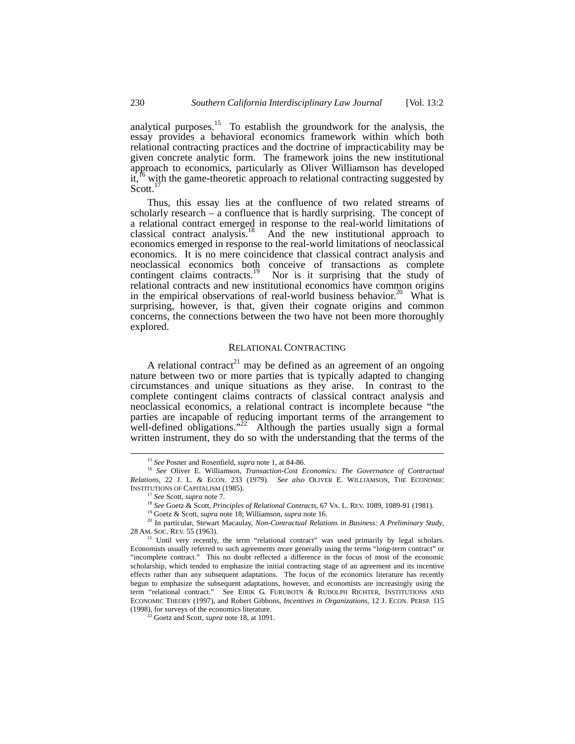analytical purposes.[15] To establish the groundwork for the analysis, the essay provides a behavioral economics framework within which both relational contracting practices and the doctrine of impracticability may be given concrete analytic form. The framework joins the new institutional approach to economics, particularly as Oliver Williamson has developed it,[16] with the game-theoretic approach to relational contracting suggested by Scott.[17]

Thus, this essay lies at the confluence of two related streams of scholarly research – a confluence that is hardly surprising. The concept of a relational contract emerged in response to the real-world limitations of classical contract analysis.[18] And the new institutional approach to economics emerged in response to the real-world limitations of neoclassical economics. It is no mere coincidence that classical contract analysis and neoclassical economics both conceive of transactions as complete contingent claims contracts.[19] Nor is it surprising that the study of relational contracts and new institutional economics have common origins in the empirical observations of real-world business behavior.[20] What is surprising, however, is that, given their cognate origins and common concerns, the connections between the two have not been more thoroughly explored.

## RELATIONAL CONTRACTING

A relational contract[21] may be defined as an agreement of an ongoing nature between two or more parties that is typically adapted to changing circumstances and unique situations as they arise. In contrast to the complete contingent claims contracts of classical contract analysis and neoclassical economics, a relational contract is incomplete because "the parties are incapable of reducing important terms of the arrangement to well-defined obligations."[22] Although the parties usually sign a formal written instrument, they do so with the understanding that the terms of the

---

[15] *See* Posner and Rosenfield, *supra* note 1, at 84-86.

[16] *See* Oliver E. Williamson, *Transaction-Cost Economics: The Governance of Contractual Relations*, 22 J. L. & ECON. 233 (1979). *See also* OLIVER E. WILLIAMSON, THE ECONOMIC INSTITUTIONS OF CAPITALISM (1985).

[17] *See* Scott, *supra* note 7.

[18] *See* Goetz & Scott, *Principles of Relational Contracts*, 67 VA. L. REV. 1089, 1089-91 (1981).

[19] Goetz & Scott, *supra* note 18; Williamson, *supra* note 16.

[20] In particular, Stewart Macaulay, *Non-Contractual Relations in Business: A Preliminary Study*, 28 AM. SOC. REV. 55 (1963).

[21] Until very recently, the term "relational contract" was used primarily by legal scholars. Economists usually referred to such agreements more generally using the terms "long-term contract" or "incomplete contract." This no doubt reflected a difference in the focus of most of the economic scholarship, which tended to emphasize the initial contracting stage of an agreement and its incentive effects rather than any subsequent adaptations. The focus of the economics literature has recently begun to emphasize the subsequent adaptations, however, and economists are increasingly using the term "relational contract." See EIRIK G. FURUBOTN & RUDOLPH RICHTER, INSTITUTIONS AND ECONOMIC THEORY (1997), and Robert Gibbons, *Incentives in Organizations*, 12 J. ECON. PERSP. 115 (1998), for surveys of the economics literature.

[22] Goetz and Scott, *supra* note 18, at 1091.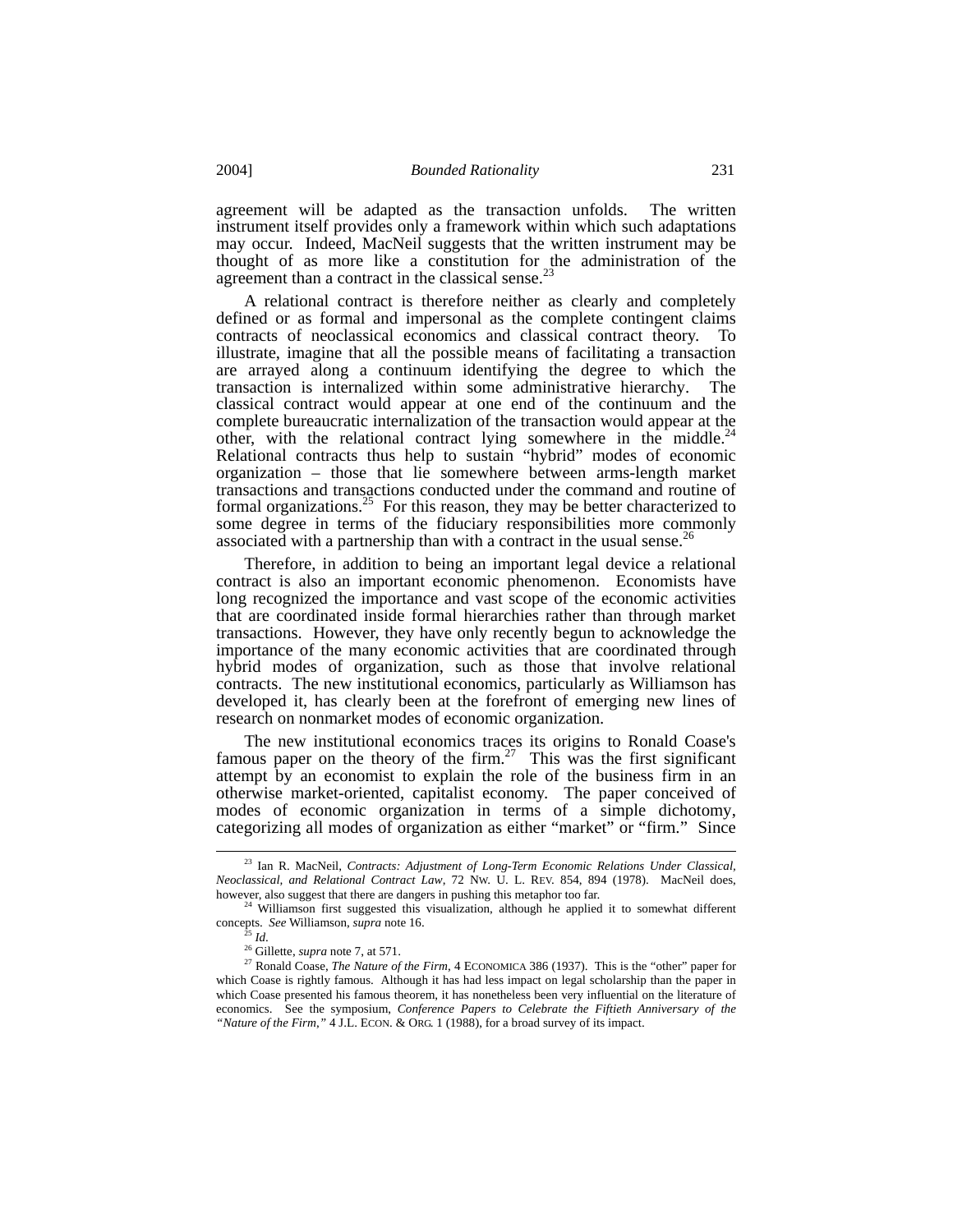agreement will be adapted as the transaction unfolds. The written instrument itself provides only a framework within which such adaptations may occur. Indeed, MacNeil suggests that the written instrument may be thought of as more like a constitution for the administration of the agreement than a contract in the classical sense.[23]

A relational contract is therefore neither as clearly and completely defined or as formal and impersonal as the complete contingent claims contracts of neoclassical economics and classical contract theory. To illustrate, imagine that all the possible means of facilitating a transaction are arrayed along a continuum identifying the degree to which the transaction is internalized within some administrative hierarchy. The classical contract would appear at one end of the continuum and the complete bureaucratic internalization of the transaction would appear at the other, with the relational contract lying somewhere in the middle.[24] Relational contracts thus help to sustain "hybrid" modes of economic organization – those that lie somewhere between arms-length market transactions and transactions conducted under the command and routine of formal organizations.[25] For this reason, they may be better characterized to some degree in terms of the fiduciary responsibilities more commonly associated with a partnership than with a contract in the usual sense.[26]

Therefore, in addition to being an important legal device a relational contract is also an important economic phenomenon. Economists have long recognized the importance and vast scope of the economic activities that are coordinated inside formal hierarchies rather than through market transactions. However, they have only recently begun to acknowledge the importance of the many economic activities that are coordinated through hybrid modes of organization, such as those that involve relational contracts. The new institutional economics, particularly as Williamson has developed it, has clearly been at the forefront of emerging new lines of research on nonmarket modes of economic organization.

The new institutional economics traces its origins to Ronald Coase's famous paper on the theory of the firm.[27] This was the first significant attempt by an economist to explain the role of the business firm in an otherwise market-oriented, capitalist economy. The paper conceived of modes of economic organization in terms of a simple dichotomy, categorizing all modes of organization as either "market" or "firm." Since

---

[23] Ian R. MacNeil, *Contracts: Adjustment of Long-Term Economic Relations Under Classical, Neoclassical, and Relational Contract Law*, 72 NW. U. L. REV. 854, 894 (1978). MacNeil does, however, also suggest that there are dangers in pushing this metaphor too far.

[24] Williamson first suggested this visualization, although he applied it to somewhat different concepts. *See* Williamson, *supra* note 16.

[25] *Id.*

[26] Gillette, *supra* note 7, at 571.

[27] Ronald Coase, *The Nature of the Firm*, 4 ECONOMICA 386 (1937). This is the "other" paper for which Coase is rightly famous. Although it has had less impact on legal scholarship than the paper in which Coase presented his famous theorem, it has nonetheless been very influential on the literature of economics. See the symposium, *Conference Papers to Celebrate the Fiftieth Anniversary of the "Nature of the Firm,"* 4 J.L. ECON. & ORG. 1 (1988), for a broad survey of its impact.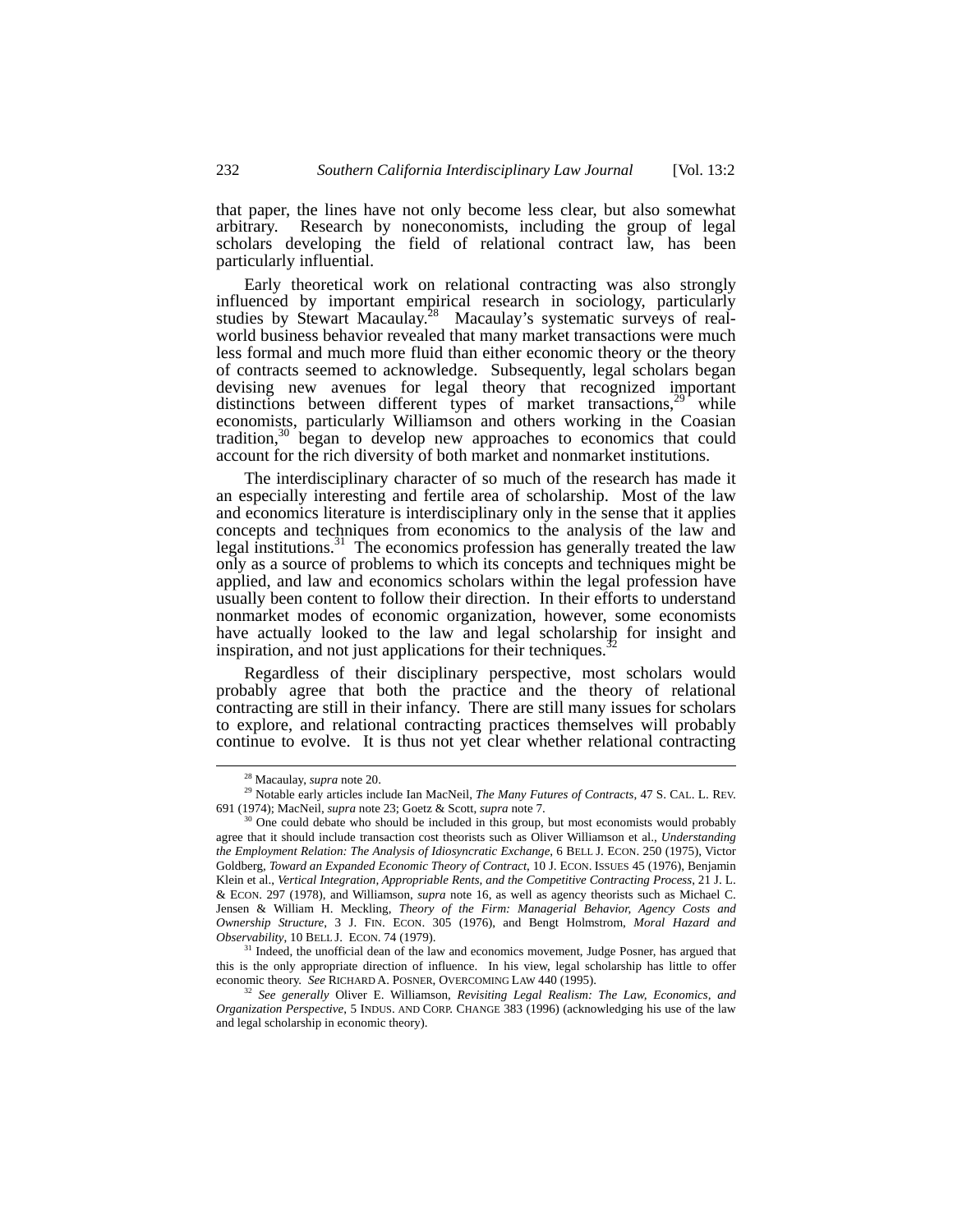that paper, the lines have not only become less clear, but also somewhat arbitrary. Research by noneconomists, including the group of legal scholars developing the field of relational contract law, has been particularly influential.

Early theoretical work on relational contracting was also strongly influenced by important empirical research in sociology, particularly studies by Stewart Macaulay.[28] Macaulay's systematic surveys of real-world business behavior revealed that many market transactions were much less formal and much more fluid than either economic theory or the theory of contracts seemed to acknowledge. Subsequently, legal scholars began devising new avenues for legal theory that recognized important distinctions between different types of market transactions,[29] while economists, particularly Williamson and others working in the Coasian tradition,[30] began to develop new approaches to economics that could account for the rich diversity of both market and nonmarket institutions.

The interdisciplinary character of so much of the research has made it an especially interesting and fertile area of scholarship. Most of the law and economics literature is interdisciplinary only in the sense that it applies concepts and techniques from economics to the analysis of the law and legal institutions.[31] The economics profession has generally treated the law only as a source of problems to which its concepts and techniques might be applied, and law and economics scholars within the legal profession have usually been content to follow their direction. In their efforts to understand nonmarket modes of economic organization, however, some economists have actually looked to the law and legal scholarship for insight and inspiration, and not just applications for their techniques.[32]

Regardless of their disciplinary perspective, most scholars would probably agree that both the practice and the theory of relational contracting are still in their infancy. There are still many issues for scholars to explore, and relational contracting practices themselves will probably continue to evolve. It is thus not yet clear whether relational contracting

---

[28] Macaulay, *supra* note 20.

[29] Notable early articles include Ian MacNeil, *The Many Futures of Contracts*, 47 S. CAL. L. REV. 691 (1974); MacNeil, *supra* note 23; Goetz & Scott, *supra* note 7.

[30] One could debate who should be included in this group, but most economists would probably agree that it should include transaction cost theorists such as Oliver Williamson et al., *Understanding the Employment Relation: The Analysis of Idiosyncratic Exchange*, 6 BELL J. ECON. 250 (1975), Victor Goldberg, *Toward an Expanded Economic Theory of Contract*, 10 J. ECON. ISSUES 45 (1976), Benjamin Klein et al., *Vertical Integration, Appropriable Rents, and the Competitive Contracting Process*, 21 J. L. & ECON. 297 (1978), and Williamson, *supra* note 16, as well as agency theorists such as Michael C. Jensen & William H. Meckling, *Theory of the Firm: Managerial Behavior, Agency Costs and Ownership Structure*, 3 J. FIN. ECON. 305 (1976), and Bengt Holmstrom, *Moral Hazard and Observability*, 10 BELL J. ECON. 74 (1979).

[31] Indeed, the unofficial dean of the law and economics movement, Judge Posner, has argued that this is the only appropriate direction of influence. In his view, legal scholarship has little to offer economic theory. *See* RICHARD A. POSNER, OVERCOMING LAW 440 (1995).

[32] *See generally* Oliver E. Williamson, *Revisiting Legal Realism: The Law, Economics, and Organization Perspective*, 5 INDUS. AND CORP. CHANGE 383 (1996) (acknowledging his use of the law and legal scholarship in economic theory).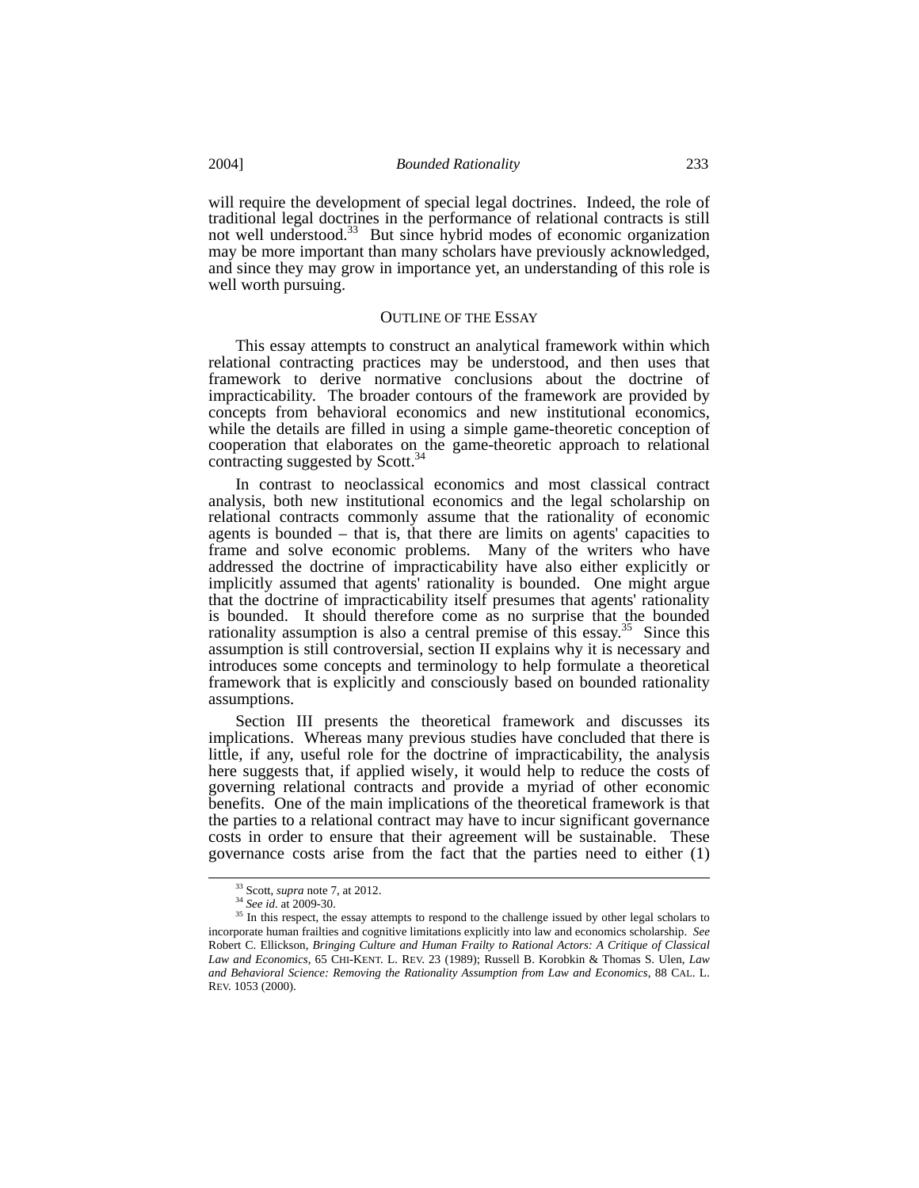will require the development of special legal doctrines. Indeed, the role of traditional legal doctrines in the performance of relational contracts is still not well understood.[33] But since hybrid modes of economic organization may be more important than many scholars have previously acknowledged, and since they may grow in importance yet, an understanding of this role is well worth pursuing.

## OUTLINE OF THE ESSAY

This essay attempts to construct an analytical framework within which relational contracting practices may be understood, and then uses that framework to derive normative conclusions about the doctrine of impracticability. The broader contours of the framework are provided by concepts from behavioral economics and new institutional economics, while the details are filled in using a simple game-theoretic conception of cooperation that elaborates on the game-theoretic approach to relational contracting suggested by Scott.[34]

In contrast to neoclassical economics and most classical contract analysis, both new institutional economics and the legal scholarship on relational contracts commonly assume that the rationality of economic agents is bounded – that is, that there are limits on agents' capacities to frame and solve economic problems. Many of the writers who have addressed the doctrine of impracticability have also either explicitly or implicitly assumed that agents' rationality is bounded. One might argue that the doctrine of impracticability itself presumes that agents' rationality is bounded. It should therefore come as no surprise that the bounded rationality assumption is also a central premise of this essay.[35] Since this assumption is still controversial, section II explains why it is necessary and introduces some concepts and terminology to help formulate a theoretical framework that is explicitly and consciously based on bounded rationality assumptions.

Section III presents the theoretical framework and discusses its implications. Whereas many previous studies have concluded that there is little, if any, useful role for the doctrine of impracticability, the analysis here suggests that, if applied wisely, it would help to reduce the costs of governing relational contracts and provide a myriad of other economic benefits. One of the main implications of the theoretical framework is that the parties to a relational contract may have to incur significant governance costs in order to ensure that their agreement will be sustainable. These governance costs arise from the fact that the parties need to either (1)

---

[33] Scott, *supra* note 7, at 2012.

[34] *See id*. at 2009-30.

[35] In this respect, the essay attempts to respond to the challenge issued by other legal scholars to incorporate human frailties and cognitive limitations explicitly into law and economics scholarship. *See* Robert C. Ellickson, *Bringing Culture and Human Frailty to Rational Actors: A Critique of Classical Law and Economics*, 65 CHI-KENT. L. REV. 23 (1989); Russell B. Korobkin & Thomas S. Ulen, *Law and Behavioral Science: Removing the Rationality Assumption from Law and Economics*, 88 CAL. L. REV. 1053 (2000).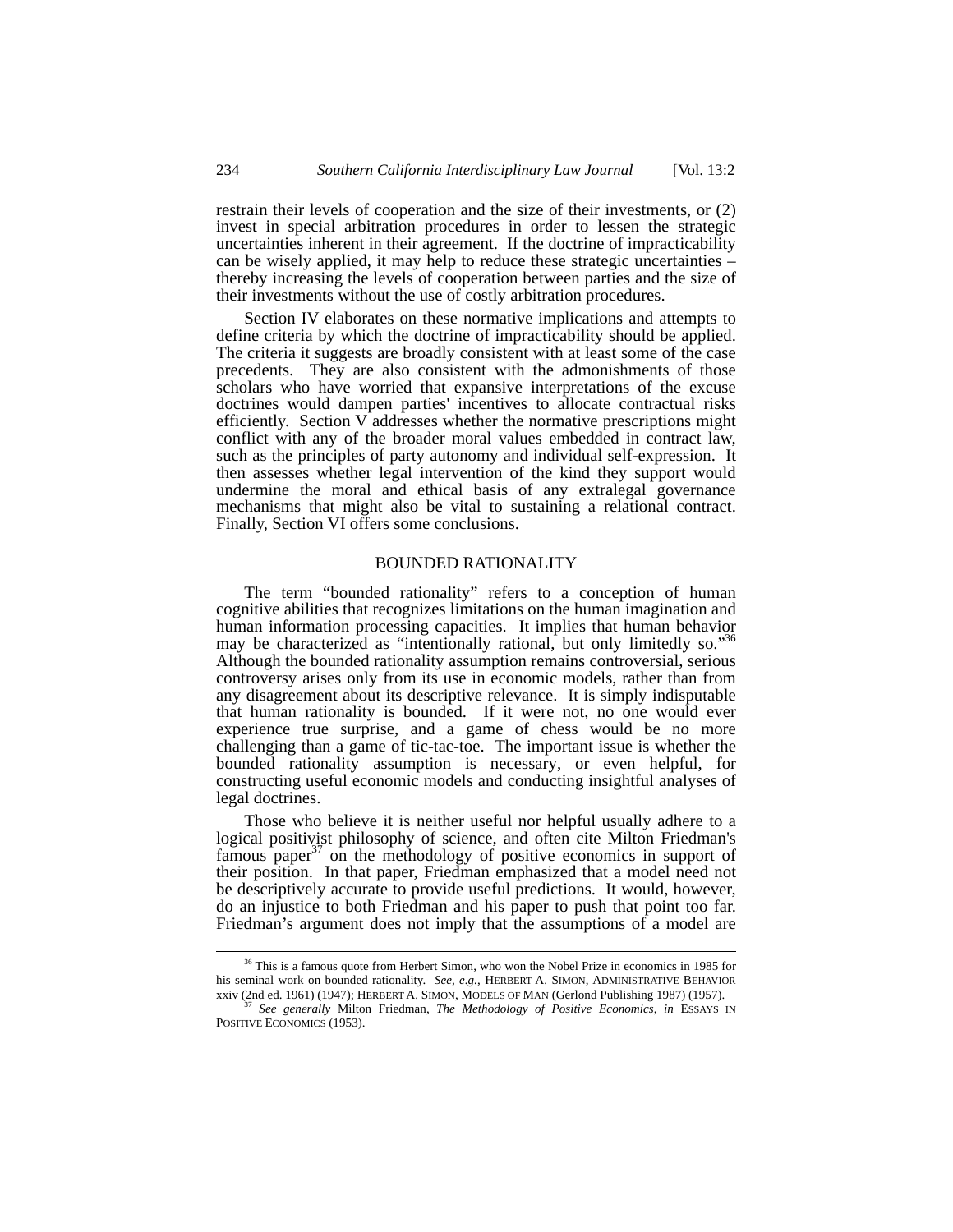restrain their levels of cooperation and the size of their investments, or (2) invest in special arbitration procedures in order to lessen the strategic uncertainties inherent in their agreement. If the doctrine of impracticability can be wisely applied, it may help to reduce these strategic uncertainties – thereby increasing the levels of cooperation between parties and the size of their investments without the use of costly arbitration procedures.

Section IV elaborates on these normative implications and attempts to define criteria by which the doctrine of impracticability should be applied. The criteria it suggests are broadly consistent with at least some of the case precedents. They are also consistent with the admonishments of those scholars who have worried that expansive interpretations of the excuse doctrines would dampen parties' incentives to allocate contractual risks efficiently. Section V addresses whether the normative prescriptions might conflict with any of the broader moral values embedded in contract law, such as the principles of party autonomy and individual self-expression. It then assesses whether legal intervention of the kind they support would undermine the moral and ethical basis of any extralegal governance mechanisms that might also be vital to sustaining a relational contract. Finally, Section VI offers some conclusions.

## BOUNDED RATIONALITY

The term "bounded rationality" refers to a conception of human cognitive abilities that recognizes limitations on the human imagination and human information processing capacities. It implies that human behavior may be characterized as "intentionally rational, but only limitedly so."[36] Although the bounded rationality assumption remains controversial, serious controversy arises only from its use in economic models, rather than from any disagreement about its descriptive relevance. It is simply indisputable that human rationality is bounded. If it were not, no one would ever experience true surprise, and a game of chess would be no more challenging than a game of tic-tac-toe. The important issue is whether the bounded rationality assumption is necessary, or even helpful, for constructing useful economic models and conducting insightful analyses of legal doctrines.

Those who believe it is neither useful nor helpful usually adhere to a logical positivist philosophy of science, and often cite Milton Friedman's famous paper[37] on the methodology of positive economics in support of their position. In that paper, Friedman emphasized that a model need not be descriptively accurate to provide useful predictions. It would, however, do an injustice to both Friedman and his paper to push that point too far. Friedman's argument does not imply that the assumptions of a model are

---

[36] This is a famous quote from Herbert Simon, who won the Nobel Prize in economics in 1985 for his seminal work on bounded rationality. *See, e.g.*, HERBERT A. SIMON, ADMINISTRATIVE BEHAVIOR xxiv (2nd ed. 1961) (1947); HERBERT A. SIMON, MODELS OF MAN (Gerlond Publishing 1987) (1957).

[37] *See generally* Milton Friedman, *The Methodology of Positive Economics*, *in* ESSAYS IN POSITIVE ECONOMICS (1953).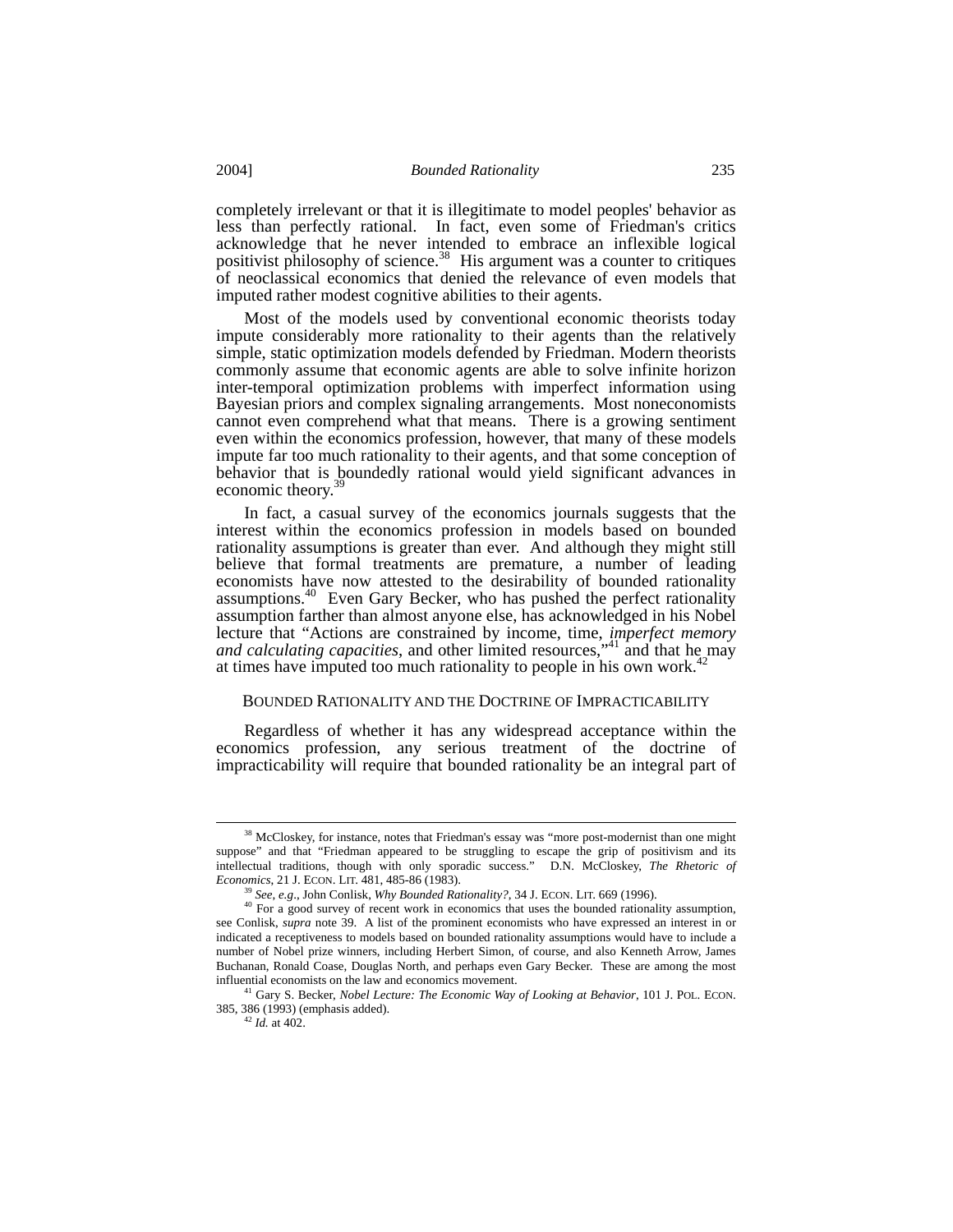completely irrelevant or that it is illegitimate to model peoples' behavior as less than perfectly rational. In fact, even some of Friedman's critics acknowledge that he never intended to embrace an inflexible logical positivist philosophy of science.[38] His argument was a counter to critiques of neoclassical economics that denied the relevance of even models that imputed rather modest cognitive abilities to their agents.

Most of the models used by conventional economic theorists today impute considerably more rationality to their agents than the relatively simple, static optimization models defended by Friedman. Modern theorists commonly assume that economic agents are able to solve infinite horizon inter-temporal optimization problems with imperfect information using Bayesian priors and complex signaling arrangements. Most noneconomists cannot even comprehend what that means. There is a growing sentiment even within the economics profession, however, that many of these models impute far too much rationality to their agents, and that some conception of behavior that is boundedly rational would yield significant advances in economic theory.[39]

In fact, a casual survey of the economics journals suggests that the interest within the economics profession in models based on bounded rationality assumptions is greater than ever. And although they might still believe that formal treatments are premature, a number of leading economists have now attested to the desirability of bounded rationality assumptions.[40] Even Gary Becker, who has pushed the perfect rationality assumption farther than almost anyone else, has acknowledged in his Nobel lecture that "Actions are constrained by income, time, *imperfect memory and calculating capacities*, and other limited resources,"[41] and that he may at times have imputed too much rationality to people in his own work.[42]

## BOUNDED RATIONALITY AND THE DOCTRINE OF IMPRACTICABILITY

Regardless of whether it has any widespread acceptance within the economics profession, any serious treatment of the doctrine of impracticability will require that bounded rationality be an integral part of

---

[38] McCloskey, for instance, notes that Friedman's essay was "more post-modernist than one might suppose" and that "Friedman appeared to be struggling to escape the grip of positivism and its intellectual traditions, though with only sporadic success." D.N. McCloskey, *The Rhetoric of Economics*, 21 J. ECON. LIT. 481, 485-86 (1983).

[39] *See, e.g.*, John Conlisk, *Why Bounded Rationality?*, 34 J. ECON. LIT. 669 (1996).

[40] For a good survey of recent work in economics that uses the bounded rationality assumption, see Conlisk, *supra* note 39. A list of the prominent economists who have expressed an interest in or indicated a receptiveness to models based on bounded rationality assumptions would have to include a number of Nobel prize winners, including Herbert Simon, of course, and also Kenneth Arrow, James Buchanan, Ronald Coase, Douglas North, and perhaps even Gary Becker. These are among the most influential economists on the law and economics movement.

[41] Gary S. Becker, *Nobel Lecture: The Economic Way of Looking at Behavior*, 101 J. POL. ECON. 385, 386 (1993) (emphasis added).

[42] *Id.* at 402.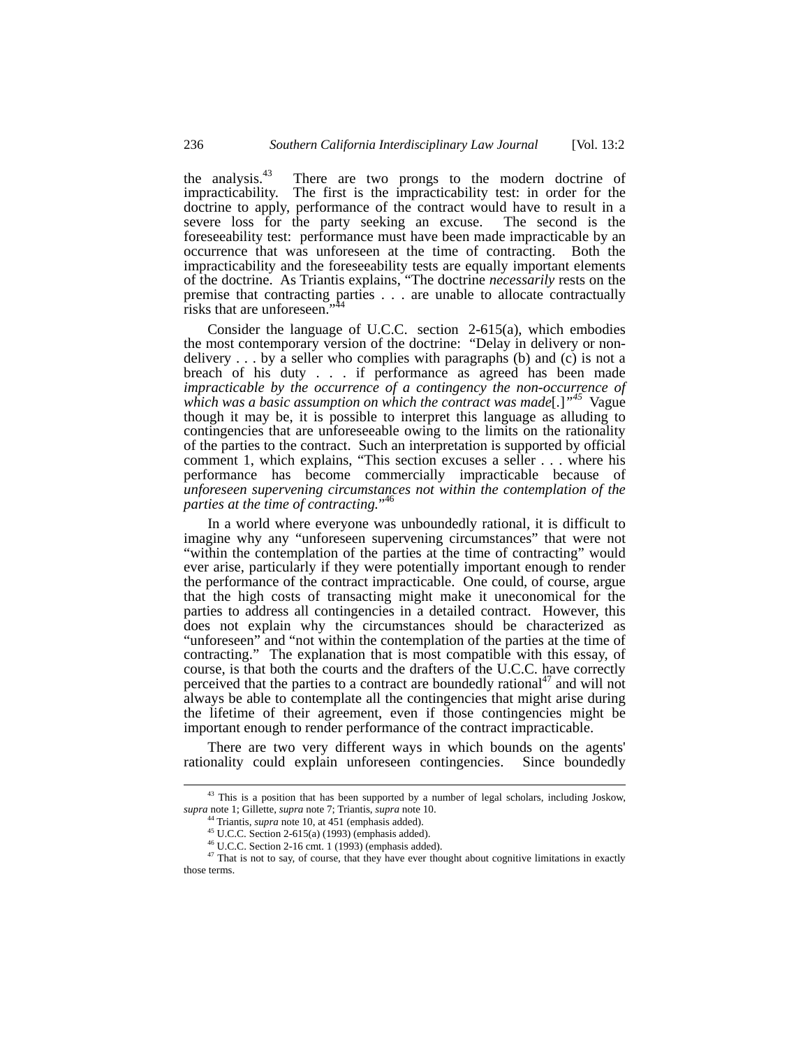the analysis.[43] There are two prongs to the modern doctrine of impracticability. The first is the impracticability test: in order for the doctrine to apply, performance of the contract would have to result in a severe loss for the party seeking an excuse. The second is the foreseeability test: performance must have been made impracticable by an occurrence that was unforeseen at the time of contracting. Both the impracticability and the foreseeability tests are equally important elements of the doctrine. As Triantis explains, "The doctrine *necessarily* rests on the premise that contracting parties . . . are unable to allocate contractually risks that are unforeseen."[44]

Consider the language of U.C.C. section 2-615(a), which embodies the most contemporary version of the doctrine: "Delay in delivery or non-delivery . . . by a seller who complies with paragraphs (b) and (c) is not a breach of his duty . . . if performance as agreed has been made *impracticable by the occurrence of a contingency the non-occurrence of which was a basic assumption on which the contract was made*[.]"[45] Vague though it may be, it is possible to interpret this language as alluding to contingencies that are unforeseeable owing to the limits on the rationality of the parties to the contract. Such an interpretation is supported by official comment 1, which explains, "This section excuses a seller . . . where his performance has become commercially impracticable because of *unforeseen supervening circumstances not within the contemplation of the parties at the time of contracting.*"[46]

In a world where everyone was unboundedly rational, it is difficult to imagine why any "unforeseen supervening circumstances" that were not "within the contemplation of the parties at the time of contracting" would ever arise, particularly if they were potentially important enough to render the performance of the contract impracticable. One could, of course, argue that the high costs of transacting might make it uneconomical for the parties to address all contingencies in a detailed contract. However, this does not explain why the circumstances should be characterized as "unforeseen" and "not within the contemplation of the parties at the time of contracting." The explanation that is most compatible with this essay, of course, is that both the courts and the drafters of the U.C.C. have correctly perceived that the parties to a contract are boundedly rational[47] and will not always be able to contemplate all the contingencies that might arise during the lifetime of their agreement, even if those contingencies might be important enough to render performance of the contract impracticable.

There are two very different ways in which bounds on the agents' rationality could explain unforeseen contingencies. Since boundedly

---

[43] This is a position that has been supported by a number of legal scholars, including Joskow, *supra* note 1; Gillette, *supra* note 7; Triantis, *supra* note 10.

[44] Triantis, *supra* note 10, at 451 (emphasis added).

[45] U.C.C. Section 2-615(a) (1993) (emphasis added).

[46] U.C.C. Section 2-16 cmt. 1 (1993) (emphasis added).

[47] That is not to say, of course, that they have ever thought about cognitive limitations in exactly those terms.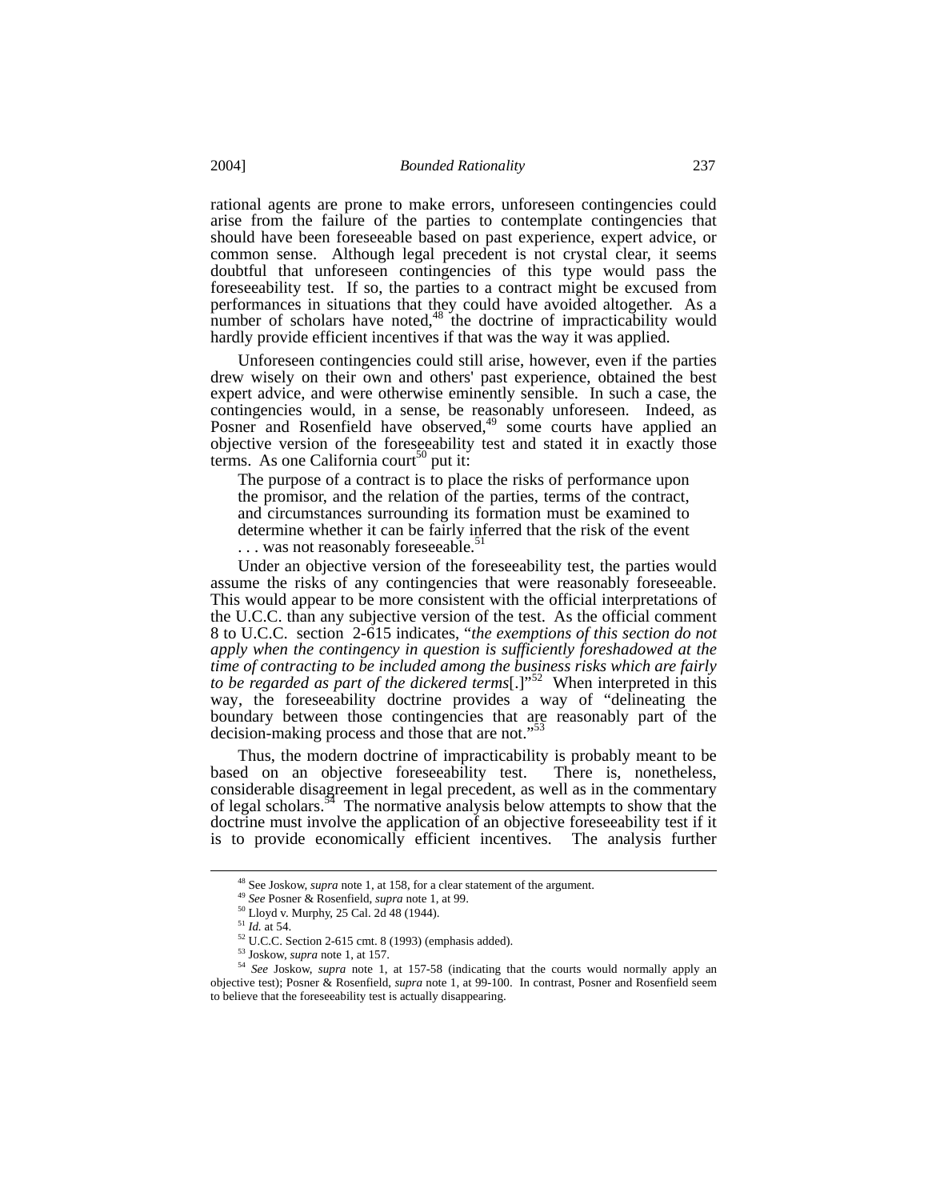rational agents are prone to make errors, unforeseen contingencies could arise from the failure of the parties to contemplate contingencies that should have been foreseeable based on past experience, expert advice, or common sense. Although legal precedent is not crystal clear, it seems doubtful that unforeseen contingencies of this type would pass the foreseeability test. If so, the parties to a contract might be excused from performances in situations that they could have avoided altogether. As a number of scholars have noted,[48] the doctrine of impracticability would hardly provide efficient incentives if that was the way it was applied.

Unforeseen contingencies could still arise, however, even if the parties drew wisely on their own and others' past experience, obtained the best expert advice, and were otherwise eminently sensible. In such a case, the contingencies would, in a sense, be reasonably unforeseen. Indeed, as Posner and Rosenfield have observed,[49] some courts have applied an objective version of the foreseeability test and stated it in exactly those terms. As one California court[50] put it:

> The purpose of a contract is to place the risks of performance upon the promisor, and the relation of the parties, terms of the contract, and circumstances surrounding its formation must be examined to determine whether it can be fairly inferred that the risk of the event . . . was not reasonably foreseeable.[51]

Under an objective version of the foreseeability test, the parties would assume the risks of any contingencies that were reasonably foreseeable. This would appear to be more consistent with the official interpretations of the U.C.C. than any subjective version of the test. As the official comment 8 to U.C.C. section 2-615 indicates, "*the exemptions of this section do not apply when the contingency in question is sufficiently foreshadowed at the time of contracting to be included among the business risks which are fairly to be regarded as part of the dickered terms*[.]"[52] When interpreted in this way, the foreseeability doctrine provides a way of "delineating the boundary between those contingencies that are reasonably part of the decision-making process and those that are not."[53]

Thus, the modern doctrine of impracticability is probably meant to be based on an objective foreseeability test. There is, nonetheless, considerable disagreement in legal precedent, as well as in the commentary of legal scholars.[54] The normative analysis below attempts to show that the doctrine must involve the application of an objective foreseeability test if it is to provide economically efficient incentives. The analysis further

---

[48] See Joskow, *supra* note 1, at 158, for a clear statement of the argument.

[49] *See* Posner & Rosenfield, *supra* note 1, at 99.

[50] Lloyd v. Murphy, 25 Cal. 2d 48 (1944).

[51] *Id.* at 54.

[52] U.C.C. Section 2-615 cmt. 8 (1993) (emphasis added).

[53] Joskow, *supra* note 1, at 157.

[54] *See* Joskow, *supra* note 1, at 157-58 (indicating that the courts would normally apply an objective test); Posner & Rosenfield, *supra* note 1, at 99-100. In contrast, Posner and Rosenfield seem to believe that the foreseeability test is actually disappearing.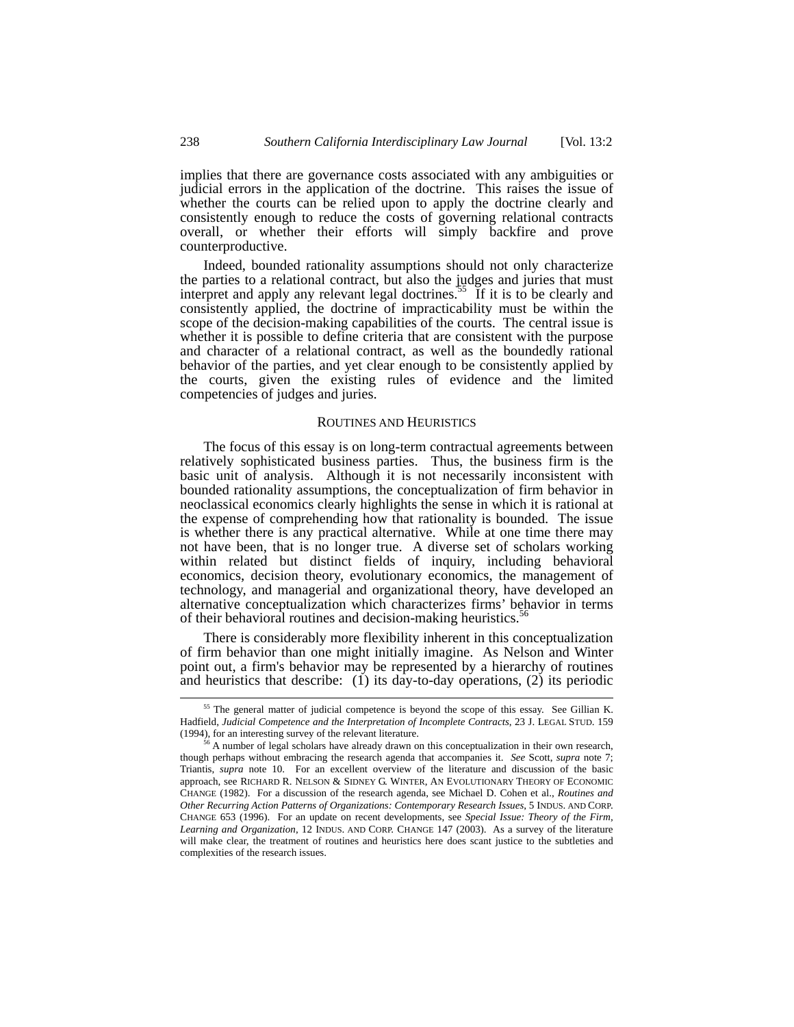implies that there are governance costs associated with any ambiguities or judicial errors in the application of the doctrine. This raises the issue of whether the courts can be relied upon to apply the doctrine clearly and consistently enough to reduce the costs of governing relational contracts overall, or whether their efforts will simply backfire and prove counterproductive.

Indeed, bounded rationality assumptions should not only characterize the parties to a relational contract, but also the judges and juries that must interpret and apply any relevant legal doctrines.[55] If it is to be clearly and consistently applied, the doctrine of impracticability must be within the scope of the decision-making capabilities of the courts. The central issue is whether it is possible to define criteria that are consistent with the purpose and character of a relational contract, as well as the boundedly rational behavior of the parties, and yet clear enough to be consistently applied by the courts, given the existing rules of evidence and the limited competencies of judges and juries.

## ROUTINES AND HEURISTICS

The focus of this essay is on long-term contractual agreements between relatively sophisticated business parties. Thus, the business firm is the basic unit of analysis. Although it is not necessarily inconsistent with bounded rationality assumptions, the conceptualization of firm behavior in neoclassical economics clearly highlights the sense in which it is rational at the expense of comprehending how that rationality is bounded. The issue is whether there is any practical alternative. While at one time there may not have been, that is no longer true. A diverse set of scholars working within related but distinct fields of inquiry, including behavioral economics, decision theory, evolutionary economics, the management of technology, and managerial and organizational theory, have developed an alternative conceptualization which characterizes firms' behavior in terms of their behavioral routines and decision-making heuristics.[56]

There is considerably more flexibility inherent in this conceptualization of firm behavior than one might initially imagine. As Nelson and Winter point out, a firm's behavior may be represented by a hierarchy of routines and heuristics that describe: (1) its day-to-day operations, (2) its periodic

---

[55] The general matter of judicial competence is beyond the scope of this essay. See Gillian K. Hadfield, *Judicial Competence and the Interpretation of Incomplete Contracts*, 23 J. LEGAL STUD. 159 (1994), for an interesting survey of the relevant literature.

[56] A number of legal scholars have already drawn on this conceptualization in their own research, though perhaps without embracing the research agenda that accompanies it. *See* Scott, *supra* note 7; Triantis, *supra* note 10. For an excellent overview of the literature and discussion of the basic approach, see RICHARD R. NELSON & SIDNEY G. WINTER, AN EVOLUTIONARY THEORY OF ECONOMIC CHANGE (1982). For a discussion of the research agenda, see Michael D. Cohen et al., *Routines and Other Recurring Action Patterns of Organizations: Contemporary Research Issues*, 5 INDUS. AND CORP. CHANGE 653 (1996). For an update on recent developments, see *Special Issue: Theory of the Firm, Learning and Organization*, 12 INDUS. AND CORP. CHANGE 147 (2003). As a survey of the literature will make clear, the treatment of routines and heuristics here does scant justice to the subtleties and complexities of the research issues.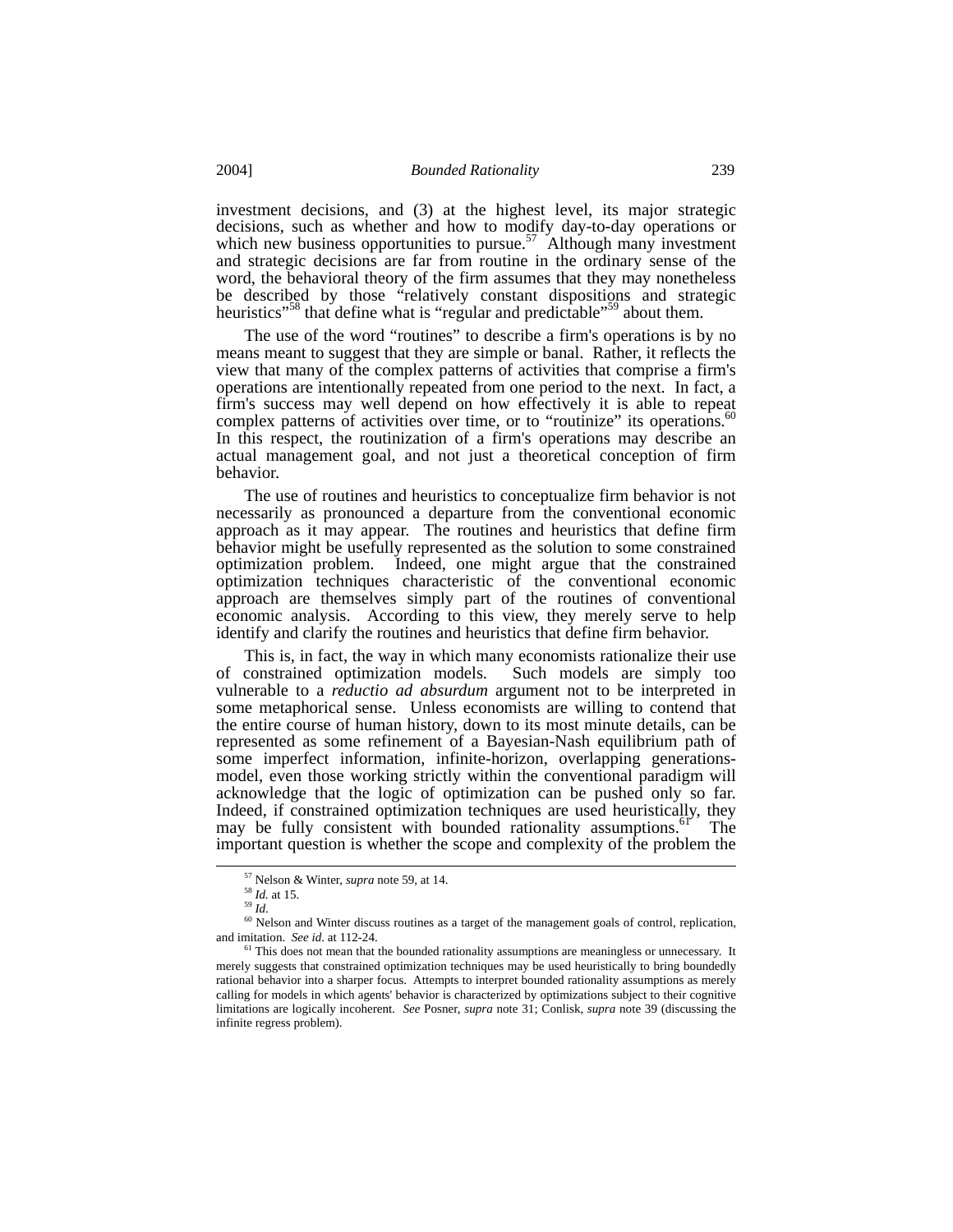investment decisions, and (3) at the highest level, its major strategic decisions, such as whether and how to modify day-to-day operations or which new business opportunities to pursue.[57] Although many investment and strategic decisions are far from routine in the ordinary sense of the word, the behavioral theory of the firm assumes that they may nonetheless be described by those "relatively constant dispositions and strategic heuristics"[58] that define what is "regular and predictable"[59] about them.

The use of the word "routines" to describe a firm's operations is by no means meant to suggest that they are simple or banal. Rather, it reflects the view that many of the complex patterns of activities that comprise a firm's operations are intentionally repeated from one period to the next. In fact, a firm's success may well depend on how effectively it is able to repeat complex patterns of activities over time, or to "routinize" its operations.[60] In this respect, the routinization of a firm's operations may describe an actual management goal, and not just a theoretical conception of firm behavior.

The use of routines and heuristics to conceptualize firm behavior is not necessarily as pronounced a departure from the conventional economic approach as it may appear. The routines and heuristics that define firm behavior might be usefully represented as the solution to some constrained optimization problem. Indeed, one might argue that the constrained optimization techniques characteristic of the conventional economic approach are themselves simply part of the routines of conventional economic analysis. According to this view, they merely serve to help identify and clarify the routines and heuristics that define firm behavior.

This is, in fact, the way in which many economists rationalize their use of constrained optimization models. Such models are simply too vulnerable to a *reductio ad absurdum* argument not to be interpreted in some metaphorical sense. Unless economists are willing to contend that the entire course of human history, down to its most minute details, can be represented as some refinement of a Bayesian-Nash equilibrium path of some imperfect information, infinite-horizon, overlapping generations-model, even those working strictly within the conventional paradigm will acknowledge that the logic of optimization can be pushed only so far. Indeed, if constrained optimization techniques are used heuristically, they may be fully consistent with bounded rationality assumptions.[61] The important question is whether the scope and complexity of the problem the

---

[57] Nelson & Winter, *supra* note 59, at 14.

[58] *Id.* at 15.

[59] *Id*.

[60] Nelson and Winter discuss routines as a target of the management goals of control, replication, and imitation. *See id*. at 112-24.

[61] This does not mean that the bounded rationality assumptions are meaningless or unnecessary. It merely suggests that constrained optimization techniques may be used heuristically to bring boundedly rational behavior into a sharper focus. Attempts to interpret bounded rationality assumptions as merely calling for models in which agents' behavior is characterized by optimizations subject to their cognitive limitations are logically incoherent. *See* Posner, *supra* note 31; Conlisk, *supra* note 39 (discussing the infinite regress problem).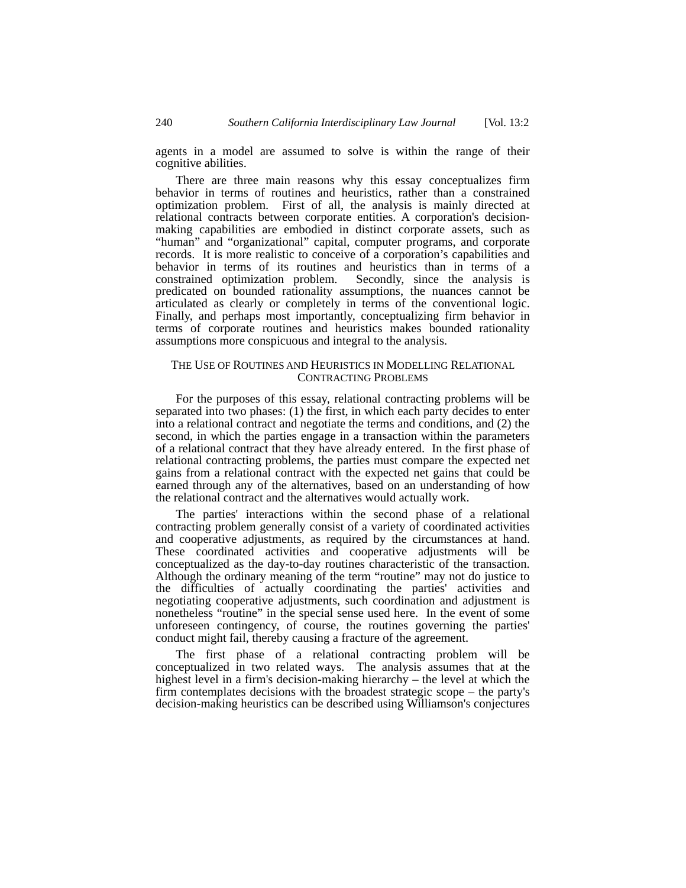agents in a model are assumed to solve is within the range of their cognitive abilities.

There are three main reasons why this essay conceptualizes firm behavior in terms of routines and heuristics, rather than a constrained optimization problem. First of all, the analysis is mainly directed at relational contracts between corporate entities. A corporation's decision-making capabilities are embodied in distinct corporate assets, such as "human" and "organizational" capital, computer programs, and corporate records. It is more realistic to conceive of a corporation's capabilities and behavior in terms of its routines and heuristics than in terms of a constrained optimization problem. Secondly, since the analysis is predicated on bounded rationality assumptions, the nuances cannot be articulated as clearly or completely in terms of the conventional logic. Finally, and perhaps most importantly, conceptualizing firm behavior in terms of corporate routines and heuristics makes bounded rationality assumptions more conspicuous and integral to the analysis.

## THE USE OF ROUTINES AND HEURISTICS IN MODELLING RELATIONAL CONTRACTING PROBLEMS

For the purposes of this essay, relational contracting problems will be separated into two phases: (1) the first, in which each party decides to enter into a relational contract and negotiate the terms and conditions, and (2) the second, in which the parties engage in a transaction within the parameters of a relational contract that they have already entered. In the first phase of relational contracting problems, the parties must compare the expected net gains from a relational contract with the expected net gains that could be earned through any of the alternatives, based on an understanding of how the relational contract and the alternatives would actually work.

The parties' interactions within the second phase of a relational contracting problem generally consist of a variety of coordinated activities and cooperative adjustments, as required by the circumstances at hand. These coordinated activities and cooperative adjustments will be conceptualized as the day-to-day routines characteristic of the transaction. Although the ordinary meaning of the term "routine" may not do justice to the difficulties of actually coordinating the parties' activities and negotiating cooperative adjustments, such coordination and adjustment is nonetheless "routine" in the special sense used here. In the event of some unforeseen contingency, of course, the routines governing the parties' conduct might fail, thereby causing a fracture of the agreement.

The first phase of a relational contracting problem will be conceptualized in two related ways. The analysis assumes that at the highest level in a firm's decision-making hierarchy – the level at which the firm contemplates decisions with the broadest strategic scope – the party's decision-making heuristics can be described using Williamson's conjectures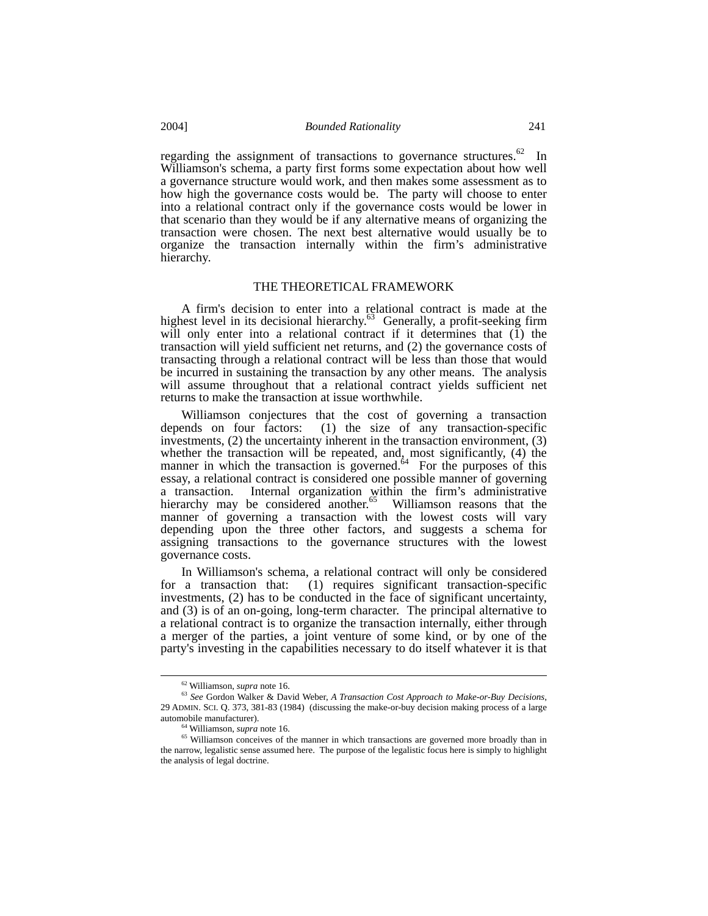regarding the assignment of transactions to governance structures.[62] In Williamson's schema, a party first forms some expectation about how well a governance structure would work, and then makes some assessment as to how high the governance costs would be. The party will choose to enter into a relational contract only if the governance costs would be lower in that scenario than they would be if any alternative means of organizing the transaction were chosen. The next best alternative would usually be to organize the transaction internally within the firm's administrative hierarchy.

## THE THEORETICAL FRAMEWORK

A firm's decision to enter into a relational contract is made at the highest level in its decisional hierarchy.[63] Generally, a profit-seeking firm will only enter into a relational contract if it determines that (1) the transaction will yield sufficient net returns, and (2) the governance costs of transacting through a relational contract will be less than those that would be incurred in sustaining the transaction by any other means. The analysis will assume throughout that a relational contract yields sufficient net returns to make the transaction at issue worthwhile.

Williamson conjectures that the cost of governing a transaction depends on four factors: (1) the size of any transaction-specific investments, (2) the uncertainty inherent in the transaction environment, (3) whether the transaction will be repeated, and, most significantly, (4) the manner in which the transaction is governed.[64] For the purposes of this essay, a relational contract is considered one possible manner of governing a transaction. Internal organization within the firm's administrative hierarchy may be considered another.[65] Williamson reasons that the manner of governing a transaction with the lowest costs will vary depending upon the three other factors, and suggests a schema for assigning transactions to the governance structures with the lowest governance costs.

In Williamson's schema, a relational contract will only be considered for a transaction that: (1) requires significant transaction-specific investments, (2) has to be conducted in the face of significant uncertainty, and (3) is of an on-going, long-term character. The principal alternative to a relational contract is to organize the transaction internally, either through a merger of the parties, a joint venture of some kind, or by one of the party's investing in the capabilities necessary to do itself whatever it is that

---

[62] Williamson, *supra* note 16.

[63] *See* Gordon Walker & David Weber, *A Transaction Cost Approach to Make-or-Buy Decisions*, 29 ADMIN. SCI. Q. 373, 381-83 (1984) (discussing the make-or-buy decision making process of a large automobile manufacturer).

[64] Williamson, *supra* note 16.

[65] Williamson conceives of the manner in which transactions are governed more broadly than in the narrow, legalistic sense assumed here. The purpose of the legalistic focus here is simply to highlight the analysis of legal doctrine.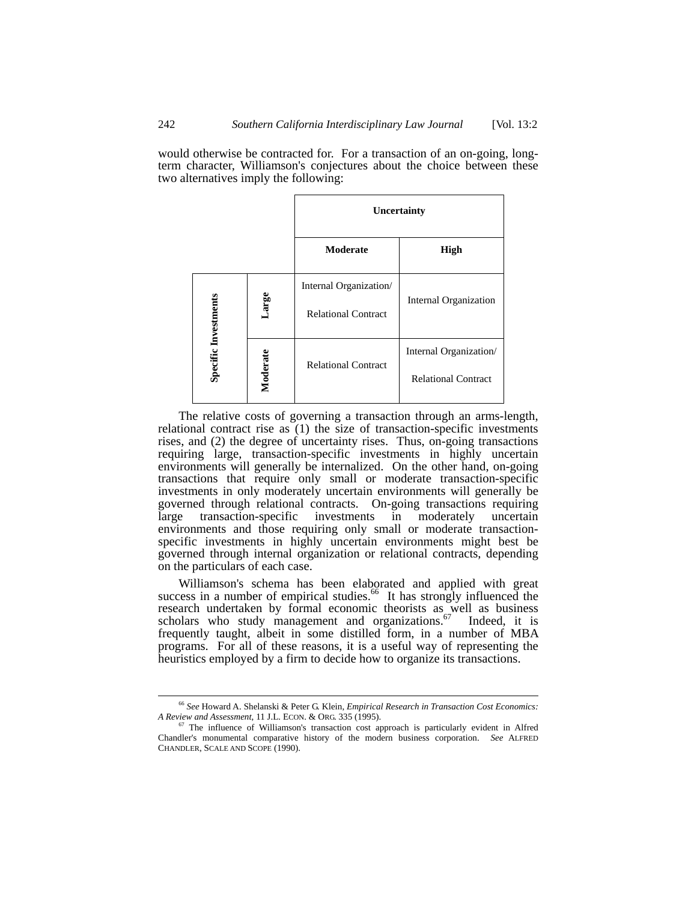would otherwise be contracted for. For a transaction of an on-going, long-term character, Williamson's conjectures about the choice between these two alternatives imply the following:

| | | Uncertainty | |
|---|---|---|---|
| | | **Moderate** | **High** |
| **Specific Investments** | **Large** | Internal Organization/ Relational Contract | Internal Organization |
| | **Moderate** | Relational Contract | Internal Organization/ Relational Contract |

The relative costs of governing a transaction through an arms-length, relational contract rise as (1) the size of transaction-specific investments rises, and (2) the degree of uncertainty rises. Thus, on-going transactions requiring large, transaction-specific investments in highly uncertain environments will generally be internalized. On the other hand, on-going transactions that require only small or moderate transaction-specific investments in only moderately uncertain environments will generally be governed through relational contracts. On-going transactions requiring large transaction-specific investments in moderately uncertain environments and those requiring only small or moderate transaction-specific investments in highly uncertain environments might best be governed through internal organization or relational contracts, depending on the particulars of each case.

Williamson's schema has been elaborated and applied with great success in a number of empirical studies.[66] It has strongly influenced the research undertaken by formal economic theorists as well as business scholars who study management and organizations.[67] Indeed, it is frequently taught, albeit in some distilled form, in a number of MBA programs. For all of these reasons, it is a useful way of representing the heuristics employed by a firm to decide how to organize its transactions.

---

[66] *See* Howard A. Shelanski & Peter G. Klein, *Empirical Research in Transaction Cost Economics: A Review and Assessment*, 11 J.L. ECON. & ORG. 335 (1995).

[67] The influence of Williamson's transaction cost approach is particularly evident in Alfred Chandler's monumental comparative history of the modern business corporation. *See* ALFRED CHANDLER, SCALE AND SCOPE (1990).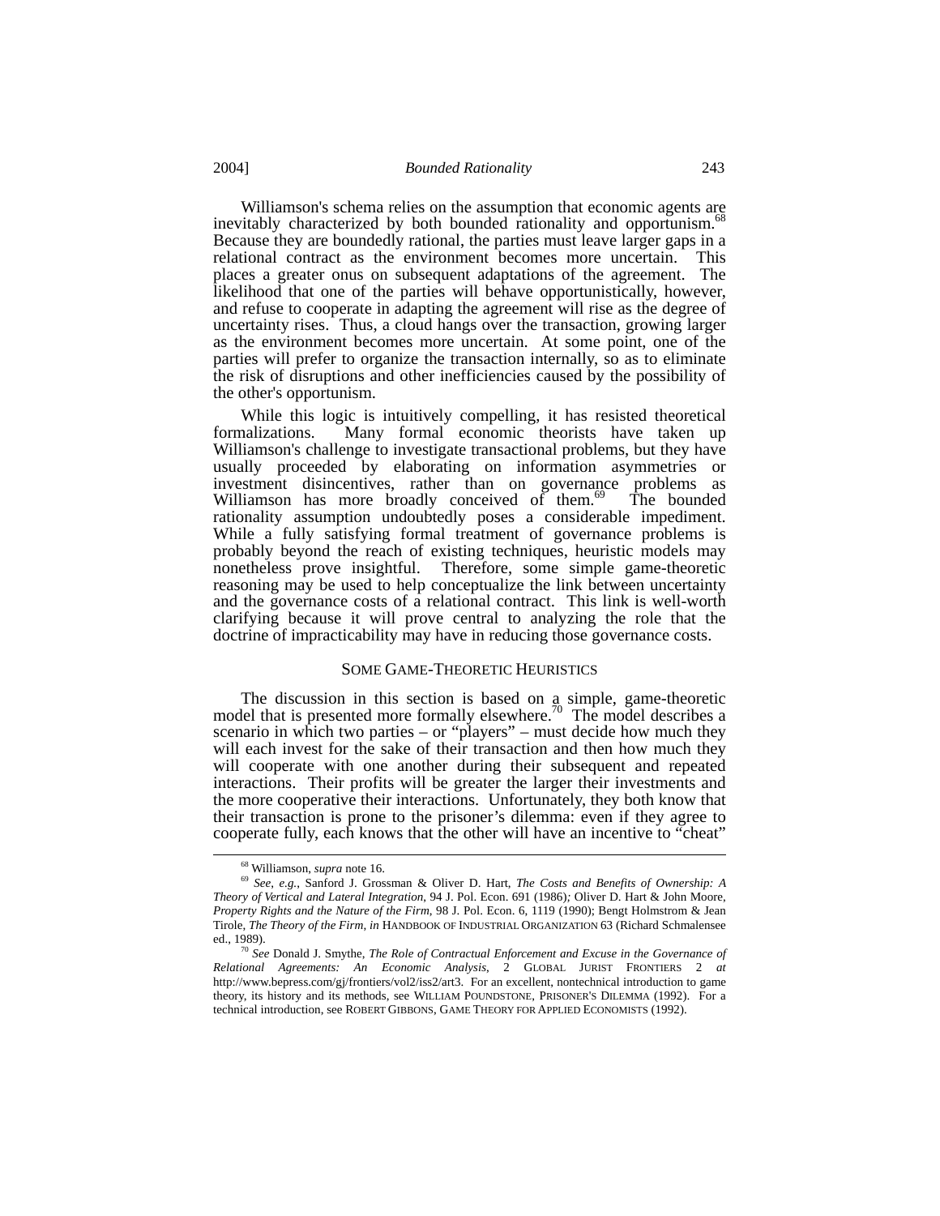Williamson's schema relies on the assumption that economic agents are inevitably characterized by both bounded rationality and opportunism.[68] Because they are boundedly rational, the parties must leave larger gaps in a relational contract as the environment becomes more uncertain. This places a greater onus on subsequent adaptations of the agreement. The likelihood that one of the parties will behave opportunistically, however, and refuse to cooperate in adapting the agreement will rise as the degree of uncertainty rises. Thus, a cloud hangs over the transaction, growing larger as the environment becomes more uncertain. At some point, one of the parties will prefer to organize the transaction internally, so as to eliminate the risk of disruptions and other inefficiencies caused by the possibility of the other's opportunism.

While this logic is intuitively compelling, it has resisted theoretical formalizations. Many formal economic theorists have taken up Williamson's challenge to investigate transactional problems, but they have usually proceeded by elaborating on information asymmetries or investment disincentives, rather than on governance problems as Williamson has more broadly conceived of them.[69] The bounded rationality assumption undoubtedly poses a considerable impediment. While a fully satisfying formal treatment of governance problems is probably beyond the reach of existing techniques, heuristic models may nonetheless prove insightful. Therefore, some simple game-theoretic reasoning may be used to help conceptualize the link between uncertainty and the governance costs of a relational contract. This link is well-worth clarifying because it will prove central to analyzing the role that the doctrine of impracticability may have in reducing those governance costs.

## SOME GAME-THEORETIC HEURISTICS

The discussion in this section is based on a simple, game-theoretic model that is presented more formally elsewhere.[70] The model describes a scenario in which two parties – or "players" – must decide how much they will each invest for the sake of their transaction and then how much they will cooperate with one another during their subsequent and repeated interactions. Their profits will be greater the larger their investments and the more cooperative their interactions. Unfortunately, they both know that their transaction is prone to the prisoner's dilemma: even if they agree to cooperate fully, each knows that the other will have an incentive to "cheat"

---

[68] Williamson, *supra* note 16.

[69] *See, e.g.*, Sanford J. Grossman & Oliver D. Hart, *The Costs and Benefits of Ownership: A Theory of Vertical and Lateral Integration*, 94 J. Pol. Econ. 691 (1986); Oliver D. Hart & John Moore, *Property Rights and the Nature of the Firm*, 98 J. Pol. Econ. 6, 1119 (1990); Bengt Holmstrom & Jean Tirole, *The Theory of the Firm*, *in* HANDBOOK OF INDUSTRIAL ORGANIZATION 63 (Richard Schmalensee ed., 1989).

[70] *See* Donald J. Smythe, *The Role of Contractual Enforcement and Excuse in the Governance of Relational Agreements: An Economic Analysis*, 2 GLOBAL JURIST FRONTIERS 2 *at* http://www.bepress.com/gj/frontiers/vol2/iss2/art3. For an excellent, nontechnical introduction to game theory, its history and its methods, see WILLIAM POUNDSTONE, PRISONER'S DILEMMA (1992). For a technical introduction, see ROBERT GIBBONS, GAME THEORY FOR APPLIED ECONOMISTS (1992).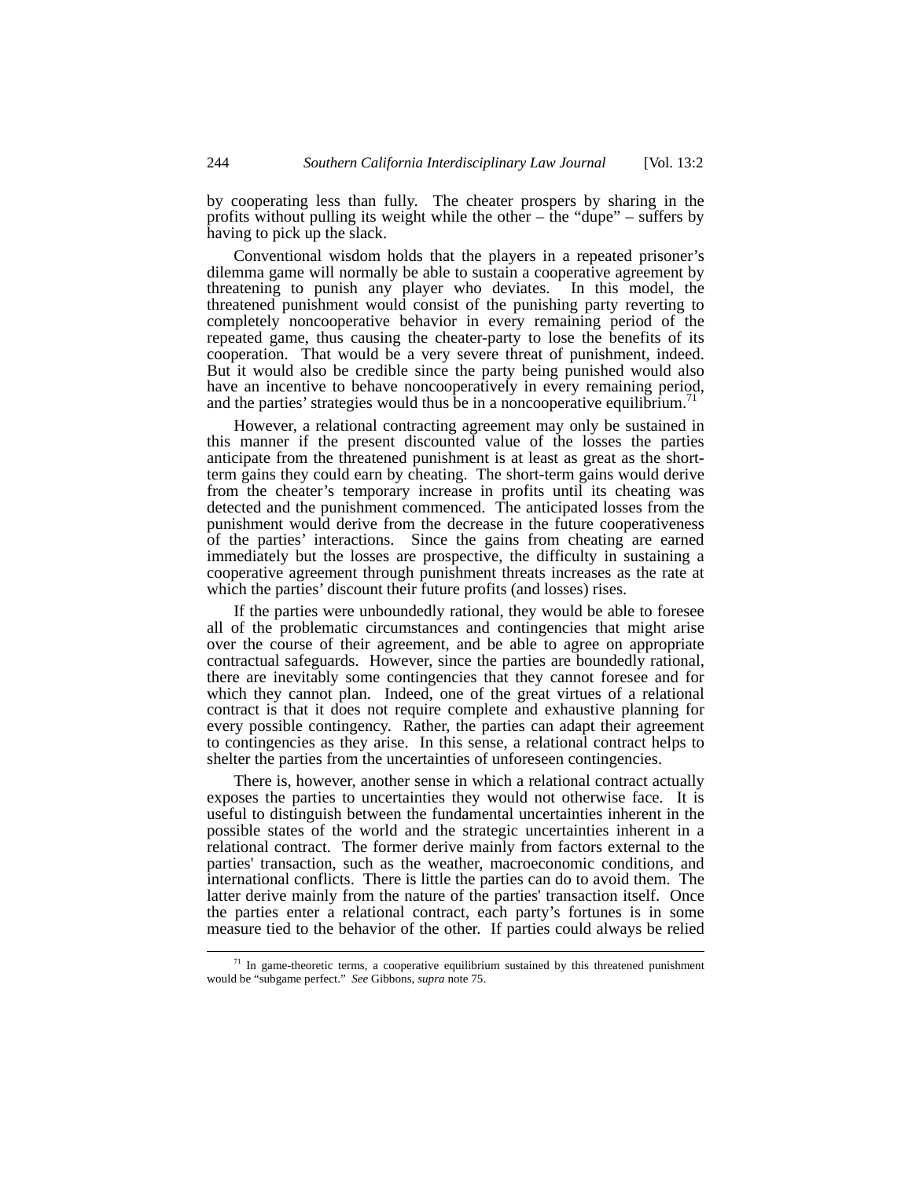by cooperating less than fully. The cheater prospers by sharing in the profits without pulling its weight while the other – the "dupe" – suffers by having to pick up the slack.

Conventional wisdom holds that the players in a repeated prisoner's dilemma game will normally be able to sustain a cooperative agreement by threatening to punish any player who deviates. In this model, the threatened punishment would consist of the punishing party reverting to completely noncooperative behavior in every remaining period of the repeated game, thus causing the cheater-party to lose the benefits of its cooperation. That would be a very severe threat of punishment, indeed. But it would also be credible since the party being punished would also have an incentive to behave noncooperatively in every remaining period, and the parties' strategies would thus be in a noncooperative equilibrium.[71]

However, a relational contracting agreement may only be sustained in this manner if the present discounted value of the losses the parties anticipate from the threatened punishment is at least as great as the short-term gains they could earn by cheating. The short-term gains would derive from the cheater's temporary increase in profits until its cheating was detected and the punishment commenced. The anticipated losses from the punishment would derive from the decrease in the future cooperativeness of the parties' interactions. Since the gains from cheating are earned immediately but the losses are prospective, the difficulty in sustaining a cooperative agreement through punishment threats increases as the rate at which the parties' discount their future profits (and losses) rises.

If the parties were unboundedly rational, they would be able to foresee all of the problematic circumstances and contingencies that might arise over the course of their agreement, and be able to agree on appropriate contractual safeguards. However, since the parties are boundedly rational, there are inevitably some contingencies that they cannot foresee and for which they cannot plan. Indeed, one of the great virtues of a relational contract is that it does not require complete and exhaustive planning for every possible contingency. Rather, the parties can adapt their agreement to contingencies as they arise. In this sense, a relational contract helps to shelter the parties from the uncertainties of unforeseen contingencies.

There is, however, another sense in which a relational contract actually exposes the parties to uncertainties they would not otherwise face. It is useful to distinguish between the fundamental uncertainties inherent in the possible states of the world and the strategic uncertainties inherent in a relational contract. The former derive mainly from factors external to the parties' transaction, such as the weather, macroeconomic conditions, and international conflicts. There is little the parties can do to avoid them. The latter derive mainly from the nature of the parties' transaction itself. Once the parties enter a relational contract, each party's fortunes is in some measure tied to the behavior of the other. If parties could always be relied

[71] In game-theoretic terms, a cooperative equilibrium sustained by this threatened punishment would be "subgame perfect." *See* Gibbons, *supra* note 75.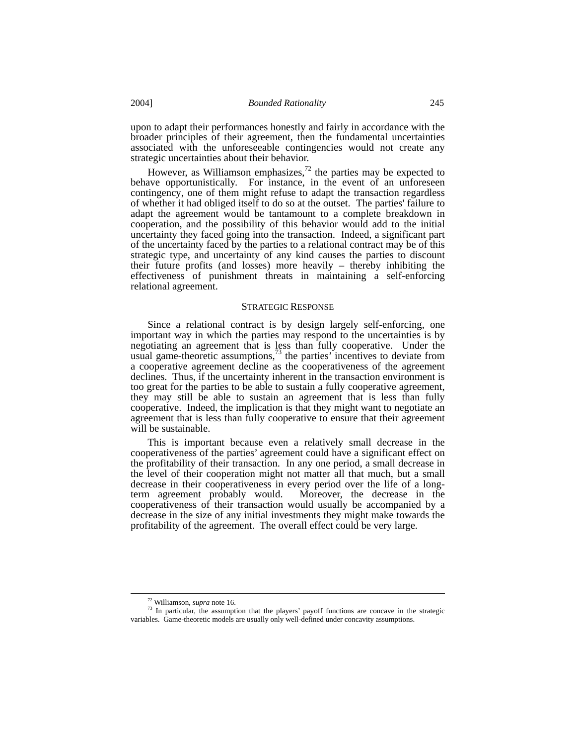upon to adapt their performances honestly and fairly in accordance with the broader principles of their agreement, then the fundamental uncertainties associated with the unforeseeable contingencies would not create any strategic uncertainties about their behavior.

However, as Williamson emphasizes,[72] the parties may be expected to behave opportunistically. For instance, in the event of an unforeseen contingency, one of them might refuse to adapt the transaction regardless of whether it had obliged itself to do so at the outset. The parties' failure to adapt the agreement would be tantamount to a complete breakdown in cooperation, and the possibility of this behavior would add to the initial uncertainty they faced going into the transaction. Indeed, a significant part of the uncertainty faced by the parties to a relational contract may be of this strategic type, and uncertainty of any kind causes the parties to discount their future profits (and losses) more heavily – thereby inhibiting the effectiveness of punishment threats in maintaining a self-enforcing relational agreement.

## STRATEGIC RESPONSE

Since a relational contract is by design largely self-enforcing, one important way in which the parties may respond to the uncertainties is by negotiating an agreement that is less than fully cooperative. Under the usual game-theoretic assumptions,[73] the parties' incentives to deviate from a cooperative agreement decline as the cooperativeness of the agreement declines. Thus, if the uncertainty inherent in the transaction environment is too great for the parties to be able to sustain a fully cooperative agreement, they may still be able to sustain an agreement that is less than fully cooperative. Indeed, the implication is that they might want to negotiate an agreement that is less than fully cooperative to ensure that their agreement will be sustainable.

This is important because even a relatively small decrease in the cooperativeness of the parties' agreement could have a significant effect on the profitability of their transaction. In any one period, a small decrease in the level of their cooperation might not matter all that much, but a small decrease in their cooperativeness in every period over the life of a long-term agreement probably would. Moreover, the decrease in the cooperativeness of their transaction would usually be accompanied by a decrease in the size of any initial investments they might make towards the profitability of the agreement. The overall effect could be very large.

---

[72] Williamson, *supra* note 16.

[73] In particular, the assumption that the players' payoff functions are concave in the strategic variables. Game-theoretic models are usually only well-defined under concavity assumptions.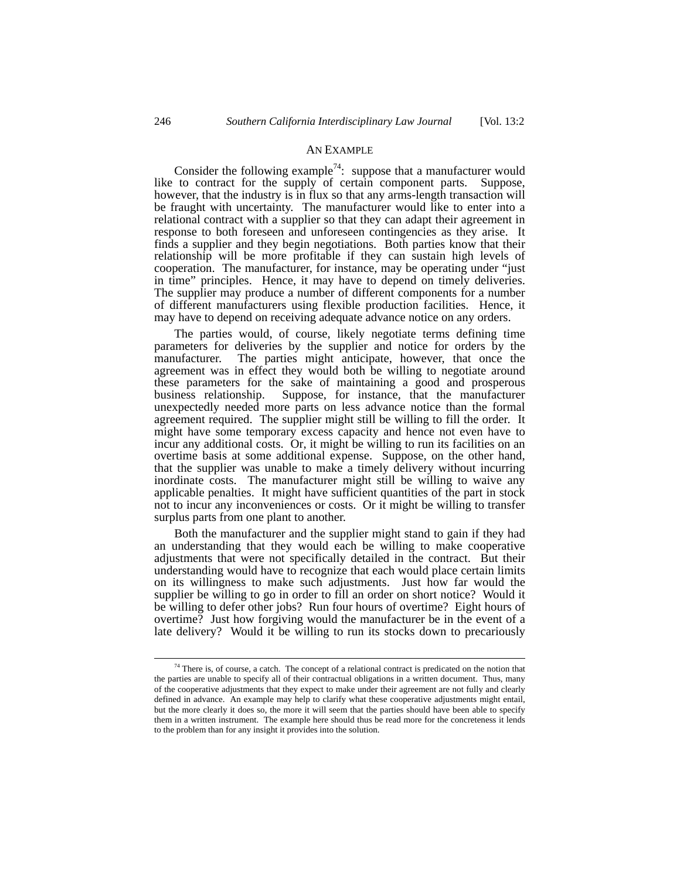## AN EXAMPLE

Consider the following example[74]: suppose that a manufacturer would like to contract for the supply of certain component parts. Suppose, however, that the industry is in flux so that any arms-length transaction will be fraught with uncertainty. The manufacturer would like to enter into a relational contract with a supplier so that they can adapt their agreement in response to both foreseen and unforeseen contingencies as they arise. It finds a supplier and they begin negotiations. Both parties know that their relationship will be more profitable if they can sustain high levels of cooperation. The manufacturer, for instance, may be operating under "just in time" principles. Hence, it may have to depend on timely deliveries. The supplier may produce a number of different components for a number of different manufacturers using flexible production facilities. Hence, it may have to depend on receiving adequate advance notice on any orders.

The parties would, of course, likely negotiate terms defining time parameters for deliveries by the supplier and notice for orders by the manufacturer. The parties might anticipate, however, that once the agreement was in effect they would both be willing to negotiate around these parameters for the sake of maintaining a good and prosperous business relationship. Suppose, for instance, that the manufacturer unexpectedly needed more parts on less advance notice than the formal agreement required. The supplier might still be willing to fill the order. It might have some temporary excess capacity and hence not even have to incur any additional costs. Or, it might be willing to run its facilities on an overtime basis at some additional expense. Suppose, on the other hand, that the supplier was unable to make a timely delivery without incurring inordinate costs. The manufacturer might still be willing to waive any applicable penalties. It might have sufficient quantities of the part in stock not to incur any inconveniences or costs. Or it might be willing to transfer surplus parts from one plant to another.

Both the manufacturer and the supplier might stand to gain if they had an understanding that they would each be willing to make cooperative adjustments that were not specifically detailed in the contract. But their understanding would have to recognize that each would place certain limits on its willingness to make such adjustments. Just how far would the supplier be willing to go in order to fill an order on short notice? Would it be willing to defer other jobs? Run four hours of overtime? Eight hours of overtime? Just how forgiving would the manufacturer be in the event of a late delivery? Would it be willing to run its stocks down to precariously

---

[74] There is, of course, a catch. The concept of a relational contract is predicated on the notion that the parties are unable to specify all of their contractual obligations in a written document. Thus, many of the cooperative adjustments that they expect to make under their agreement are not fully and clearly defined in advance. An example may help to clarify what these cooperative adjustments might entail, but the more clearly it does so, the more it will seem that the parties should have been able to specify them in a written instrument. The example here should thus be read more for the concreteness it lends to the problem than for any insight it provides into the solution.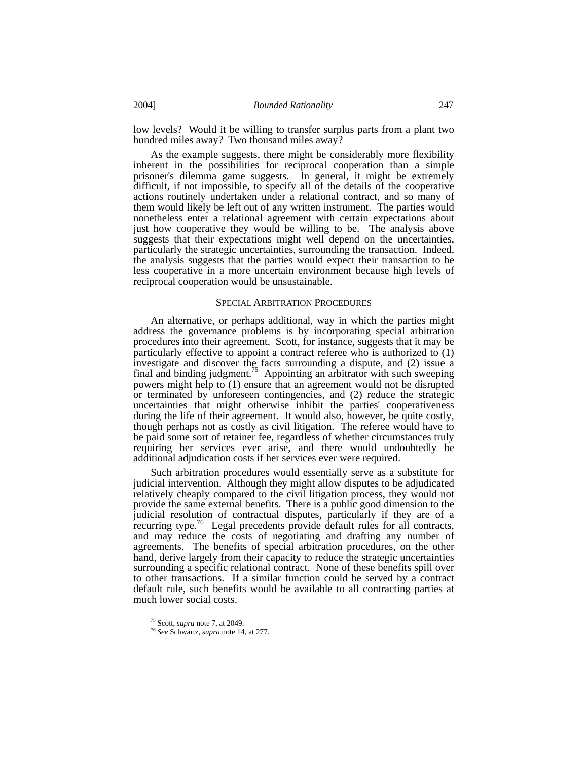low levels? Would it be willing to transfer surplus parts from a plant two hundred miles away? Two thousand miles away?

As the example suggests, there might be considerably more flexibility inherent in the possibilities for reciprocal cooperation than a simple prisoner's dilemma game suggests. In general, it might be extremely difficult, if not impossible, to specify all of the details of the cooperative actions routinely undertaken under a relational contract, and so many of them would likely be left out of any written instrument. The parties would nonetheless enter a relational agreement with certain expectations about just how cooperative they would be willing to be. The analysis above suggests that their expectations might well depend on the uncertainties, particularly the strategic uncertainties, surrounding the transaction. Indeed, the analysis suggests that the parties would expect their transaction to be less cooperative in a more uncertain environment because high levels of reciprocal cooperation would be unsustainable.

## SPECIAL ARBITRATION PROCEDURES

An alternative, or perhaps additional, way in which the parties might address the governance problems is by incorporating special arbitration procedures into their agreement. Scott, for instance, suggests that it may be particularly effective to appoint a contract referee who is authorized to (1) investigate and discover the facts surrounding a dispute, and (2) issue a final and binding judgment.[75] Appointing an arbitrator with such sweeping powers might help to (1) ensure that an agreement would not be disrupted or terminated by unforeseen contingencies, and (2) reduce the strategic uncertainties that might otherwise inhibit the parties' cooperativeness during the life of their agreement. It would also, however, be quite costly, though perhaps not as costly as civil litigation. The referee would have to be paid some sort of retainer fee, regardless of whether circumstances truly requiring her services ever arise, and there would undoubtedly be additional adjudication costs if her services ever were required.

Such arbitration procedures would essentially serve as a substitute for judicial intervention. Although they might allow disputes to be adjudicated relatively cheaply compared to the civil litigation process, they would not provide the same external benefits. There is a public good dimension to the judicial resolution of contractual disputes, particularly if they are of a recurring type.[76] Legal precedents provide default rules for all contracts, and may reduce the costs of negotiating and drafting any number of agreements. The benefits of special arbitration procedures, on the other hand, derive largely from their capacity to reduce the strategic uncertainties surrounding a specific relational contract. None of these benefits spill over to other transactions. If a similar function could be served by a contract default rule, such benefits would be available to all contracting parties at much lower social costs.

---

[75] Scott, *supra* note 7, at 2049.

[76] *See* Schwartz, *supra* note 14, at 277.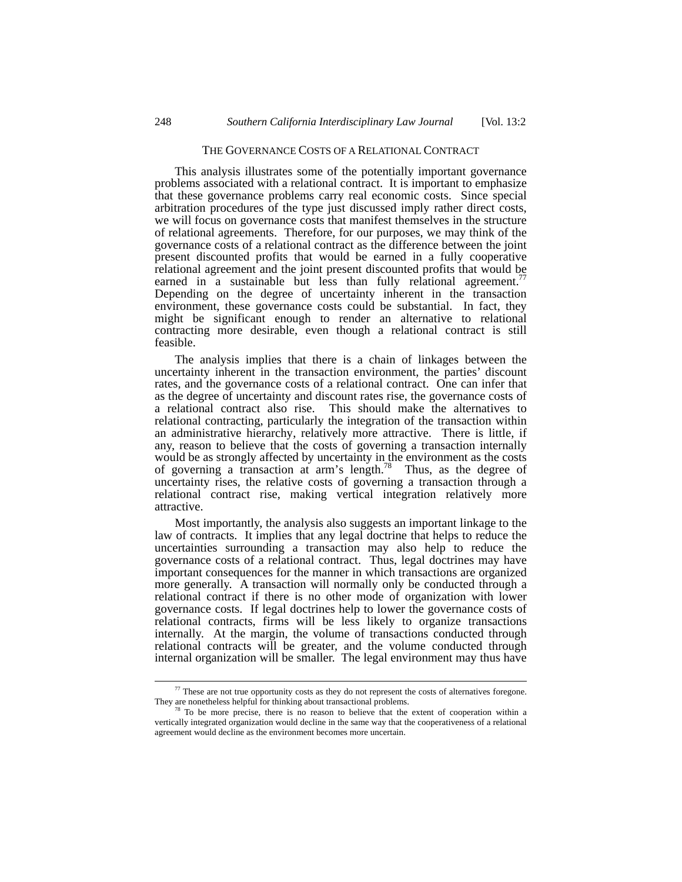## THE GOVERNANCE COSTS OF A RELATIONAL CONTRACT

This analysis illustrates some of the potentially important governance problems associated with a relational contract. It is important to emphasize that these governance problems carry real economic costs. Since special arbitration procedures of the type just discussed imply rather direct costs, we will focus on governance costs that manifest themselves in the structure of relational agreements. Therefore, for our purposes, we may think of the governance costs of a relational contract as the difference between the joint present discounted profits that would be earned in a fully cooperative relational agreement and the joint present discounted profits that would be earned in a sustainable but less than fully relational agreement.[77] Depending on the degree of uncertainty inherent in the transaction environment, these governance costs could be substantial. In fact, they might be significant enough to render an alternative to relational contracting more desirable, even though a relational contract is still feasible.

The analysis implies that there is a chain of linkages between the uncertainty inherent in the transaction environment, the parties' discount rates, and the governance costs of a relational contract. One can infer that as the degree of uncertainty and discount rates rise, the governance costs of a relational contract also rise. This should make the alternatives to relational contracting, particularly the integration of the transaction within an administrative hierarchy, relatively more attractive. There is little, if any, reason to believe that the costs of governing a transaction internally would be as strongly affected by uncertainty in the environment as the costs of governing a transaction at arm's length.[78] Thus, as the degree of uncertainty rises, the relative costs of governing a transaction through a relational contract rise, making vertical integration relatively more attractive.

Most importantly, the analysis also suggests an important linkage to the law of contracts. It implies that any legal doctrine that helps to reduce the uncertainties surrounding a transaction may also help to reduce the governance costs of a relational contract. Thus, legal doctrines may have important consequences for the manner in which transactions are organized more generally. A transaction will normally only be conducted through a relational contract if there is no other mode of organization with lower governance costs. If legal doctrines help to lower the governance costs of relational contracts, firms will be less likely to organize transactions internally. At the margin, the volume of transactions conducted through relational contracts will be greater, and the volume conducted through internal organization will be smaller. The legal environment may thus have

---

[77] These are not true opportunity costs as they do not represent the costs of alternatives foregone. They are nonetheless helpful for thinking about transactional problems.

[78] To be more precise, there is no reason to believe that the extent of cooperation within a vertically integrated organization would decline in the same way that the cooperativeness of a relational agreement would decline as the environment becomes more uncertain.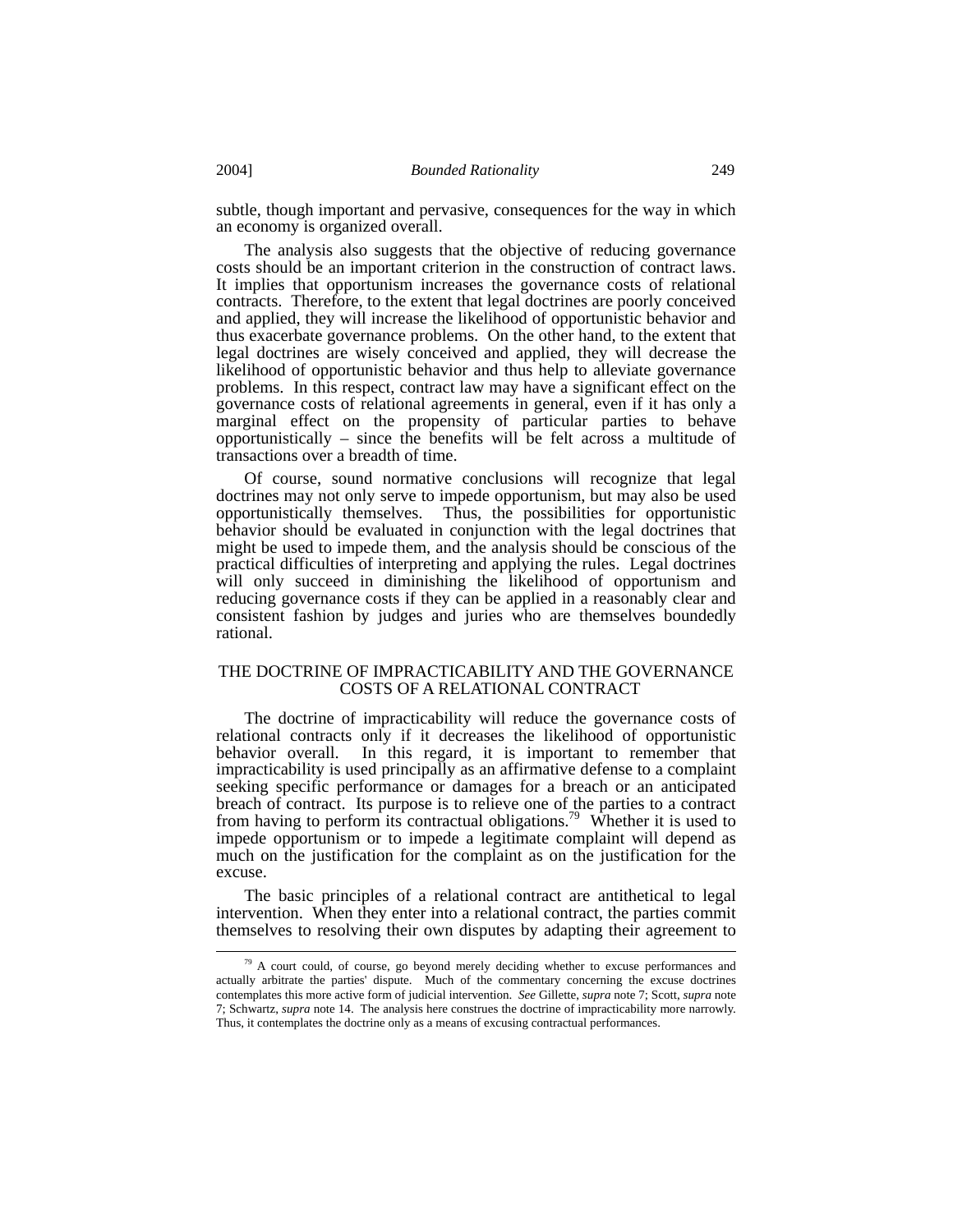subtle, though important and pervasive, consequences for the way in which an economy is organized overall.

The analysis also suggests that the objective of reducing governance costs should be an important criterion in the construction of contract laws. It implies that opportunism increases the governance costs of relational contracts. Therefore, to the extent that legal doctrines are poorly conceived and applied, they will increase the likelihood of opportunistic behavior and thus exacerbate governance problems. On the other hand, to the extent that legal doctrines are wisely conceived and applied, they will decrease the likelihood of opportunistic behavior and thus help to alleviate governance problems. In this respect, contract law may have a significant effect on the governance costs of relational agreements in general, even if it has only a marginal effect on the propensity of particular parties to behave opportunistically – since the benefits will be felt across a multitude of transactions over a breadth of time.

Of course, sound normative conclusions will recognize that legal doctrines may not only serve to impede opportunism, but may also be used opportunistically themselves. Thus, the possibilities for opportunistic behavior should be evaluated in conjunction with the legal doctrines that might be used to impede them, and the analysis should be conscious of the practical difficulties of interpreting and applying the rules. Legal doctrines will only succeed in diminishing the likelihood of opportunism and reducing governance costs if they can be applied in a reasonably clear and consistent fashion by judges and juries who are themselves boundedly rational.

## THE DOCTRINE OF IMPRACTICABILITY AND THE GOVERNANCE COSTS OF A RELATIONAL CONTRACT

The doctrine of impracticability will reduce the governance costs of relational contracts only if it decreases the likelihood of opportunistic behavior overall. In this regard, it is important to remember that impracticability is used principally as an affirmative defense to a complaint seeking specific performance or damages for a breach or an anticipated breach of contract. Its purpose is to relieve one of the parties to a contract from having to perform its contractual obligations.[79] Whether it is used to impede opportunism or to impede a legitimate complaint will depend as much on the justification for the complaint as on the justification for the excuse.

The basic principles of a relational contract are antithetical to legal intervention. When they enter into a relational contract, the parties commit themselves to resolving their own disputes by adapting their agreement to

[79] A court could, of course, go beyond merely deciding whether to excuse performances and actually arbitrate the parties' dispute. Much of the commentary concerning the excuse doctrines contemplates this more active form of judicial intervention. *See* Gillette, *supra* note 7; Scott, *supra* note 7; Schwartz, *supra* note 14. The analysis here construes the doctrine of impracticability more narrowly. Thus, it contemplates the doctrine only as a means of excusing contractual performances.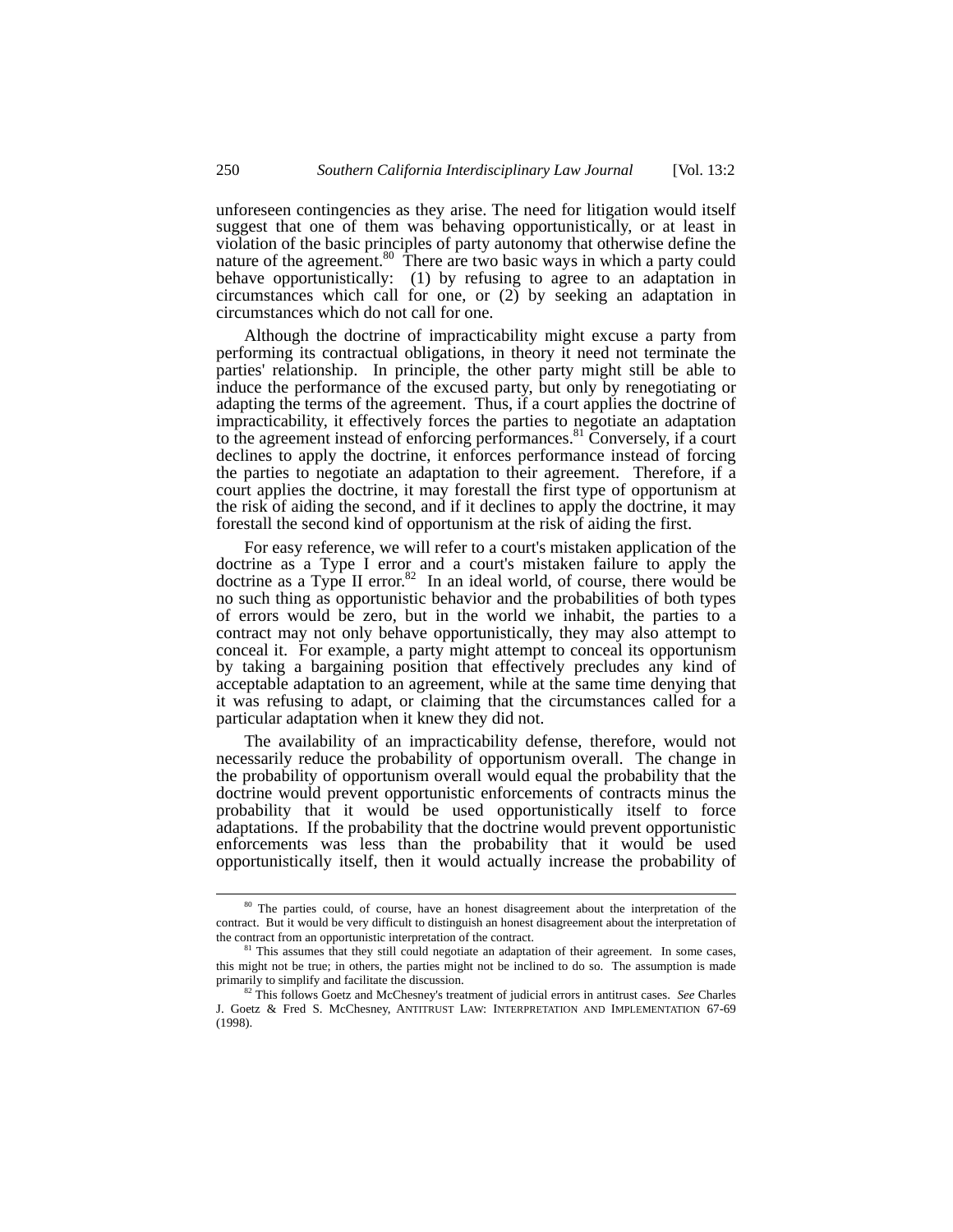unforeseen contingencies as they arise. The need for litigation would itself suggest that one of them was behaving opportunistically, or at least in violation of the basic principles of party autonomy that otherwise define the nature of the agreement.[80] There are two basic ways in which a party could behave opportunistically: (1) by refusing to agree to an adaptation in circumstances which call for one, or (2) by seeking an adaptation in circumstances which do not call for one.

Although the doctrine of impracticability might excuse a party from performing its contractual obligations, in theory it need not terminate the parties' relationship. In principle, the other party might still be able to induce the performance of the excused party, but only by renegotiating or adapting the terms of the agreement. Thus, if a court applies the doctrine of impracticability, it effectively forces the parties to negotiate an adaptation to the agreement instead of enforcing performances.[81] Conversely, if a court declines to apply the doctrine, it enforces performance instead of forcing the parties to negotiate an adaptation to their agreement. Therefore, if a court applies the doctrine, it may forestall the first type of opportunism at the risk of aiding the second, and if it declines to apply the doctrine, it may forestall the second kind of opportunism at the risk of aiding the first.

For easy reference, we will refer to a court's mistaken application of the doctrine as a Type I error and a court's mistaken failure to apply the doctrine as a Type II error.[82] In an ideal world, of course, there would be no such thing as opportunistic behavior and the probabilities of both types of errors would be zero, but in the world we inhabit, the parties to a contract may not only behave opportunistically, they may also attempt to conceal it. For example, a party might attempt to conceal its opportunism by taking a bargaining position that effectively precludes any kind of acceptable adaptation to an agreement, while at the same time denying that it was refusing to adapt, or claiming that the circumstances called for a particular adaptation when it knew they did not.

The availability of an impracticability defense, therefore, would not necessarily reduce the probability of opportunism overall. The change in the probability of opportunism overall would equal the probability that the doctrine would prevent opportunistic enforcements of contracts minus the probability that it would be used opportunistically itself to force adaptations. If the probability that the doctrine would prevent opportunistic enforcements was less than the probability that it would be used opportunistically itself, then it would actually increase the probability of

---

[80] The parties could, of course, have an honest disagreement about the interpretation of the contract. But it would be very difficult to distinguish an honest disagreement about the interpretation of the contract from an opportunistic interpretation of the contract.

[81] This assumes that they still could negotiate an adaptation of their agreement. In some cases, this might not be true; in others, the parties might not be inclined to do so. The assumption is made primarily to simplify and facilitate the discussion.

[82] This follows Goetz and McChesney's treatment of judicial errors in antitrust cases. *See* Charles J. Goetz & Fred S. McChesney, ANTITRUST LAW: INTERPRETATION AND IMPLEMENTATION 67-69 (1998).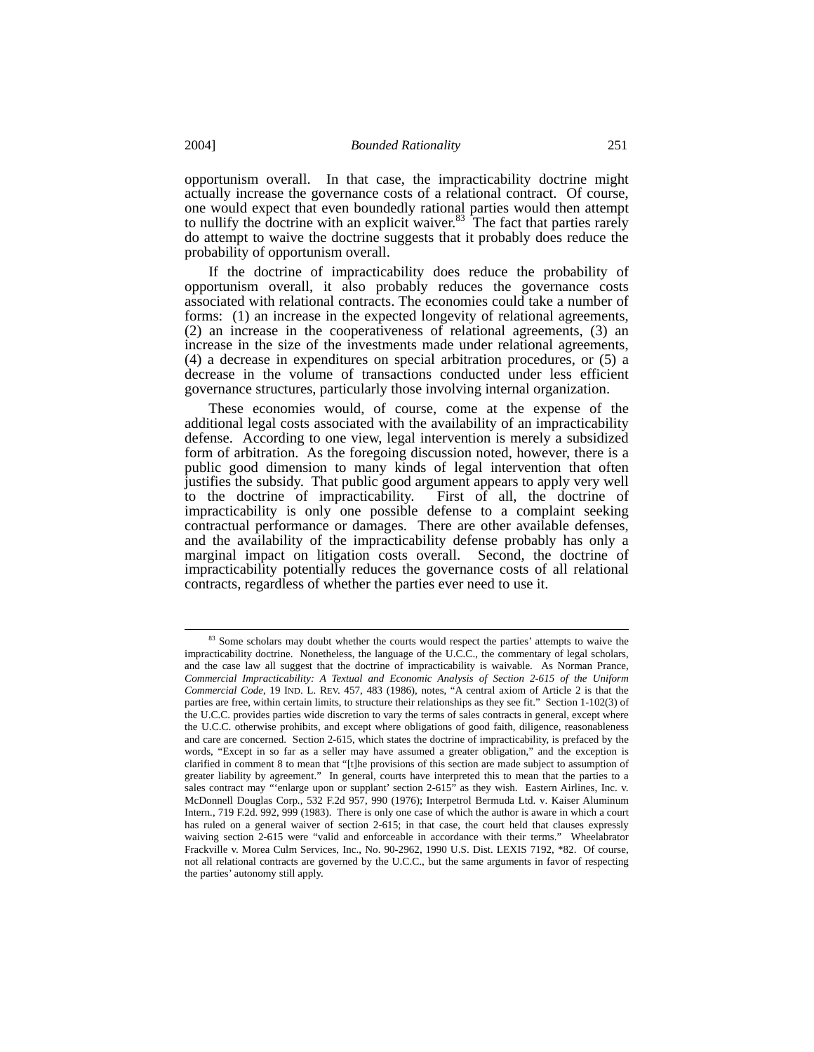opportunism overall. In that case, the impracticability doctrine might actually increase the governance costs of a relational contract. Of course, one would expect that even boundedly rational parties would then attempt to nullify the doctrine with an explicit waiver.[83] The fact that parties rarely do attempt to waive the doctrine suggests that it probably does reduce the probability of opportunism overall.

If the doctrine of impracticability does reduce the probability of opportunism overall, it also probably reduces the governance costs associated with relational contracts. The economies could take a number of forms: (1) an increase in the expected longevity of relational agreements, (2) an increase in the cooperativeness of relational agreements, (3) an increase in the size of the investments made under relational agreements, (4) a decrease in expenditures on special arbitration procedures, or (5) a decrease in the volume of transactions conducted under less efficient governance structures, particularly those involving internal organization.

These economies would, of course, come at the expense of the additional legal costs associated with the availability of an impracticability defense. According to one view, legal intervention is merely a subsidized form of arbitration. As the foregoing discussion noted, however, there is a public good dimension to many kinds of legal intervention that often justifies the subsidy. That public good argument appears to apply very well to the doctrine of impracticability. First of all, the doctrine of impracticability is only one possible defense to a complaint seeking contractual performance or damages. There are other available defenses, and the availability of the impracticability defense probably has only a marginal impact on litigation costs overall. Second, the doctrine of impracticability potentially reduces the governance costs of all relational contracts, regardless of whether the parties ever need to use it.

---

[83] Some scholars may doubt whether the courts would respect the parties' attempts to waive the impracticability doctrine. Nonetheless, the language of the U.C.C., the commentary of legal scholars, and the case law all suggest that the doctrine of impracticability is waivable. As Norman Prance, *Commercial Impracticability: A Textual and Economic Analysis of Section 2-615 of the Uniform Commercial Code*, 19 IND. L. REV. 457, 483 (1986), notes, "A central axiom of Article 2 is that the parties are free, within certain limits, to structure their relationships as they see fit." Section 1-102(3) of the U.C.C. provides parties wide discretion to vary the terms of sales contracts in general, except where the U.C.C. otherwise prohibits, and except where obligations of good faith, diligence, reasonableness and care are concerned. Section 2-615, which states the doctrine of impracticability, is prefaced by the words, "Except in so far as a seller may have assumed a greater obligation," and the exception is clarified in comment 8 to mean that "[t]he provisions of this section are made subject to assumption of greater liability by agreement." In general, courts have interpreted this to mean that the parties to a sales contract may "'enlarge upon or supplant' section 2-615" as they wish. Eastern Airlines, Inc. v. McDonnell Douglas Corp., 532 F.2d 957, 990 (1976); Interpetrol Bermuda Ltd. v. Kaiser Aluminum Intern., 719 F.2d. 992, 999 (1983). There is only one case of which the author is aware in which a court has ruled on a general waiver of section 2-615; in that case, the court held that clauses expressly waiving section 2-615 were "valid and enforceable in accordance with their terms." Wheelabrator Frackville v. Morea Culm Services, Inc., No. 90-2962, 1990 U.S. Dist. LEXIS 7192, *82. Of course, not all relational contracts are governed by the U.C.C., but the same arguments in favor of respecting the parties' autonomy still apply.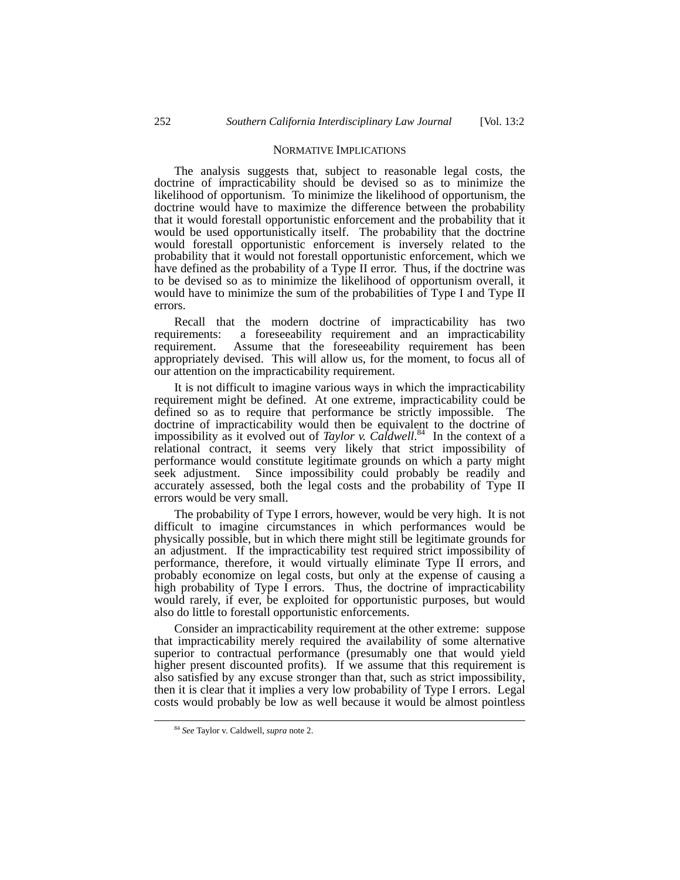## NORMATIVE IMPLICATIONS

The analysis suggests that, subject to reasonable legal costs, the doctrine of impracticability should be devised so as to minimize the likelihood of opportunism. To minimize the likelihood of opportunism, the doctrine would have to maximize the difference between the probability that it would forestall opportunistic enforcement and the probability that it would be used opportunistically itself. The probability that the doctrine would forestall opportunistic enforcement is inversely related to the probability that it would not forestall opportunistic enforcement, which we have defined as the probability of a Type II error. Thus, if the doctrine was to be devised so as to minimize the likelihood of opportunism overall, it would have to minimize the sum of the probabilities of Type I and Type II errors.

Recall that the modern doctrine of impracticability has two requirements: a foreseeability requirement and an impracticability requirement. Assume that the foreseeability requirement has been appropriately devised. This will allow us, for the moment, to focus all of our attention on the impracticability requirement.

It is not difficult to imagine various ways in which the impracticability requirement might be defined. At one extreme, impracticability could be defined so as to require that performance be strictly impossible. The doctrine of impracticability would then be equivalent to the doctrine of impossibility as it evolved out of *Taylor v. Caldwell*.[84] In the context of a relational contract, it seems very likely that strict impossibility of performance would constitute legitimate grounds on which a party might seek adjustment. Since impossibility could probably be readily and accurately assessed, both the legal costs and the probability of Type II errors would be very small.

The probability of Type I errors, however, would be very high. It is not difficult to imagine circumstances in which performances would be physically possible, but in which there might still be legitimate grounds for an adjustment. If the impracticability test required strict impossibility of performance, therefore, it would virtually eliminate Type II errors, and probably economize on legal costs, but only at the expense of causing a high probability of Type I errors. Thus, the doctrine of impracticability would rarely, if ever, be exploited for opportunistic purposes, but would also do little to forestall opportunistic enforcements.

Consider an impracticability requirement at the other extreme: suppose that impracticability merely required the availability of some alternative superior to contractual performance (presumably one that would yield higher present discounted profits). If we assume that this requirement is also satisfied by any excuse stronger than that, such as strict impossibility, then it is clear that it implies a very low probability of Type I errors. Legal costs would probably be low as well because it would be almost pointless

---

[84] *See* Taylor v. Caldwell, *supra* note 2.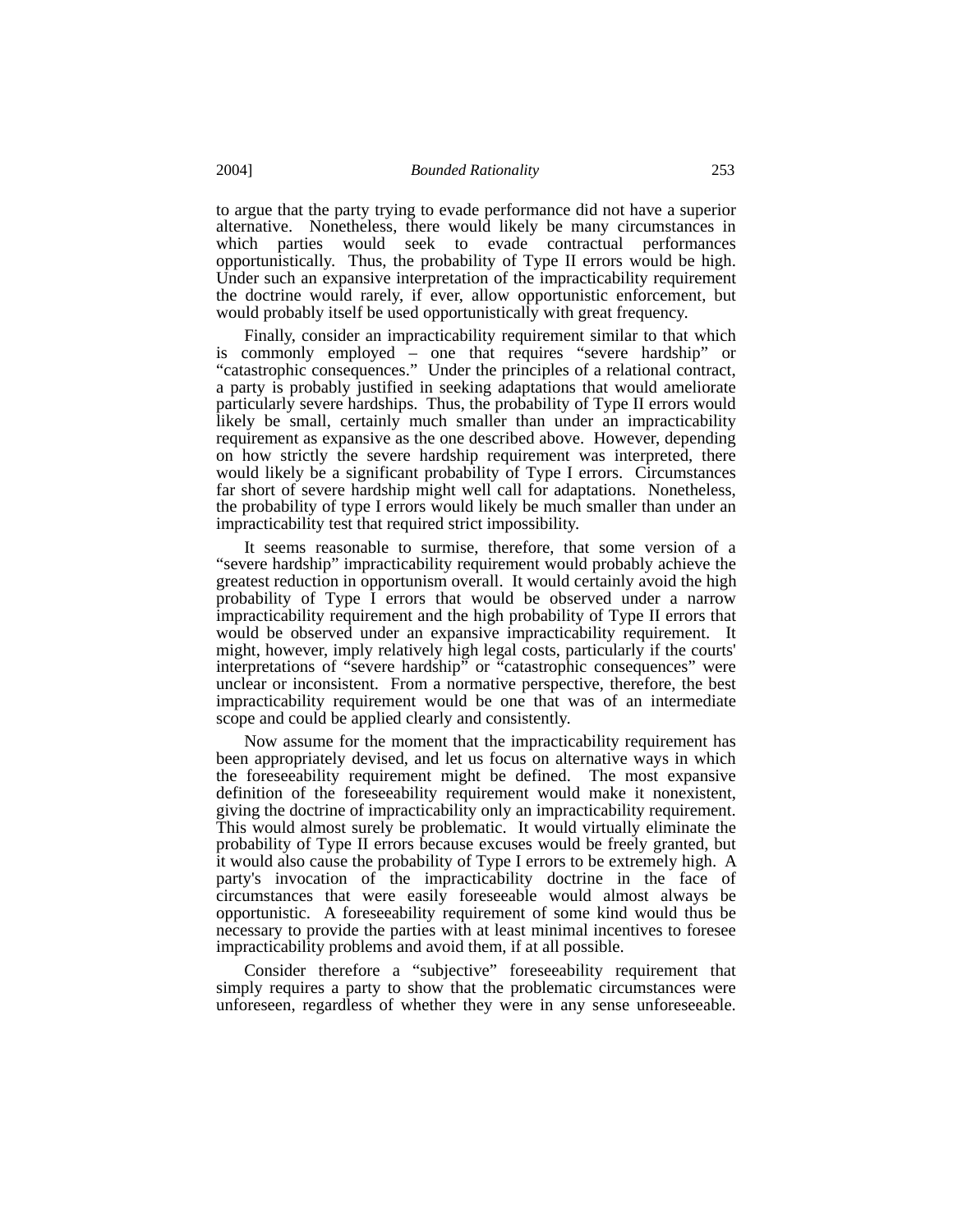to argue that the party trying to evade performance did not have a superior alternative. Nonetheless, there would likely be many circumstances in which parties would seek to evade contractual performances opportunistically. Thus, the probability of Type II errors would be high. Under such an expansive interpretation of the impracticability requirement the doctrine would rarely, if ever, allow opportunistic enforcement, but would probably itself be used opportunistically with great frequency.

Finally, consider an impracticability requirement similar to that which is commonly employed – one that requires "severe hardship" or "catastrophic consequences." Under the principles of a relational contract, a party is probably justified in seeking adaptations that would ameliorate particularly severe hardships. Thus, the probability of Type II errors would likely be small, certainly much smaller than under an impracticability requirement as expansive as the one described above. However, depending on how strictly the severe hardship requirement was interpreted, there would likely be a significant probability of Type I errors. Circumstances far short of severe hardship might well call for adaptations. Nonetheless, the probability of type I errors would likely be much smaller than under an impracticability test that required strict impossibility.

It seems reasonable to surmise, therefore, that some version of a "severe hardship" impracticability requirement would probably achieve the greatest reduction in opportunism overall. It would certainly avoid the high probability of Type I errors that would be observed under a narrow impracticability requirement and the high probability of Type II errors that would be observed under an expansive impracticability requirement. It might, however, imply relatively high legal costs, particularly if the courts' interpretations of "severe hardship" or "catastrophic consequences" were unclear or inconsistent. From a normative perspective, therefore, the best impracticability requirement would be one that was of an intermediate scope and could be applied clearly and consistently.

Now assume for the moment that the impracticability requirement has been appropriately devised, and let us focus on alternative ways in which the foreseeability requirement might be defined. The most expansive definition of the foreseeability requirement would make it nonexistent, giving the doctrine of impracticability only an impracticability requirement. This would almost surely be problematic. It would virtually eliminate the probability of Type II errors because excuses would be freely granted, but it would also cause the probability of Type I errors to be extremely high. A party's invocation of the impracticability doctrine in the face of circumstances that were easily foreseeable would almost always be opportunistic. A foreseeability requirement of some kind would thus be necessary to provide the parties with at least minimal incentives to foresee impracticability problems and avoid them, if at all possible.

Consider therefore a "subjective" foreseeability requirement that simply requires a party to show that the problematic circumstances were unforeseen, regardless of whether they were in any sense unforeseeable.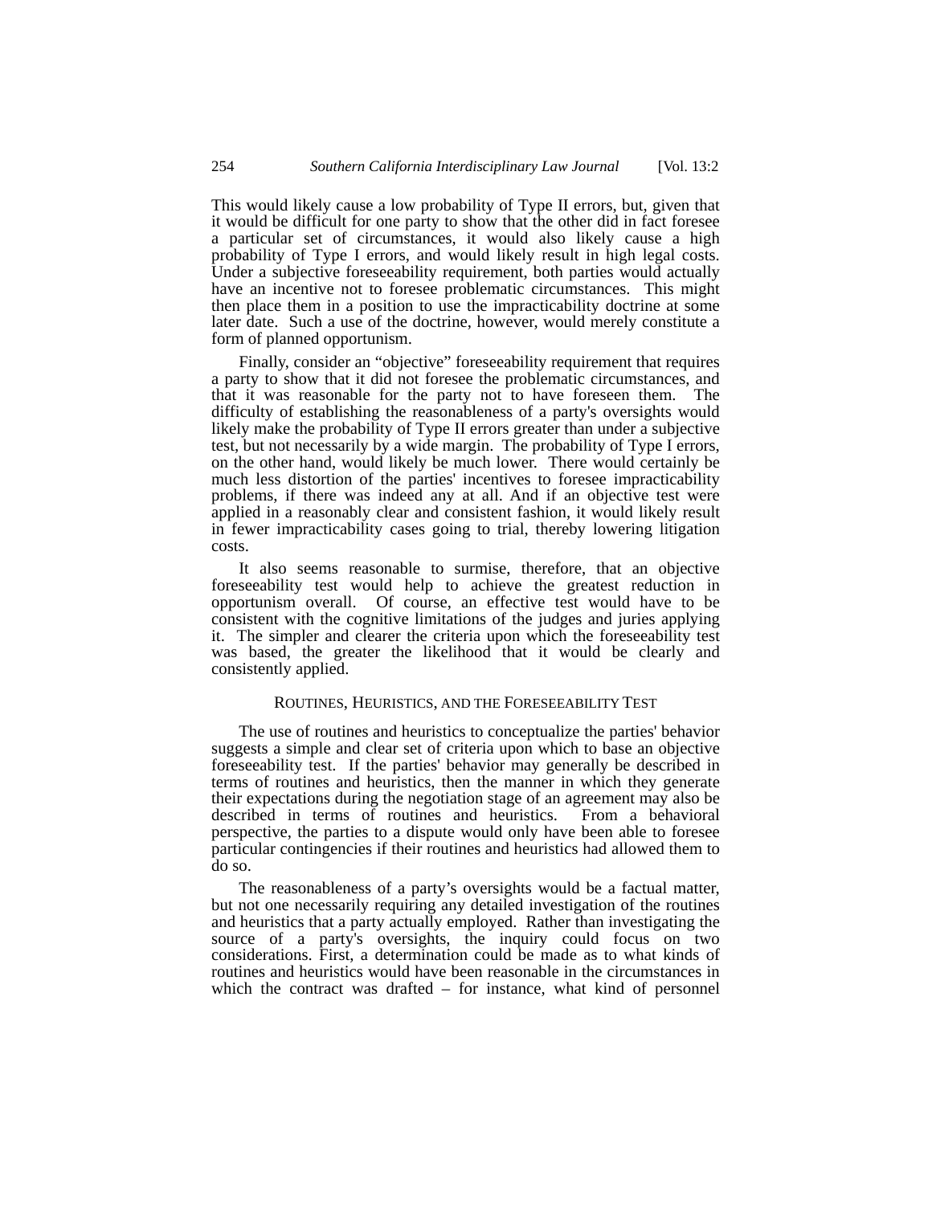This would likely cause a low probability of Type II errors, but, given that it would be difficult for one party to show that the other did in fact foresee a particular set of circumstances, it would also likely cause a high probability of Type I errors, and would likely result in high legal costs. Under a subjective foreseeability requirement, both parties would actually have an incentive not to foresee problematic circumstances. This might then place them in a position to use the impracticability doctrine at some later date. Such a use of the doctrine, however, would merely constitute a form of planned opportunism.

Finally, consider an "objective" foreseeability requirement that requires a party to show that it did not foresee the problematic circumstances, and that it was reasonable for the party not to have foreseen them. The difficulty of establishing the reasonableness of a party's oversights would likely make the probability of Type II errors greater than under a subjective test, but not necessarily by a wide margin. The probability of Type I errors, on the other hand, would likely be much lower. There would certainly be much less distortion of the parties' incentives to foresee impracticability problems, if there was indeed any at all. And if an objective test were applied in a reasonably clear and consistent fashion, it would likely result in fewer impracticability cases going to trial, thereby lowering litigation costs.

It also seems reasonable to surmise, therefore, that an objective foreseeability test would help to achieve the greatest reduction in opportunism overall. Of course, an effective test would have to be consistent with the cognitive limitations of the judges and juries applying it. The simpler and clearer the criteria upon which the foreseeability test was based, the greater the likelihood that it would be clearly and consistently applied.

## ROUTINES, HEURISTICS, AND THE FORESEEABILITY TEST

The use of routines and heuristics to conceptualize the parties' behavior suggests a simple and clear set of criteria upon which to base an objective foreseeability test. If the parties' behavior may generally be described in terms of routines and heuristics, then the manner in which they generate their expectations during the negotiation stage of an agreement may also be described in terms of routines and heuristics. From a behavioral perspective, the parties to a dispute would only have been able to foresee particular contingencies if their routines and heuristics had allowed them to do so.

The reasonableness of a party's oversights would be a factual matter, but not one necessarily requiring any detailed investigation of the routines and heuristics that a party actually employed. Rather than investigating the source of a party's oversights, the inquiry could focus on two considerations. First, a determination could be made as to what kinds of routines and heuristics would have been reasonable in the circumstances in which the contract was drafted – for instance, what kind of personnel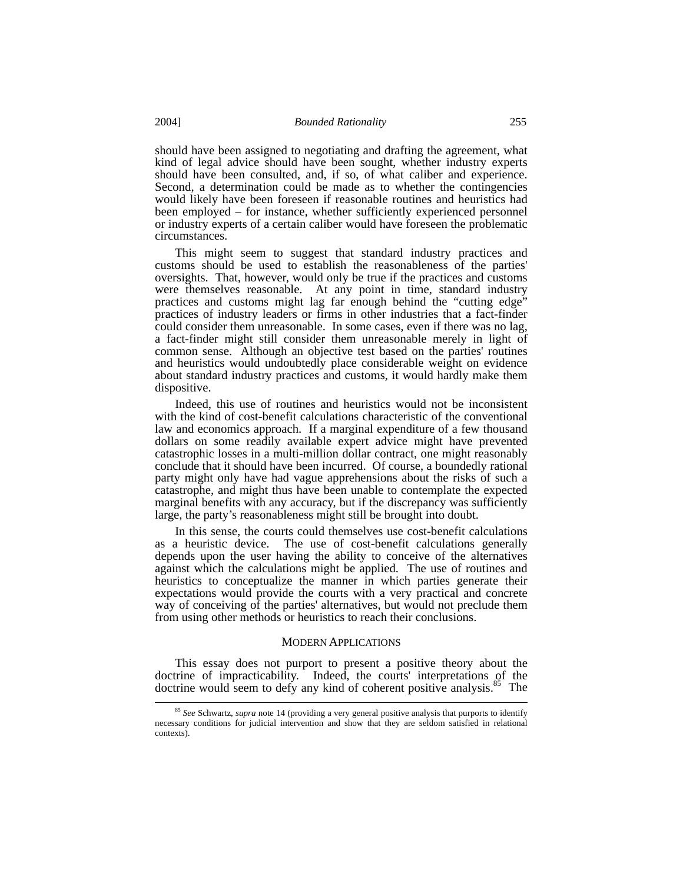should have been assigned to negotiating and drafting the agreement, what kind of legal advice should have been sought, whether industry experts should have been consulted, and, if so, of what caliber and experience. Second, a determination could be made as to whether the contingencies would likely have been foreseen if reasonable routines and heuristics had been employed – for instance, whether sufficiently experienced personnel or industry experts of a certain caliber would have foreseen the problematic circumstances.

This might seem to suggest that standard industry practices and customs should be used to establish the reasonableness of the parties' oversights. That, however, would only be true if the practices and customs were themselves reasonable. At any point in time, standard industry practices and customs might lag far enough behind the "cutting edge" practices of industry leaders or firms in other industries that a fact-finder could consider them unreasonable. In some cases, even if there was no lag, a fact-finder might still consider them unreasonable merely in light of common sense. Although an objective test based on the parties' routines and heuristics would undoubtedly place considerable weight on evidence about standard industry practices and customs, it would hardly make them dispositive.

Indeed, this use of routines and heuristics would not be inconsistent with the kind of cost-benefit calculations characteristic of the conventional law and economics approach. If a marginal expenditure of a few thousand dollars on some readily available expert advice might have prevented catastrophic losses in a multi-million dollar contract, one might reasonably conclude that it should have been incurred. Of course, a boundedly rational party might only have had vague apprehensions about the risks of such a catastrophe, and might thus have been unable to contemplate the expected marginal benefits with any accuracy, but if the discrepancy was sufficiently large, the party's reasonableness might still be brought into doubt.

In this sense, the courts could themselves use cost-benefit calculations as a heuristic device. The use of cost-benefit calculations generally depends upon the user having the ability to conceive of the alternatives against which the calculations might be applied. The use of routines and heuristics to conceptualize the manner in which parties generate their expectations would provide the courts with a very practical and concrete way of conceiving of the parties' alternatives, but would not preclude them from using other methods or heuristics to reach their conclusions.

## MODERN APPLICATIONS

This essay does not purport to present a positive theory about the doctrine of impracticability. Indeed, the courts' interpretations of the doctrine would seem to defy any kind of coherent positive analysis.[85] The

[85] *See* Schwartz, *supra* note 14 (providing a very general positive analysis that purports to identify necessary conditions for judicial intervention and show that they are seldom satisfied in relational contexts).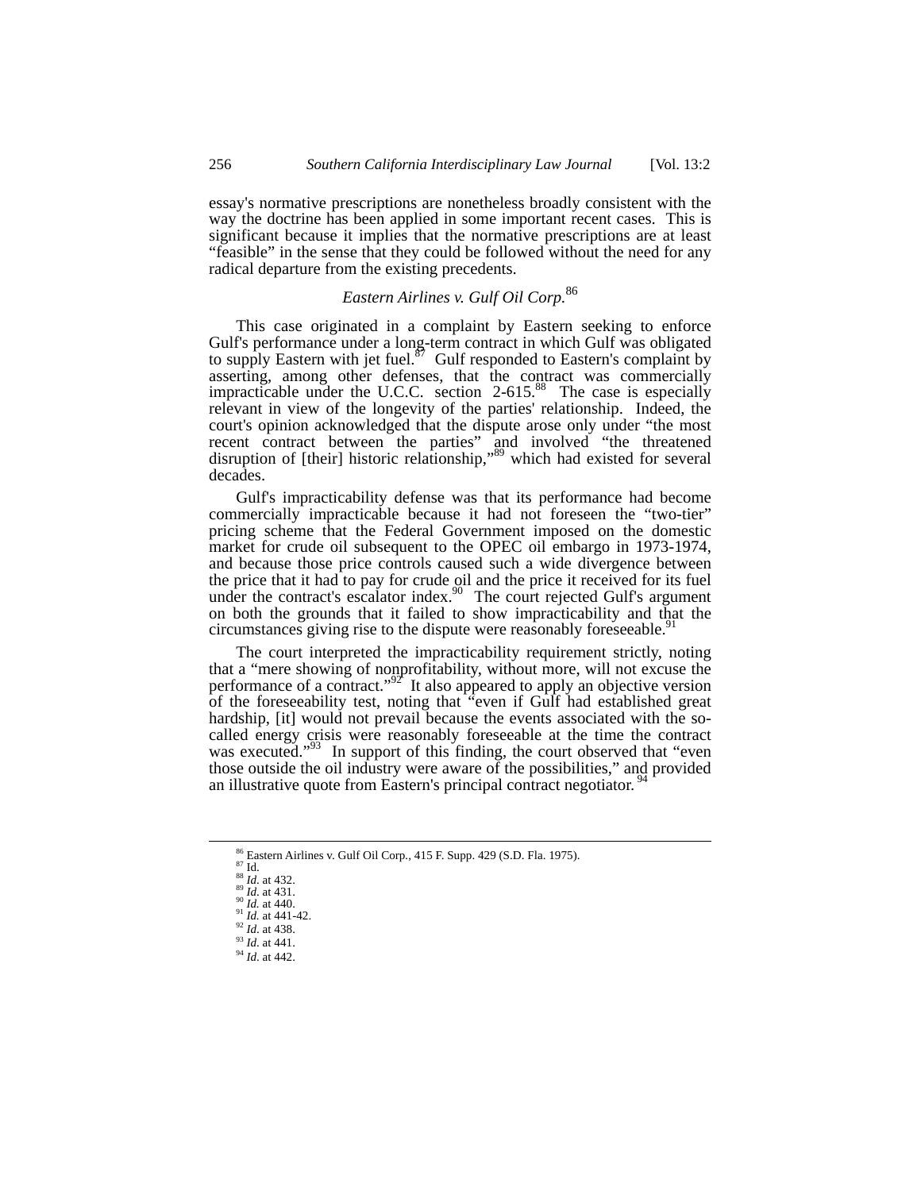essay's normative prescriptions are nonetheless broadly consistent with the way the doctrine has been applied in some important recent cases. This is significant because it implies that the normative prescriptions are at least "feasible" in the sense that they could be followed without the need for any radical departure from the existing precedents.

### *Eastern Airlines v. Gulf Oil Corp.*[86]

This case originated in a complaint by Eastern seeking to enforce Gulf's performance under a long-term contract in which Gulf was obligated to supply Eastern with jet fuel.[87] Gulf responded to Eastern's complaint by asserting, among other defenses, that the contract was commercially impracticable under the U.C.C. section 2-615.[88] The case is especially relevant in view of the longevity of the parties' relationship. Indeed, the court's opinion acknowledged that the dispute arose only under "the most recent contract between the parties" and involved "the threatened disruption of [their] historic relationship,"[89] which had existed for several decades.

Gulf's impracticability defense was that its performance had become commercially impracticable because it had not foreseen the "two-tier" pricing scheme that the Federal Government imposed on the domestic market for crude oil subsequent to the OPEC oil embargo in 1973-1974, and because those price controls caused such a wide divergence between the price that it had to pay for crude oil and the price it received for its fuel under the contract's escalator index.[90] The court rejected Gulf's argument on both the grounds that it failed to show impracticability and that the circumstances giving rise to the dispute were reasonably foreseeable.[91]

The court interpreted the impracticability requirement strictly, noting that a "mere showing of nonprofitability, without more, will not excuse the performance of a contract."[92] It also appeared to apply an objective version of the foreseeability test, noting that "even if Gulf had established great hardship, [it] would not prevail because the events associated with the so-called energy crisis were reasonably foreseeable at the time the contract was executed."[93] In support of this finding, the court observed that "even those outside the oil industry were aware of the possibilities," and provided an illustrative quote from Eastern's principal contract negotiator.[94]

---

[86] Eastern Airlines v. Gulf Oil Corp., 415 F. Supp. 429 (S.D. Fla. 1975).
[87] Id.
[88] *Id*. at 432.
[89] *Id*. at 431.
[90] *Id.* at 440.
[91] *Id.* at 441-42.
[92] *Id*. at 438.
[93] *Id*. at 441.
[94] *Id*. at 442.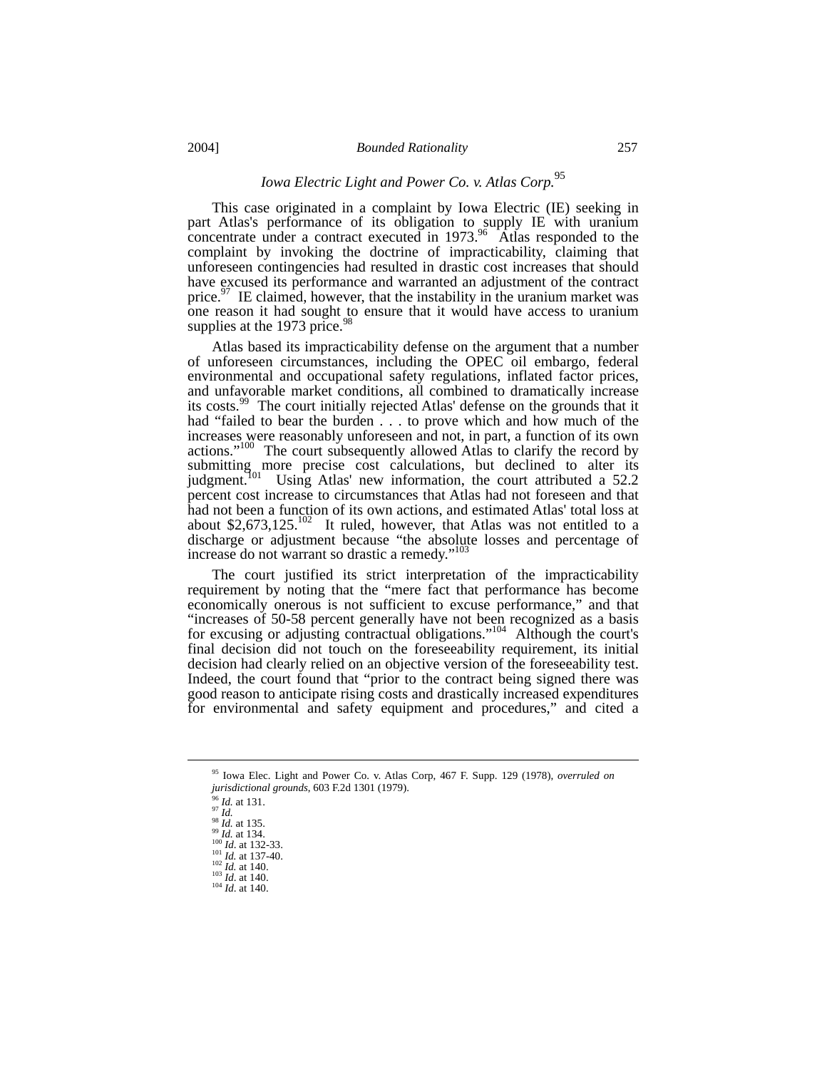### *Iowa Electric Light and Power Co. v. Atlas Corp.*[95]

This case originated in a complaint by Iowa Electric (IE) seeking in part Atlas's performance of its obligation to supply IE with uranium concentrate under a contract executed in 1973.[96] Atlas responded to the complaint by invoking the doctrine of impracticability, claiming that unforeseen contingencies had resulted in drastic cost increases that should have excused its performance and warranted an adjustment of the contract price.[97] IE claimed, however, that the instability in the uranium market was one reason it had sought to ensure that it would have access to uranium supplies at the 1973 price.[98]

Atlas based its impracticability defense on the argument that a number of unforeseen circumstances, including the OPEC oil embargo, federal environmental and occupational safety regulations, inflated factor prices, and unfavorable market conditions, all combined to dramatically increase its costs.[99] The court initially rejected Atlas' defense on the grounds that it had "failed to bear the burden . . . to prove which and how much of the increases were reasonably unforeseen and not, in part, a function of its own actions."[100] The court subsequently allowed Atlas to clarify the record by submitting more precise cost calculations, but declined to alter its judgment.[101] Using Atlas' new information, the court attributed a 52.2 percent cost increase to circumstances that Atlas had not foreseen and that had not been a function of its own actions, and estimated Atlas' total loss at about $2,673,125.[102] It ruled, however, that Atlas was not entitled to a discharge or adjustment because "the absolute losses and percentage of increase do not warrant so drastic a remedy."[103]

The court justified its strict interpretation of the impracticability requirement by noting that the "mere fact that performance has become economically onerous is not sufficient to excuse performance," and that "increases of 50-58 percent generally have not been recognized as a basis for excusing or adjusting contractual obligations."[104] Although the court's final decision did not touch on the foreseeability requirement, its initial decision had clearly relied on an objective version of the foreseeability test. Indeed, the court found that "prior to the contract being signed there was good reason to anticipate rising costs and drastically increased expenditures for environmental and safety equipment and procedures," and cited a

---

[95] Iowa Elec. Light and Power Co. v. Atlas Corp, 467 F. Supp. 129 (1978), *overruled on jurisdictional grounds*, 603 F.2d 1301 (1979).
[96] *Id.* at 131.
[97] *Id.*
[98] *Id.* at 135.
[99] *Id.* at 134.
[100] *Id*. at 132-33.
[101] *Id.* at 137-40.
[102] *Id.* at 140.
[103] *Id*. at 140.
[104] *Id*. at 140.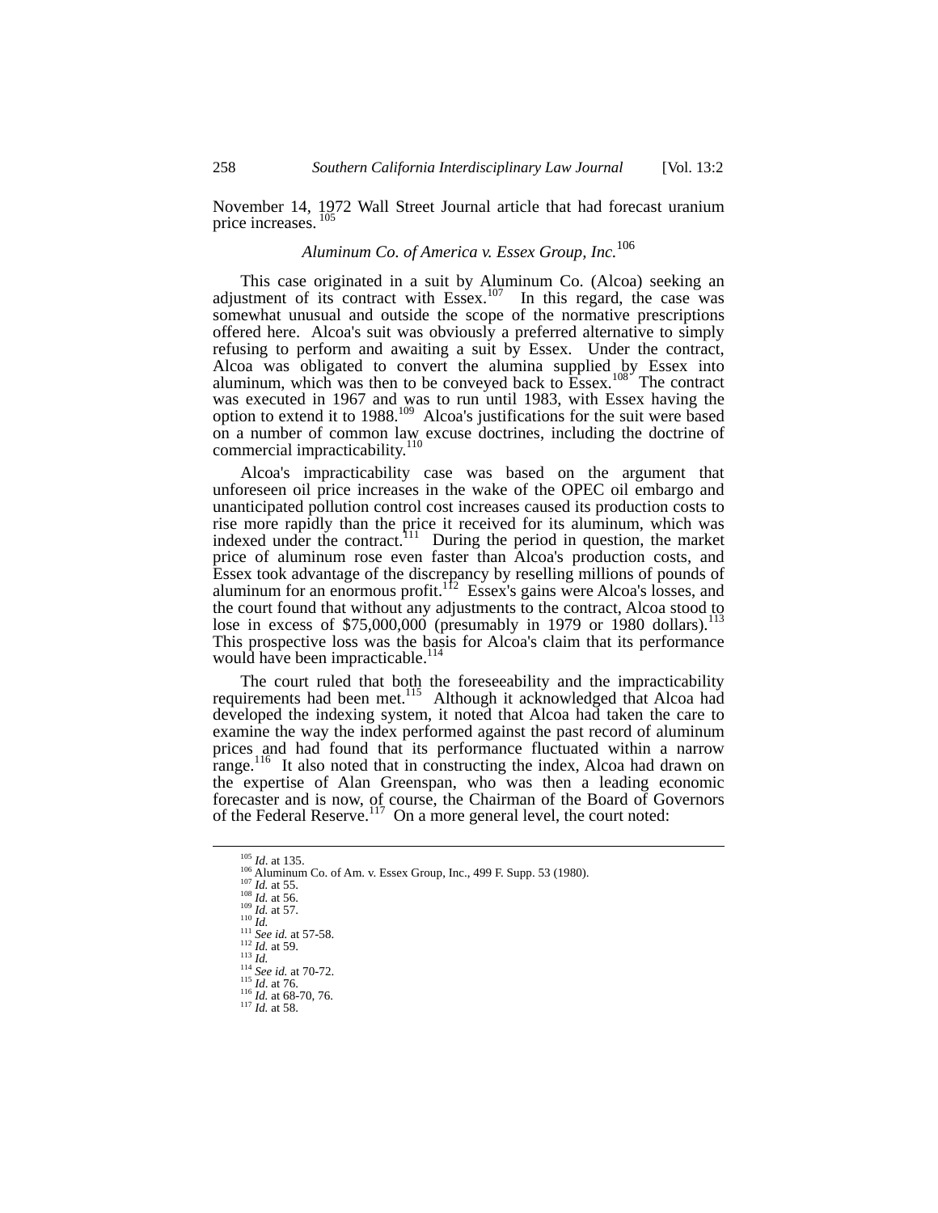November 14, 1972 Wall Street Journal article that had forecast uranium price increases. [105]

### *Aluminum Co. of America v. Essex Group, Inc.*[106]

This case originated in a suit by Aluminum Co. (Alcoa) seeking an adjustment of its contract with Essex.[107] In this regard, the case was somewhat unusual and outside the scope of the normative prescriptions offered here. Alcoa's suit was obviously a preferred alternative to simply refusing to perform and awaiting a suit by Essex. Under the contract, Alcoa was obligated to convert the alumina supplied by Essex into aluminum, which was then to be conveyed back to Essex.[108] The contract was executed in 1967 and was to run until 1983, with Essex having the option to extend it to 1988.[109] Alcoa's justifications for the suit were based on a number of common law excuse doctrines, including the doctrine of commercial impracticability.[110]

Alcoa's impracticability case was based on the argument that unforeseen oil price increases in the wake of the OPEC oil embargo and unanticipated pollution control cost increases caused its production costs to rise more rapidly than the price it received for its aluminum, which was indexed under the contract.[111] During the period in question, the market price of aluminum rose even faster than Alcoa's production costs, and Essex took advantage of the discrepancy by reselling millions of pounds of aluminum for an enormous profit.[112] Essex's gains were Alcoa's losses, and the court found that without any adjustments to the contract, Alcoa stood to lose in excess of $75,000,000 (presumably in 1979 or 1980 dollars).[113] This prospective loss was the basis for Alcoa's claim that its performance would have been impracticable.[114]

The court ruled that both the foreseeability and the impracticability requirements had been met.[115] Although it acknowledged that Alcoa had developed the indexing system, it noted that Alcoa had taken the care to examine the way the index performed against the past record of aluminum prices and had found that its performance fluctuated within a narrow range.[116] It also noted that in constructing the index, Alcoa had drawn on the expertise of Alan Greenspan, who was then a leading economic forecaster and is now, of course, the Chairman of the Board of Governors of the Federal Reserve.[117] On a more general level, the court noted:

---

[105] *Id*. at 135.
[106] Aluminum Co. of Am. v. Essex Group, Inc., 499 F. Supp. 53 (1980).
[107] *Id.* at 55.
[108] *Id.* at 56.
[109] *Id.* at 57.
[110] *Id.*
[111] *See id.* at 57-58.
[112] *Id.* at 59.
[113] *Id.*
[114] *See id.* at 70-72.
[115] *Id*. at 76.
[116] *Id.* at 68-70, 76.
[117] *Id.* at 58.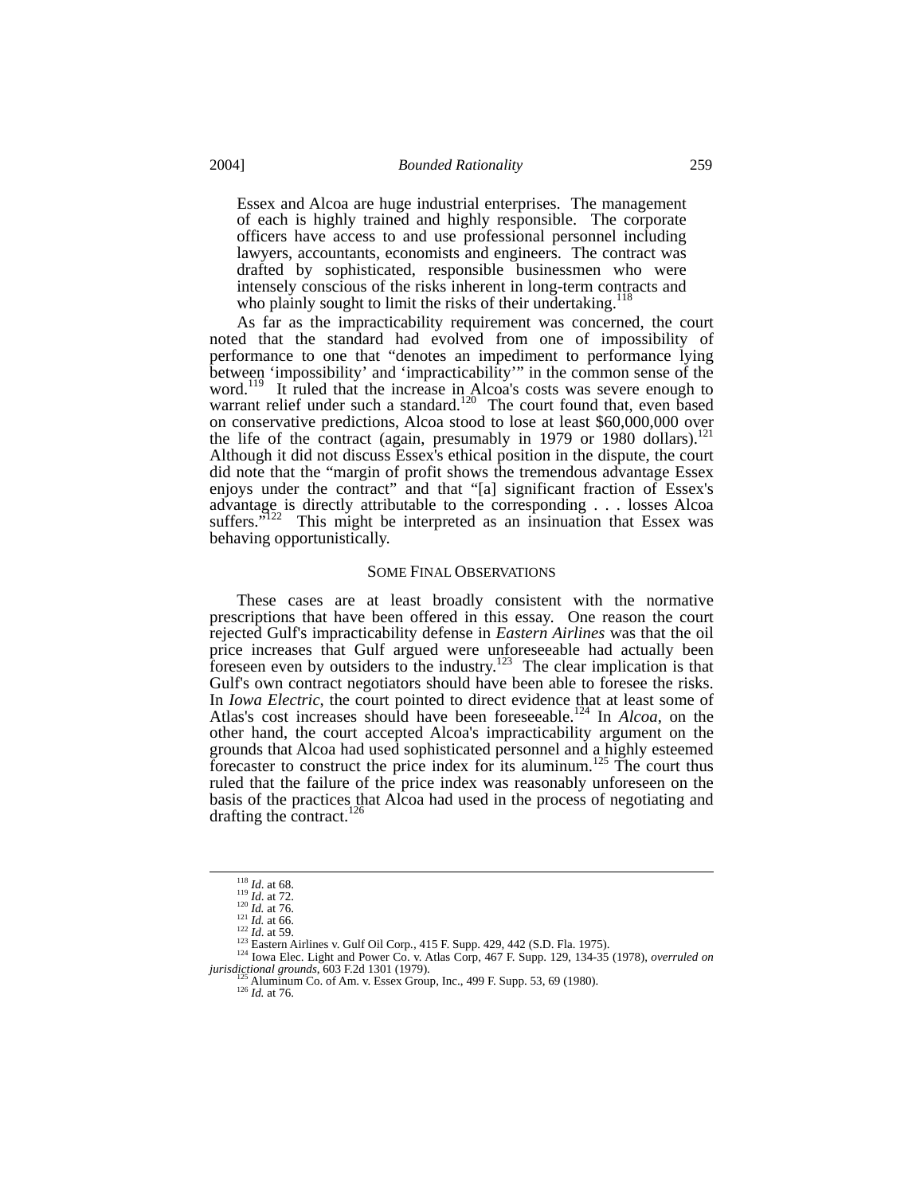> Essex and Alcoa are huge industrial enterprises. The management of each is highly trained and highly responsible. The corporate officers have access to and use professional personnel including lawyers, accountants, economists and engineers. The contract was drafted by sophisticated, responsible businessmen who were intensely conscious of the risks inherent in long-term contracts and who plainly sought to limit the risks of their undertaking.[118]

As far as the impracticability requirement was concerned, the court noted that the standard had evolved from one of impossibility of performance to one that "denotes an impediment to performance lying between 'impossibility' and 'impracticability'" in the common sense of the word.[119] It ruled that the increase in Alcoa's costs was severe enough to warrant relief under such a standard.[120] The court found that, even based on conservative predictions, Alcoa stood to lose at least $60,000,000 over the life of the contract (again, presumably in 1979 or 1980 dollars).[121] Although it did not discuss Essex's ethical position in the dispute, the court did note that the "margin of profit shows the tremendous advantage Essex enjoys under the contract" and that "[a] significant fraction of Essex's advantage is directly attributable to the corresponding . . . losses Alcoa suffers."[122] This might be interpreted as an insinuation that Essex was behaving opportunistically.

## SOME FINAL OBSERVATIONS

These cases are at least broadly consistent with the normative prescriptions that have been offered in this essay. One reason the court rejected Gulf's impracticability defense in *Eastern Airlines* was that the oil price increases that Gulf argued were unforeseeable had actually been foreseen even by outsiders to the industry.[123] The clear implication is that Gulf's own contract negotiators should have been able to foresee the risks. In *Iowa Electric*, the court pointed to direct evidence that at least some of Atlas's cost increases should have been foreseeable.[124] In *Alcoa*, on the other hand, the court accepted Alcoa's impracticability argument on the grounds that Alcoa had used sophisticated personnel and a highly esteemed forecaster to construct the price index for its aluminum.[125] The court thus ruled that the failure of the price index was reasonably unforeseen on the basis of the practices that Alcoa had used in the process of negotiating and drafting the contract.[126]

---

[118] *Id*. at 68.
[119] *Id*. at 72.
[120] *Id.* at 76.
[121] *Id.* at 66.
[122] *Id*. at 59.
[123] Eastern Airlines v. Gulf Oil Corp., 415 F. Supp. 429, 442 (S.D. Fla. 1975).
[124] Iowa Elec. Light and Power Co. v. Atlas Corp, 467 F. Supp. 129, 134-35 (1978), *overruled on jurisdictional grounds*, 603 F.2d 1301 (1979).
[125] Aluminum Co. of Am. v. Essex Group, Inc., 499 F. Supp. 53, 69 (1980).
[126] *Id.* at 76.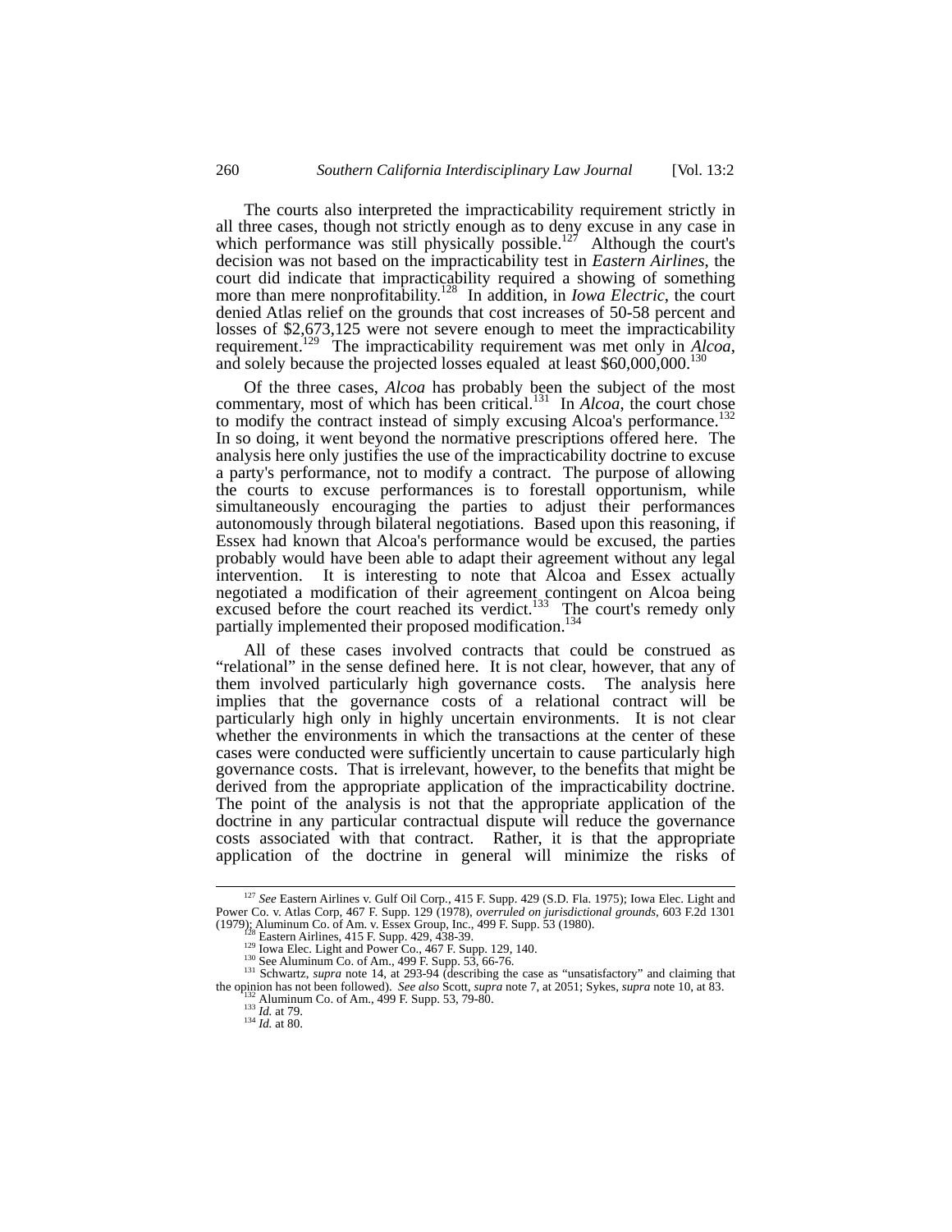The courts also interpreted the impracticability requirement strictly in all three cases, though not strictly enough as to deny excuse in any case in which performance was still physically possible.[127] Although the court's decision was not based on the impracticability test in *Eastern Airlines*, the court did indicate that impracticability required a showing of something more than mere nonprofitability.[128] In addition, in *Iowa Electric*, the court denied Atlas relief on the grounds that cost increases of 50-58 percent and losses of $2,673,125 were not severe enough to meet the impracticability requirement.[129] The impracticability requirement was met only in *Alcoa*, and solely because the projected losses equaled at least $60,000,000.[130]

Of the three cases, *Alcoa* has probably been the subject of the most commentary, most of which has been critical.[131] In *Alcoa*, the court chose to modify the contract instead of simply excusing Alcoa's performance.[132] In so doing, it went beyond the normative prescriptions offered here. The analysis here only justifies the use of the impracticability doctrine to excuse a party's performance, not to modify a contract. The purpose of allowing the courts to excuse performances is to forestall opportunism, while simultaneously encouraging the parties to adjust their performances autonomously through bilateral negotiations. Based upon this reasoning, if Essex had known that Alcoa's performance would be excused, the parties probably would have been able to adapt their agreement without any legal intervention. It is interesting to note that Alcoa and Essex actually negotiated a modification of their agreement contingent on Alcoa being excused before the court reached its verdict.[133] The court's remedy only partially implemented their proposed modification.[134]

All of these cases involved contracts that could be construed as "relational" in the sense defined here. It is not clear, however, that any of them involved particularly high governance costs. The analysis here implies that the governance costs of a relational contract will be particularly high only in highly uncertain environments. It is not clear whether the environments in which the transactions at the center of these cases were conducted were sufficiently uncertain to cause particularly high governance costs. That is irrelevant, however, to the benefits that might be derived from the appropriate application of the impracticability doctrine. The point of the analysis is not that the appropriate application of the doctrine in any particular contractual dispute will reduce the governance costs associated with that contract. Rather, it is that the appropriate application of the doctrine in general will minimize the risks of

---

[127] *See* Eastern Airlines v. Gulf Oil Corp., 415 F. Supp. 429 (S.D. Fla. 1975); Iowa Elec. Light and Power Co. v. Atlas Corp, 467 F. Supp. 129 (1978), *overruled on jurisdictional grounds*, 603 F.2d 1301 (1979); Aluminum Co. of Am. v. Essex Group, Inc., 499 F. Supp. 53 (1980).

[128] Eastern Airlines, 415 F. Supp. 429, 438-39.

[129] Iowa Elec. Light and Power Co., 467 F. Supp. 129, 140.

[130] See Aluminum Co. of Am., 499 F. Supp. 53, 66-76.

[131] Schwartz, *supra* note 14, at 293-94 (describing the case as "unsatisfactory" and claiming that the opinion has not been followed). *See also* Scott, *supra* note 7, at 2051; Sykes, *supra* note 10, at 83.

[132] Aluminum Co. of Am., 499 F. Supp. 53, 79-80.

[133] *Id.* at 79.

[134] *Id.* at 80.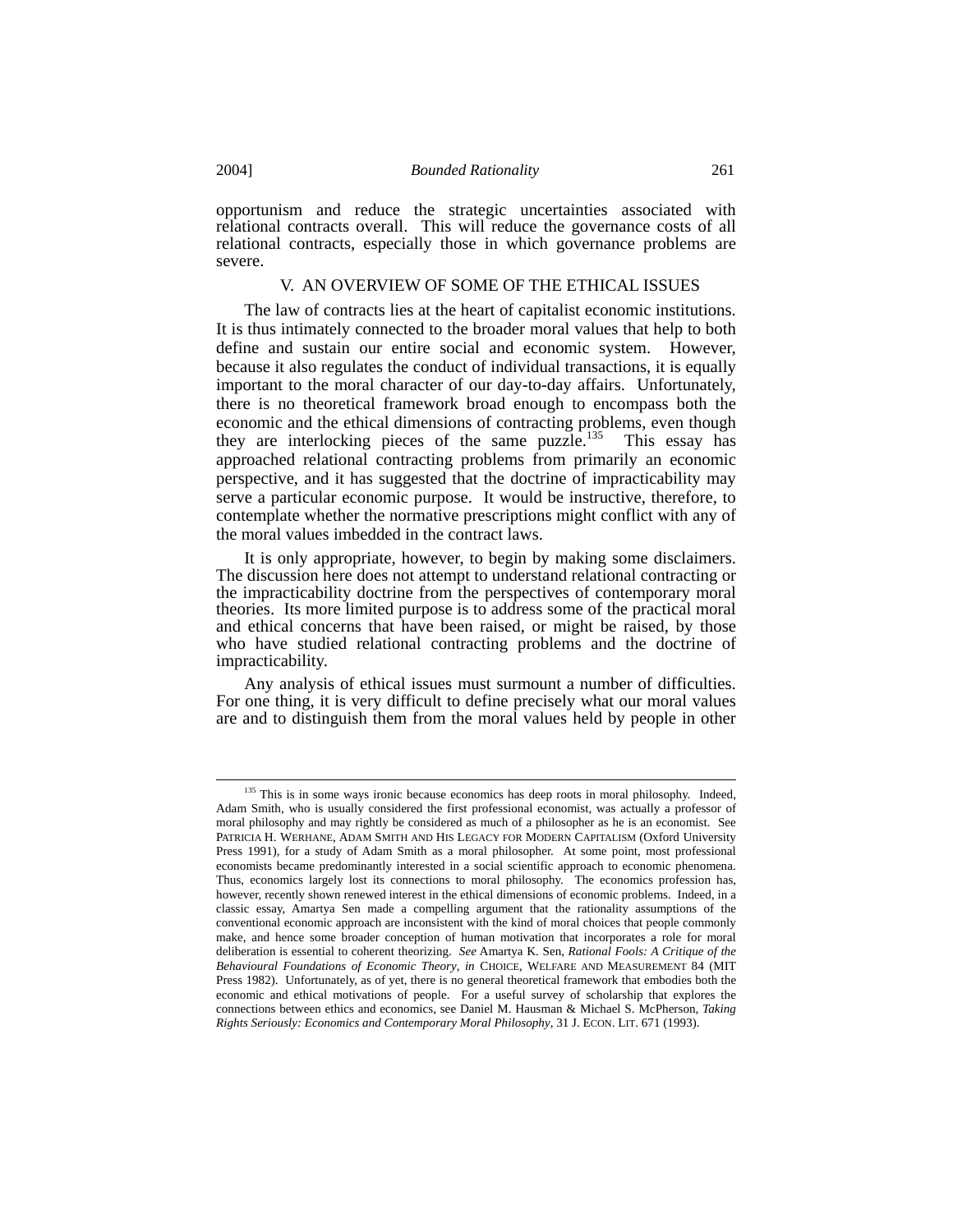opportunism and reduce the strategic uncertainties associated with relational contracts overall. This will reduce the governance costs of all relational contracts, especially those in which governance problems are severe.

## V. AN OVERVIEW OF SOME OF THE ETHICAL ISSUES

The law of contracts lies at the heart of capitalist economic institutions. It is thus intimately connected to the broader moral values that help to both define and sustain our entire social and economic system. However, because it also regulates the conduct of individual transactions, it is equally important to the moral character of our day-to-day affairs. Unfortunately, there is no theoretical framework broad enough to encompass both the economic and the ethical dimensions of contracting problems, even though they are interlocking pieces of the same puzzle.[135] This essay has approached relational contracting problems from primarily an economic perspective, and it has suggested that the doctrine of impracticability may serve a particular economic purpose. It would be instructive, therefore, to contemplate whether the normative prescriptions might conflict with any of the moral values imbedded in the contract laws.

It is only appropriate, however, to begin by making some disclaimers. The discussion here does not attempt to understand relational contracting or the impracticability doctrine from the perspectives of contemporary moral theories. Its more limited purpose is to address some of the practical moral and ethical concerns that have been raised, or might be raised, by those who have studied relational contracting problems and the doctrine of impracticability.

Any analysis of ethical issues must surmount a number of difficulties. For one thing, it is very difficult to define precisely what our moral values are and to distinguish them from the moral values held by people in other

---

[135] This is in some ways ironic because economics has deep roots in moral philosophy. Indeed, Adam Smith, who is usually considered the first professional economist, was actually a professor of moral philosophy and may rightly be considered as much of a philosopher as he is an economist. See PATRICIA H. WERHANE, ADAM SMITH AND HIS LEGACY FOR MODERN CAPITALISM (Oxford University Press 1991), for a study of Adam Smith as a moral philosopher. At some point, most professional economists became predominantly interested in a social scientific approach to economic phenomena. Thus, economics largely lost its connections to moral philosophy. The economics profession has, however, recently shown renewed interest in the ethical dimensions of economic problems. Indeed, in a classic essay, Amartya Sen made a compelling argument that the rationality assumptions of the conventional economic approach are inconsistent with the kind of moral choices that people commonly make, and hence some broader conception of human motivation that incorporates a role for moral deliberation is essential to coherent theorizing. *See* Amartya K. Sen, *Rational Fools: A Critique of the Behavioural Foundations of Economic Theory*, *in* CHOICE, WELFARE AND MEASUREMENT 84 (MIT Press 1982). Unfortunately, as of yet, there is no general theoretical framework that embodies both the economic and ethical motivations of people. For a useful survey of scholarship that explores the connections between ethics and economics, see Daniel M. Hausman & Michael S. McPherson, *Taking Rights Seriously: Economics and Contemporary Moral Philosophy*, 31 J. ECON. LIT. 671 (1993).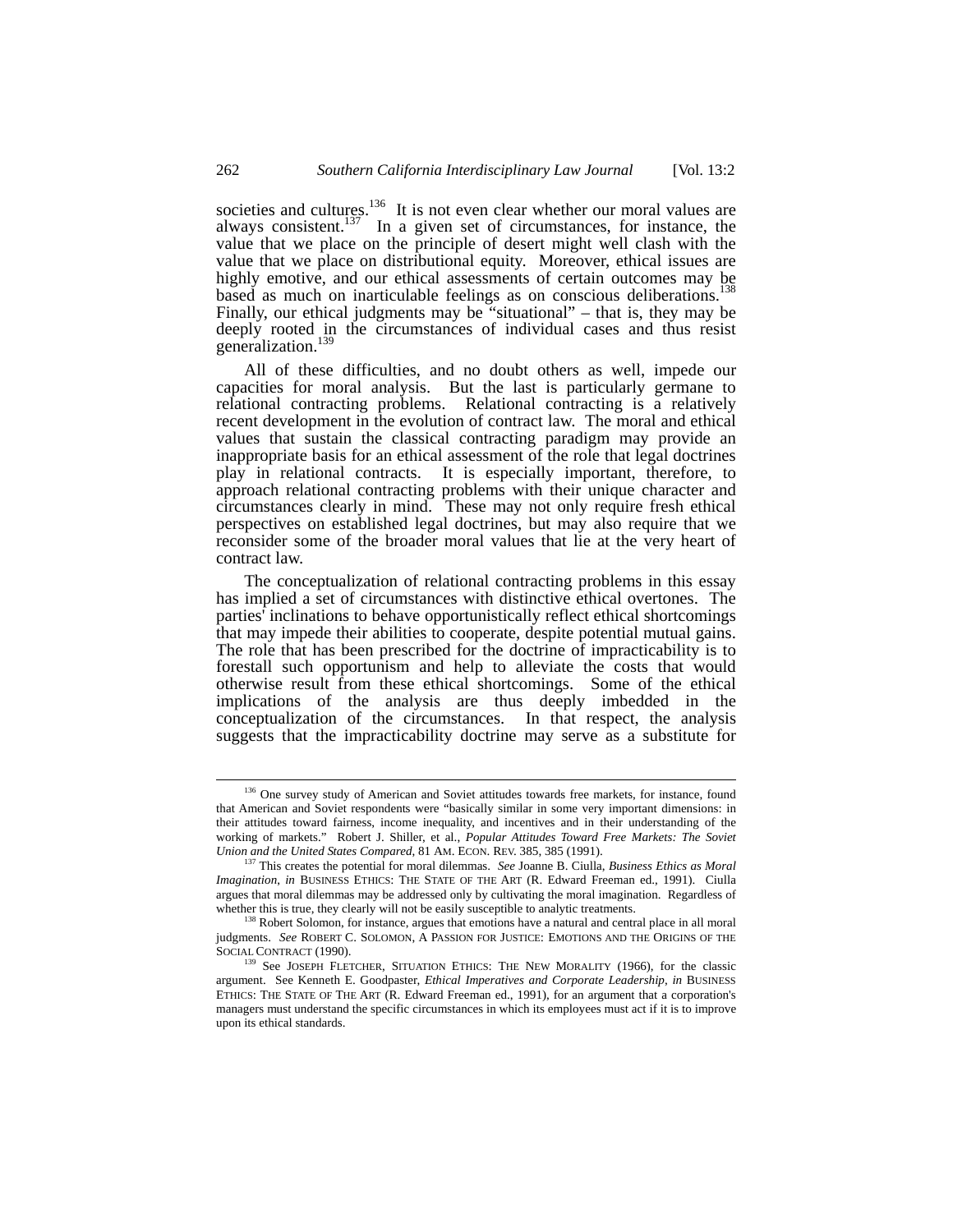societies and cultures.[136] It is not even clear whether our moral values are always consistent.[137] In a given set of circumstances, for instance, the value that we place on the principle of desert might well clash with the value that we place on distributional equity. Moreover, ethical issues are highly emotive, and our ethical assessments of certain outcomes may be based as much on inarticulable feelings as on conscious deliberations.[138] Finally, our ethical judgments may be "situational" – that is, they may be deeply rooted in the circumstances of individual cases and thus resist generalization.[139]

All of these difficulties, and no doubt others as well, impede our capacities for moral analysis. But the last is particularly germane to relational contracting problems. Relational contracting is a relatively recent development in the evolution of contract law. The moral and ethical values that sustain the classical contracting paradigm may provide an inappropriate basis for an ethical assessment of the role that legal doctrines play in relational contracts. It is especially important, therefore, to approach relational contracting problems with their unique character and circumstances clearly in mind. These may not only require fresh ethical perspectives on established legal doctrines, but may also require that we reconsider some of the broader moral values that lie at the very heart of contract law.

The conceptualization of relational contracting problems in this essay has implied a set of circumstances with distinctive ethical overtones. The parties' inclinations to behave opportunistically reflect ethical shortcomings that may impede their abilities to cooperate, despite potential mutual gains. The role that has been prescribed for the doctrine of impracticability is to forestall such opportunism and help to alleviate the costs that would otherwise result from these ethical shortcomings. Some of the ethical implications of the analysis are thus deeply imbedded in the conceptualization of the circumstances. In that respect, the analysis suggests that the impracticability doctrine may serve as a substitute for

---

[136] One survey study of American and Soviet attitudes towards free markets, for instance, found that American and Soviet respondents were "basically similar in some very important dimensions: in their attitudes toward fairness, income inequality, and incentives and in their understanding of the working of markets." Robert J. Shiller, et al., *Popular Attitudes Toward Free Markets: The Soviet Union and the United States Compared*, 81 AM. ECON. REV. 385, 385 (1991).

[137] This creates the potential for moral dilemmas. *See* Joanne B. Ciulla, *Business Ethics as Moral Imagination*, *in* BUSINESS ETHICS: THE STATE OF THE ART (R. Edward Freeman ed., 1991). Ciulla argues that moral dilemmas may be addressed only by cultivating the moral imagination. Regardless of whether this is true, they clearly will not be easily susceptible to analytic treatments.

[138] Robert Solomon, for instance, argues that emotions have a natural and central place in all moral judgments. *See* ROBERT C. SOLOMON, A PASSION FOR JUSTICE: EMOTIONS AND THE ORIGINS OF THE SOCIAL CONTRACT (1990).

[139] See JOSEPH FLETCHER, SITUATION ETHICS: THE NEW MORALITY (1966), for the classic argument. See Kenneth E. Goodpaster, *Ethical Imperatives and Corporate Leadership*, *in* BUSINESS ETHICS: THE STATE OF THE ART (R. Edward Freeman ed., 1991), for an argument that a corporation's managers must understand the specific circumstances in which its employees must act if it is to improve upon its ethical standards.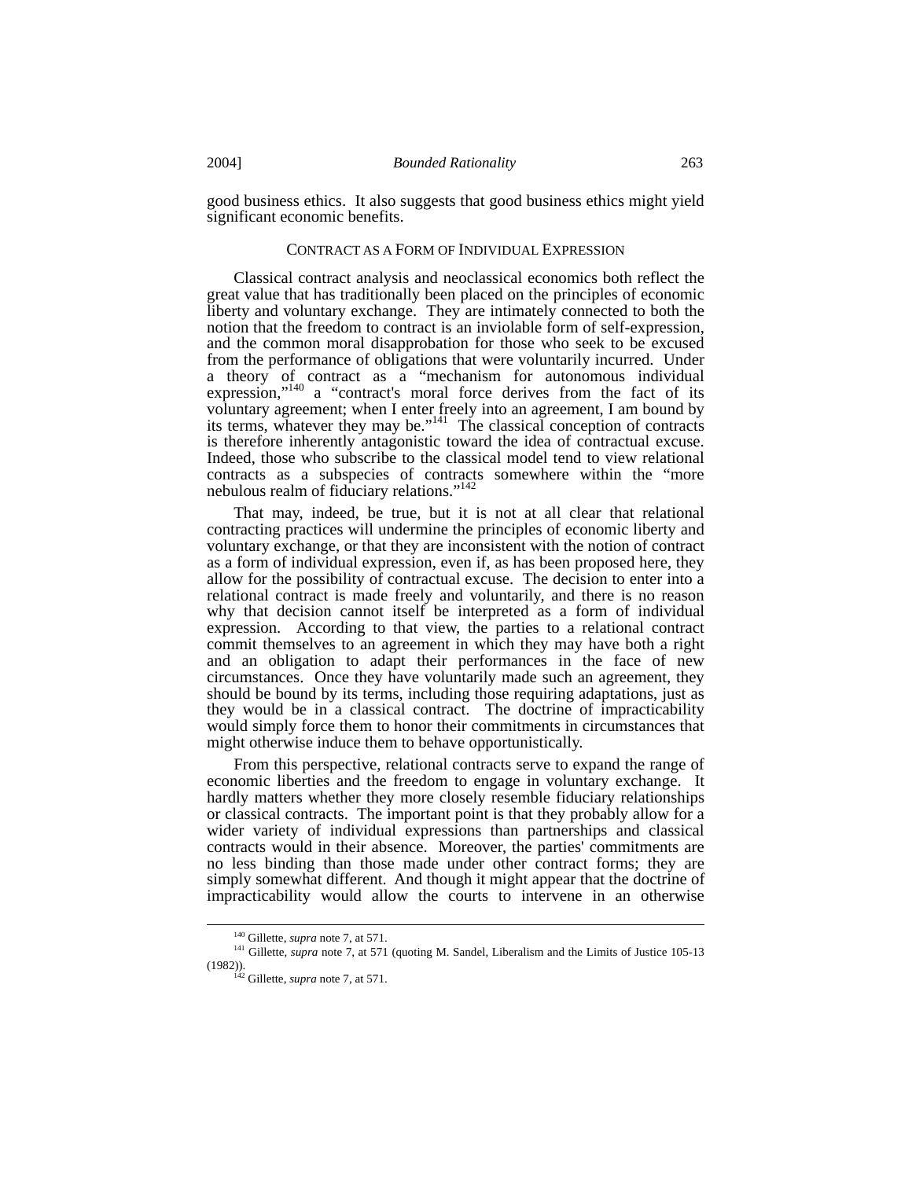good business ethics. It also suggests that good business ethics might yield significant economic benefits.

## CONTRACT AS A FORM OF INDIVIDUAL EXPRESSION

Classical contract analysis and neoclassical economics both reflect the great value that has traditionally been placed on the principles of economic liberty and voluntary exchange. They are intimately connected to both the notion that the freedom to contract is an inviolable form of self-expression, and the common moral disapprobation for those who seek to be excused from the performance of obligations that were voluntarily incurred. Under a theory of contract as a "mechanism for autonomous individual expression,"[140] a "contract's moral force derives from the fact of its voluntary agreement; when I enter freely into an agreement, I am bound by its terms, whatever they may be."[141] The classical conception of contracts is therefore inherently antagonistic toward the idea of contractual excuse. Indeed, those who subscribe to the classical model tend to view relational contracts as a subspecies of contracts somewhere within the "more nebulous realm of fiduciary relations."[142]

That may, indeed, be true, but it is not at all clear that relational contracting practices will undermine the principles of economic liberty and voluntary exchange, or that they are inconsistent with the notion of contract as a form of individual expression, even if, as has been proposed here, they allow for the possibility of contractual excuse. The decision to enter into a relational contract is made freely and voluntarily, and there is no reason why that decision cannot itself be interpreted as a form of individual expression. According to that view, the parties to a relational contract commit themselves to an agreement in which they may have both a right and an obligation to adapt their performances in the face of new circumstances. Once they have voluntarily made such an agreement, they should be bound by its terms, including those requiring adaptations, just as they would be in a classical contract. The doctrine of impracticability would simply force them to honor their commitments in circumstances that might otherwise induce them to behave opportunistically.

From this perspective, relational contracts serve to expand the range of economic liberties and the freedom to engage in voluntary exchange. It hardly matters whether they more closely resemble fiduciary relationships or classical contracts. The important point is that they probably allow for a wider variety of individual expressions than partnerships and classical contracts would in their absence. Moreover, the parties' commitments are no less binding than those made under other contract forms; they are simply somewhat different. And though it might appear that the doctrine of impracticability would allow the courts to intervene in an otherwise

---

[140] Gillette, *supra* note 7, at 571.

[141] Gillette, *supra* note 7, at 571 (quoting M. Sandel, Liberalism and the Limits of Justice 105-13 (1982)).

[142] Gillette, *supra* note 7, at 571.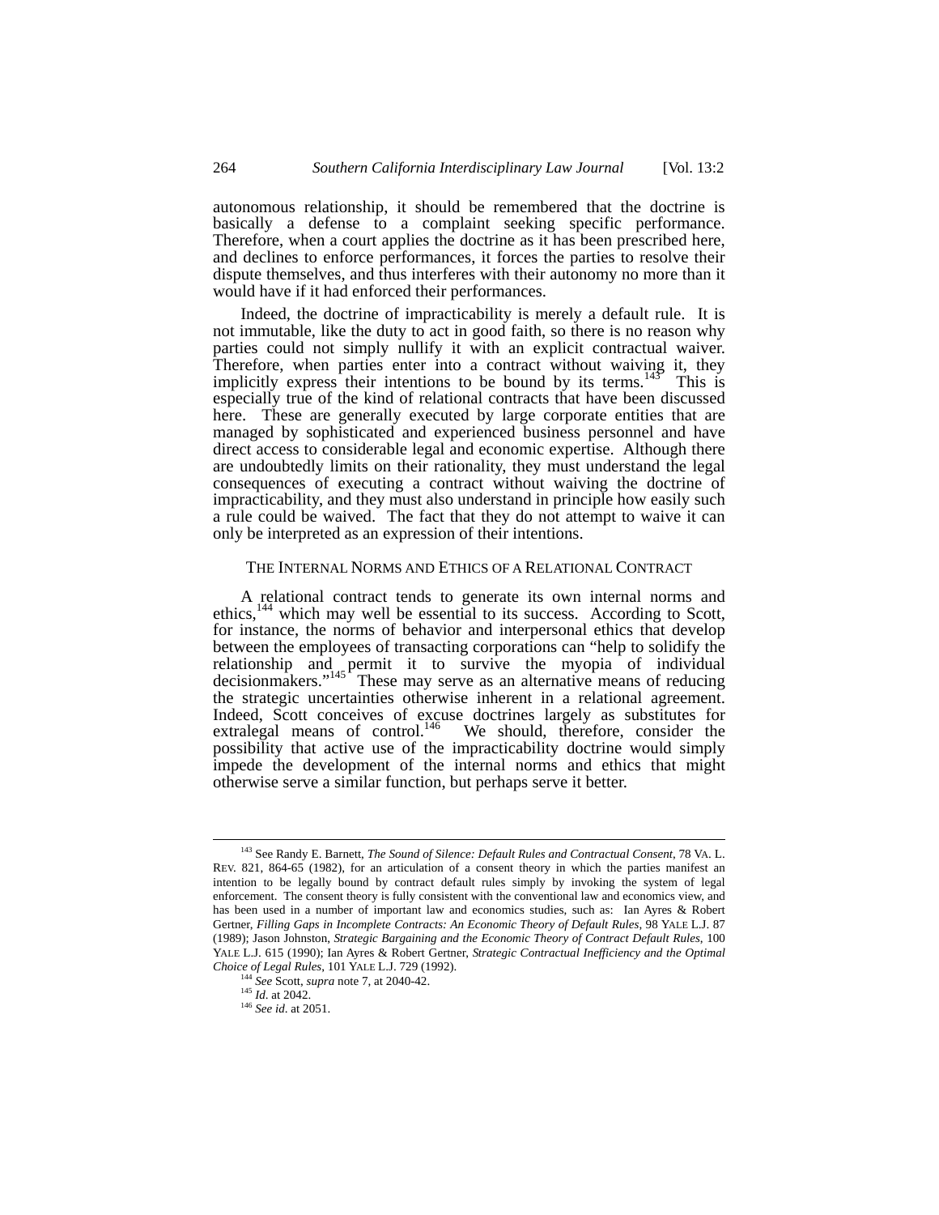autonomous relationship, it should be remembered that the doctrine is basically a defense to a complaint seeking specific performance. Therefore, when a court applies the doctrine as it has been prescribed here, and declines to enforce performances, it forces the parties to resolve their dispute themselves, and thus interferes with their autonomy no more than it would have if it had enforced their performances.

Indeed, the doctrine of impracticability is merely a default rule. It is not immutable, like the duty to act in good faith, so there is no reason why parties could not simply nullify it with an explicit contractual waiver. Therefore, when parties enter into a contract without waiving it, they implicitly express their intentions to be bound by its terms.[143] This is especially true of the kind of relational contracts that have been discussed here. These are generally executed by large corporate entities that are managed by sophisticated and experienced business personnel and have direct access to considerable legal and economic expertise. Although there are undoubtedly limits on their rationality, they must understand the legal consequences of executing a contract without waiving the doctrine of impracticability, and they must also understand in principle how easily such a rule could be waived. The fact that they do not attempt to waive it can only be interpreted as an expression of their intentions.

## THE INTERNAL NORMS AND ETHICS OF A RELATIONAL CONTRACT

A relational contract tends to generate its own internal norms and ethics,[144] which may well be essential to its success. According to Scott, for instance, the norms of behavior and interpersonal ethics that develop between the employees of transacting corporations can "help to solidify the relationship and permit it to survive the myopia of individual decisionmakers."[145] These may serve as an alternative means of reducing the strategic uncertainties otherwise inherent in a relational agreement. Indeed, Scott conceives of excuse doctrines largely as substitutes for extralegal means of control.[146] We should, therefore, consider the possibility that active use of the impracticability doctrine would simply impede the development of the internal norms and ethics that might otherwise serve a similar function, but perhaps serve it better.

---

[143] See Randy E. Barnett, *The Sound of Silence: Default Rules and Contractual Consent*, 78 VA. L. REV. 821, 864-65 (1982), for an articulation of a consent theory in which the parties manifest an intention to be legally bound by contract default rules simply by invoking the system of legal enforcement. The consent theory is fully consistent with the conventional law and economics view, and has been used in a number of important law and economics studies, such as: Ian Ayres & Robert Gertner, *Filling Gaps in Incomplete Contracts: An Economic Theory of Default Rules*, 98 YALE L.J. 87 (1989); Jason Johnston, *Strategic Bargaining and the Economic Theory of Contract Default Rules*, 100 YALE L.J. 615 (1990); Ian Ayres & Robert Gertner, *Strategic Contractual Inefficiency and the Optimal Choice of Legal Rules*, 101 YALE L.J. 729 (1992).

[144] *See* Scott, *supra* note 7, at 2040-42.

[145] *Id.* at 2042.

[146] *See id.* at 2051.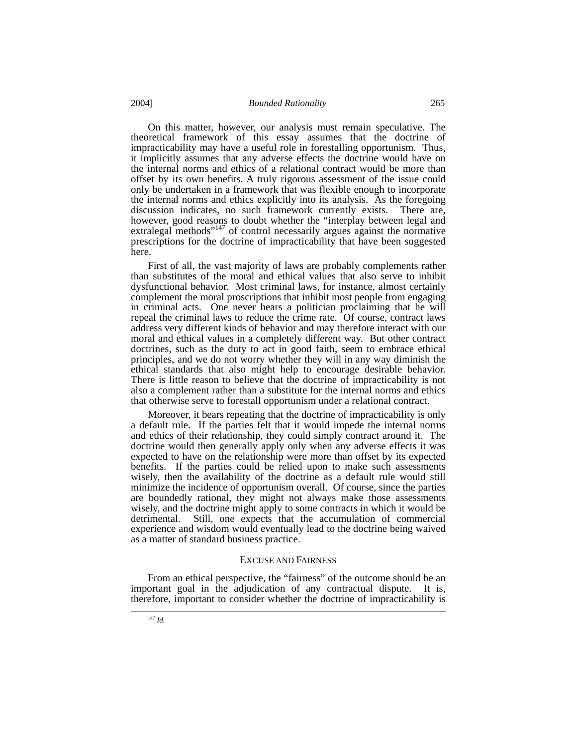On this matter, however, our analysis must remain speculative. The theoretical framework of this essay assumes that the doctrine of impracticability may have a useful role in forestalling opportunism. Thus, it implicitly assumes that any adverse effects the doctrine would have on the internal norms and ethics of a relational contract would be more than offset by its own benefits. A truly rigorous assessment of the issue could only be undertaken in a framework that was flexible enough to incorporate the internal norms and ethics explicitly into its analysis. As the foregoing discussion indicates, no such framework currently exists. There are, however, good reasons to doubt whether the "interplay between legal and extralegal methods"[147] of control necessarily argues against the normative prescriptions for the doctrine of impracticability that have been suggested here.

First of all, the vast majority of laws are probably complements rather than substitutes of the moral and ethical values that also serve to inhibit dysfunctional behavior. Most criminal laws, for instance, almost certainly complement the moral proscriptions that inhibit most people from engaging in criminal acts. One never hears a politician proclaiming that he will repeal the criminal laws to reduce the crime rate. Of course, contract laws address very different kinds of behavior and may therefore interact with our moral and ethical values in a completely different way. But other contract doctrines, such as the duty to act in good faith, seem to embrace ethical principles, and we do not worry whether they will in any way diminish the ethical standards that also might help to encourage desirable behavior. There is little reason to believe that the doctrine of impracticability is not also a complement rather than a substitute for the internal norms and ethics that otherwise serve to forestall opportunism under a relational contract.

Moreover, it bears repeating that the doctrine of impracticability is only a default rule. If the parties felt that it would impede the internal norms and ethics of their relationship, they could simply contract around it. The doctrine would then generally apply only when any adverse effects it was expected to have on the relationship were more than offset by its expected benefits. If the parties could be relied upon to make such assessments wisely, then the availability of the doctrine as a default rule would still minimize the incidence of opportunism overall. Of course, since the parties are boundedly rational, they might not always make those assessments wisely, and the doctrine might apply to some contracts in which it would be detrimental. Still, one expects that the accumulation of commercial experience and wisdom would eventually lead to the doctrine being waived as a matter of standard business practice.

## EXCUSE AND FAIRNESS

From an ethical perspective, the "fairness" of the outcome should be an important goal in the adjudication of any contractual dispute. It is, therefore, important to consider whether the doctrine of impracticability is

---

[147] *Id.*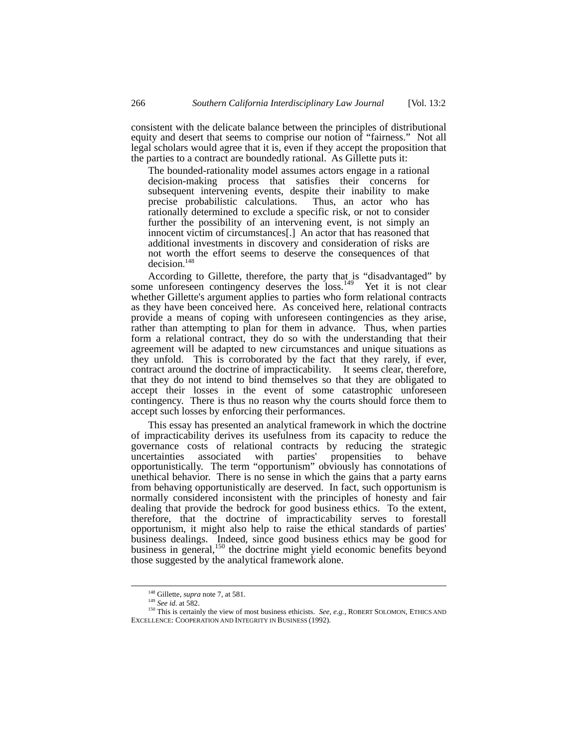consistent with the delicate balance between the principles of distributional equity and desert that seems to comprise our notion of "fairness." Not all legal scholars would agree that it is, even if they accept the proposition that the parties to a contract are boundedly rational. As Gillette puts it:

> The bounded-rationality model assumes actors engage in a rational decision-making process that satisfies their concerns for subsequent intervening events, despite their inability to make precise probabilistic calculations. Thus, an actor who has rationally determined to exclude a specific risk, or not to consider further the possibility of an intervening event, is not simply an innocent victim of circumstances[.] An actor that has reasoned that additional investments in discovery and consideration of risks are not worth the effort seems to deserve the consequences of that decision.[148]

According to Gillette, therefore, the party that is "disadvantaged" by some unforeseen contingency deserves the loss.[149] Yet it is not clear whether Gillette's argument applies to parties who form relational contracts as they have been conceived here. As conceived here, relational contracts provide a means of coping with unforeseen contingencies as they arise, rather than attempting to plan for them in advance. Thus, when parties form a relational contract, they do so with the understanding that their agreement will be adapted to new circumstances and unique situations as they unfold. This is corroborated by the fact that they rarely, if ever, contract around the doctrine of impracticability. It seems clear, therefore, that they do not intend to bind themselves so that they are obligated to accept their losses in the event of some catastrophic unforeseen contingency. There is thus no reason why the courts should force them to accept such losses by enforcing their performances.

This essay has presented an analytical framework in which the doctrine of impracticability derives its usefulness from its capacity to reduce the governance costs of relational contracts by reducing the strategic uncertainties associated with parties' propensities to behave opportunistically. The term "opportunism" obviously has connotations of unethical behavior. There is no sense in which the gains that a party earns from behaving opportunistically are deserved. In fact, such opportunism is normally considered inconsistent with the principles of honesty and fair dealing that provide the bedrock for good business ethics. To the extent, therefore, that the doctrine of impracticability serves to forestall opportunism, it might also help to raise the ethical standards of parties' business dealings. Indeed, since good business ethics may be good for business in general,[150] the doctrine might yield economic benefits beyond those suggested by the analytical framework alone.

---

[148] Gillette, *supra* note 7, at 581.

[149] *See id.* at 582.

[150] This is certainly the view of most business ethicists. *See, e.g.*, ROBERT SOLOMON, ETHICS AND EXCELLENCE: COOPERATION AND INTEGRITY IN BUSINESS (1992).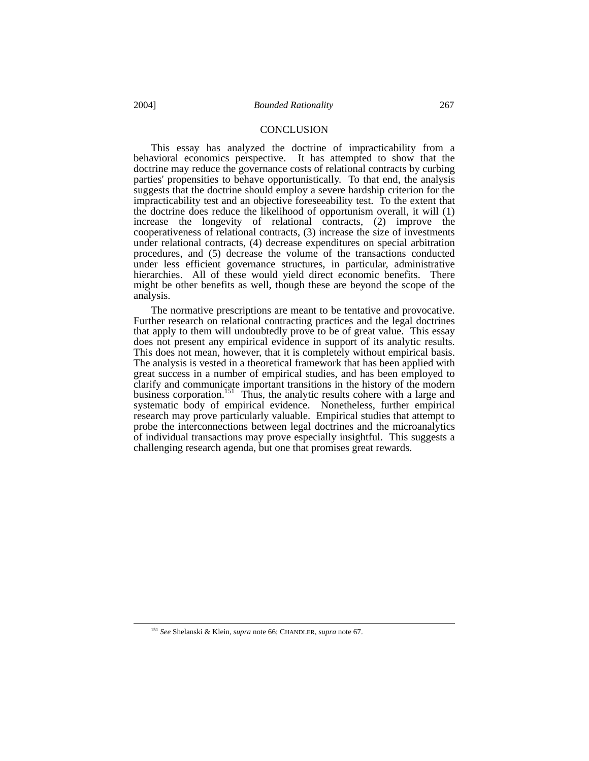## CONCLUSION

This essay has analyzed the doctrine of impracticability from a behavioral economics perspective. It has attempted to show that the doctrine may reduce the governance costs of relational contracts by curbing parties' propensities to behave opportunistically. To that end, the analysis suggests that the doctrine should employ a severe hardship criterion for the impracticability test and an objective foreseeability test. To the extent that the doctrine does reduce the likelihood of opportunism overall, it will (1) increase the longevity of relational contracts, (2) improve the cooperativeness of relational contracts, (3) increase the size of investments under relational contracts, (4) decrease expenditures on special arbitration procedures, and (5) decrease the volume of the transactions conducted under less efficient governance structures, in particular, administrative hierarchies. All of these would yield direct economic benefits. There might be other benefits as well, though these are beyond the scope of the analysis.

The normative prescriptions are meant to be tentative and provocative. Further research on relational contracting practices and the legal doctrines that apply to them will undoubtedly prove to be of great value. This essay does not present any empirical evidence in support of its analytic results. This does not mean, however, that it is completely without empirical basis. The analysis is vested in a theoretical framework that has been applied with great success in a number of empirical studies, and has been employed to clarify and communicate important transitions in the history of the modern business corporation.[151] Thus, the analytic results cohere with a large and systematic body of empirical evidence. Nonetheless, further empirical research may prove particularly valuable. Empirical studies that attempt to probe the interconnections between legal doctrines and the microanalytics of individual transactions may prove especially insightful. This suggests a challenging research agenda, but one that promises great rewards.

---

[151] *See* Shelanski & Klein, *supra* note 66; CHANDLER, *supra* note 67.